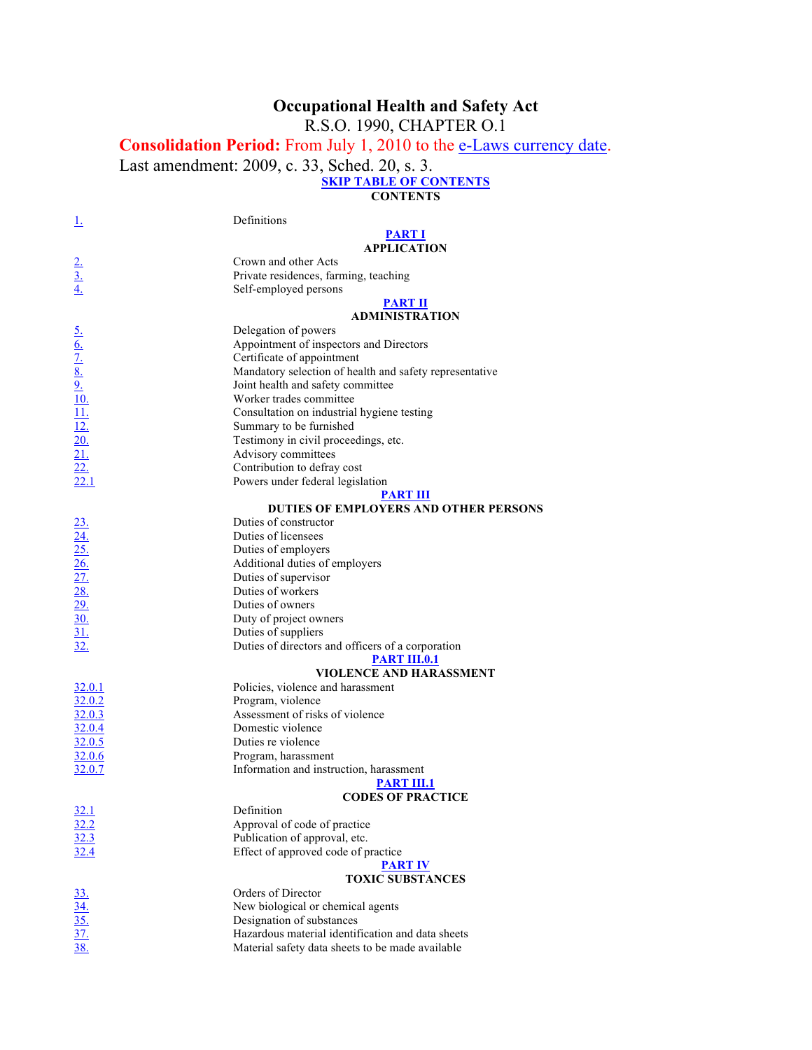# Occupational Health and Safety Act

R.S.O. 1990, CHAPTER O.1

**Consolidation Period:** From July 1, 2010 to the e-Laws currency date.

Last amendment: 2009, c. 33, Sched. 20, s. 3.

SKIP TABLE OF CONTENTS

**CONTENTS**

| | |
|---|---|
| 1. | Definitions |
| | **PART I** |
| | **APPLICATION** |
| 2. | Crown and other Acts |
| 3. | Private residences, farming, teaching |
| 4. | Self-employed persons |
| | **PART II** |
| | **ADMINISTRATION** |
| 5. | Delegation of powers |
| 6. | Appointment of inspectors and Directors |
| 7. | Certificate of appointment |
| 8. | Mandatory selection of health and safety representative |
| 9. | Joint health and safety committee |
| 10. | Worker trades committee |
| 11. | Consultation on industrial hygiene testing |
| 12. | Summary to be furnished |
| 20. | Testimony in civil proceedings, etc. |
| 21. | Advisory committees |
| 22. | Contribution to defray cost |
| 22.1 | Powers under federal legislation |
| | **PART III** |
| | **DUTIES OF EMPLOYERS AND OTHER PERSONS** |
| 23. | Duties of constructor |
| 24. | Duties of licensees |
| 25. | Duties of employers |
| 26. | Additional duties of employers |
| 27. | Duties of supervisor |
| 28. | Duties of workers |
| 29. | Duties of owners |
| 30. | Duty of project owners |
| 31. | Duties of suppliers |
| 32. | Duties of directors and officers of a corporation |
| | **PART III.0.1** |
| | **VIOLENCE AND HARASSMENT** |
| 32.0.1 | Policies, violence and harassment |
| 32.0.2 | Program, violence |
| 32.0.3 | Assessment of risks of violence |
| 32.0.4 | Domestic violence |
| 32.0.5 | Duties re violence |
| 32.0.6 | Program, harassment |
| 32.0.7 | Information and instruction, harassment |
| | **PART III.1** |
| | **CODES OF PRACTICE** |
| 32.1 | Definition |
| 32.2 | Approval of code of practice |
| 32.3 | Publication of approval, etc. |
| 32.4 | Effect of approved code of practice |
| | **PART IV** |
| | **TOXIC SUBSTANCES** |
| 33. | Orders of Director |
| 34. | New biological or chemical agents |
| 35. | Designation of substances |
| 37. | Hazardous material identification and data sheets |
| 38. | Material safety data sheets to be made available |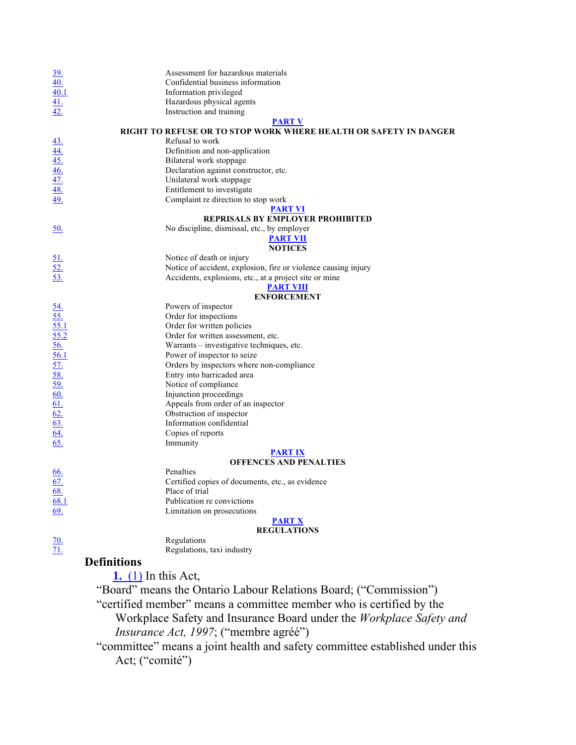| | |
|---|---|
| 39. | Assessment for hazardous materials |
| 40. | Confidential business information |
| 40.1 | Information privileged |
| 41. | Hazardous physical agents |
| 42. | Instruction and training |

**PART V**
**RIGHT TO REFUSE OR TO STOP WORK WHERE HEALTH OR SAFETY IN DANGER**

| | |
|---|---|
| 43. | Refusal to work |
| 44. | Definition and non-application |
| 45. | Bilateral work stoppage |
| 46. | Declaration against constructor, etc. |
| 47. | Unilateral work stoppage |
| 48. | Entitlement to investigate |
| 49. | Complaint re direction to stop work |

**PART VI**
**REPRISALS BY EMPLOYER PROHIBITED**

| | |
|---|---|
| 50. | No discipline, dismissal, etc., by employer |

**PART VII**
**NOTICES**

| | |
|---|---|
| 51. | Notice of death or injury |
| 52. | Notice of accident, explosion, fire or violence causing injury |
| 53. | Accidents, explosions, etc., at a project site or mine |

**PART VIII**
**ENFORCEMENT**

| | |
|---|---|
| 54. | Powers of inspector |
| 55. | Order for inspections |
| 55.1 | Order for written policies |
| 55.2 | Order for written assessment, etc. |
| 56. | Warrants – investigative techniques, etc. |
| 56.1 | Power of inspector to seize |
| 57. | Orders by inspectors where non-compliance |
| 58. | Entry into barricaded area |
| 59. | Notice of compliance |
| 60. | Injunction proceedings |
| 61. | Appeals from order of an inspector |
| 62. | Obstruction of inspector |
| 63. | Information confidential |
| 64. | Copies of reports |
| 65. | Immunity |

**PART IX**
**OFFENCES AND PENALTIES**

| | |
|---|---|
| 66. | Penalties |
| 67. | Certified copies of documents, etc., as evidence |
| 68. | Place of trial |
| 68.1 | Publication re convictions |
| 69. | Limitation on prosecutions |

**PART X**
**REGULATIONS**

| | |
|---|---|
| 70. | Regulations |
| 71. | Regulations, taxi industry |

### Definitions

**1.** (1) In this Act,

"Board" means the Ontario Labour Relations Board; ("Commission")

"certified member" means a committee member who is certified by the Workplace Safety and Insurance Board under the *Workplace Safety and Insurance Act, 1997*; ("membre agréé")

"committee" means a joint health and safety committee established under this Act; ("comité")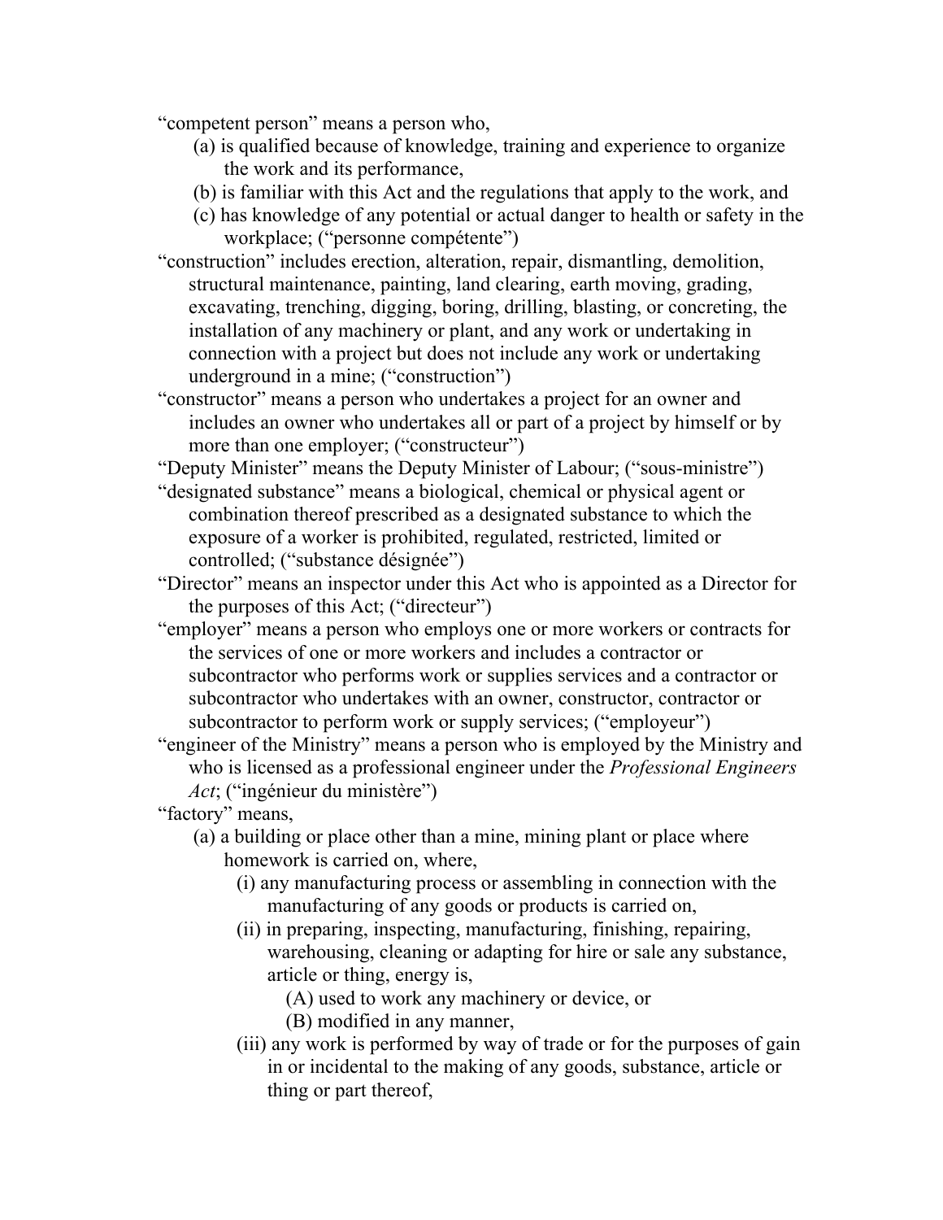"competent person" means a person who,

(a) is qualified because of knowledge, training and experience to organize the work and its performance,

(b) is familiar with this Act and the regulations that apply to the work, and

(c) has knowledge of any potential or actual danger to health or safety in the workplace; ("personne compétente")

"construction" includes erection, alteration, repair, dismantling, demolition, structural maintenance, painting, land clearing, earth moving, grading, excavating, trenching, digging, boring, drilling, blasting, or concreting, the installation of any machinery or plant, and any work or undertaking in connection with a project but does not include any work or undertaking underground in a mine; ("construction")

"constructor" means a person who undertakes a project for an owner and includes an owner who undertakes all or part of a project by himself or by more than one employer; ("constructeur")

"Deputy Minister" means the Deputy Minister of Labour; ("sous-ministre")

"designated substance" means a biological, chemical or physical agent or combination thereof prescribed as a designated substance to which the exposure of a worker is prohibited, regulated, restricted, limited or controlled; ("substance désignée")

"Director" means an inspector under this Act who is appointed as a Director for the purposes of this Act; ("directeur")

"employer" means a person who employs one or more workers or contracts for the services of one or more workers and includes a contractor or subcontractor who performs work or supplies services and a contractor or subcontractor who undertakes with an owner, constructor, contractor or subcontractor to perform work or supply services; ("employeur")

"engineer of the Ministry" means a person who is employed by the Ministry and who is licensed as a professional engineer under the *Professional Engineers Act*; ("ingénieur du ministère")

"factory" means,

(a) a building or place other than a mine, mining plant or place where homework is carried on, where,

(i) any manufacturing process or assembling in connection with the manufacturing of any goods or products is carried on,

(ii) in preparing, inspecting, manufacturing, finishing, repairing, warehousing, cleaning or adapting for hire or sale any substance, article or thing, energy is,

(A) used to work any machinery or device, or

(B) modified in any manner,

(iii) any work is performed by way of trade or for the purposes of gain in or incidental to the making of any goods, substance, article or thing or part thereof,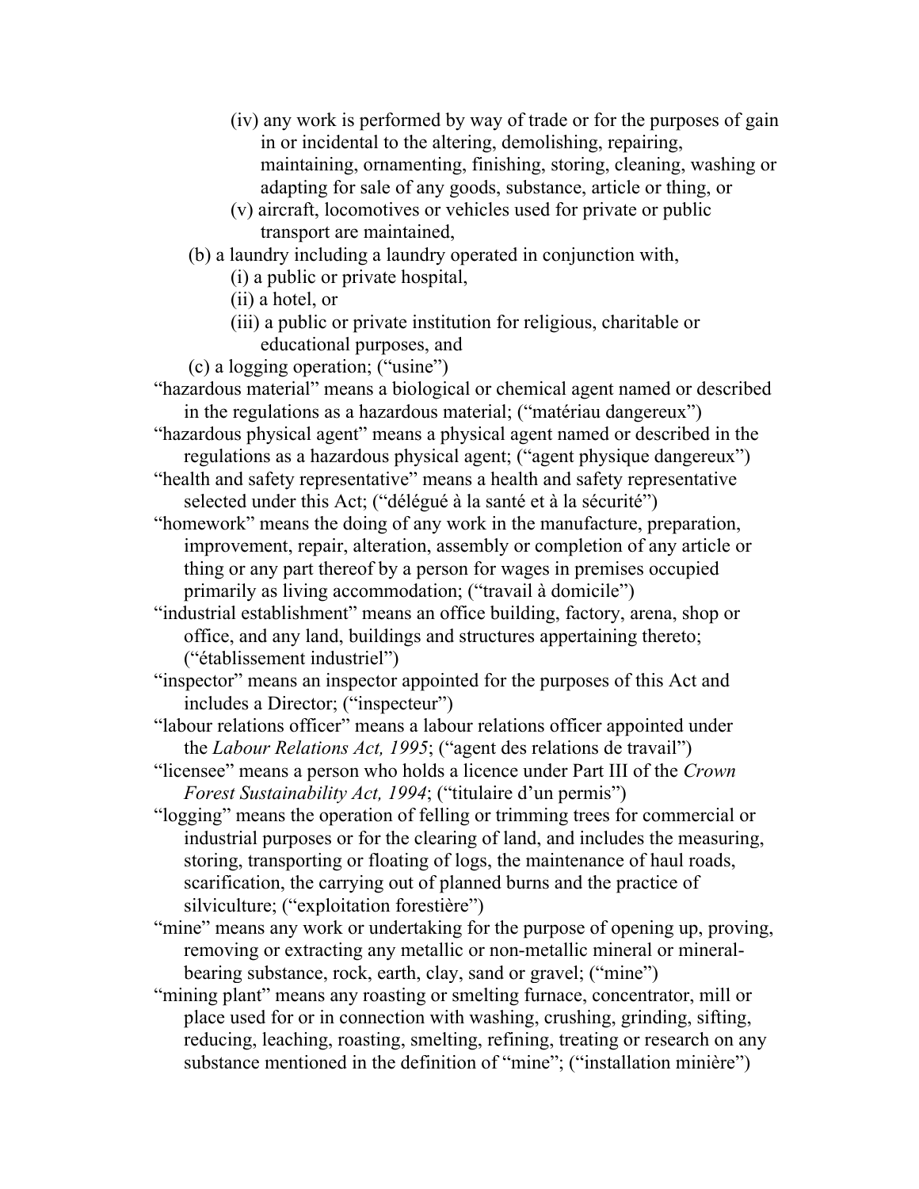(iv) any work is performed by way of trade or for the purposes of gain in or incidental to the altering, demolishing, repairing, maintaining, ornamenting, finishing, storing, cleaning, washing or adapting for sale of any goods, substance, article or thing, or

(v) aircraft, locomotives or vehicles used for private or public transport are maintained,

(b) a laundry including a laundry operated in conjunction with,

(i) a public or private hospital,

(ii) a hotel, or

(iii) a public or private institution for religious, charitable or educational purposes, and

(c) a logging operation; (“usine”)

“hazardous material” means a biological or chemical agent named or described in the regulations as a hazardous material; (“matériau dangereux”)

“hazardous physical agent” means a physical agent named or described in the regulations as a hazardous physical agent; (“agent physique dangereux”)

“health and safety representative” means a health and safety representative selected under this Act; (“délégué à la santé et à la sécurité”)

“homework” means the doing of any work in the manufacture, preparation, improvement, repair, alteration, assembly or completion of any article or thing or any part thereof by a person for wages in premises occupied primarily as living accommodation; (“travail à domicile”)

“industrial establishment” means an office building, factory, arena, shop or office, and any land, buildings and structures appertaining thereto; (“établissement industriel”)

“inspector” means an inspector appointed for the purposes of this Act and includes a Director; (“inspecteur”)

“labour relations officer” means a labour relations officer appointed under the *Labour Relations Act, 1995*; (“agent des relations de travail”)

“licensee” means a person who holds a licence under Part III of the *Crown Forest Sustainability Act, 1994*; (“titulaire d’un permis”)

“logging” means the operation of felling or trimming trees for commercial or industrial purposes or for the clearing of land, and includes the measuring, storing, transporting or floating of logs, the maintenance of haul roads, scarification, the carrying out of planned burns and the practice of silviculture; (“exploitation forestière”)

“mine” means any work or undertaking for the purpose of opening up, proving, removing or extracting any metallic or non-metallic mineral or mineral-bearing substance, rock, earth, clay, sand or gravel; (“mine”)

“mining plant” means any roasting or smelting furnace, concentrator, mill or place used for or in connection with washing, crushing, grinding, sifting, reducing, leaching, roasting, smelting, refining, treating or research on any substance mentioned in the definition of “mine”; (“installation minière”)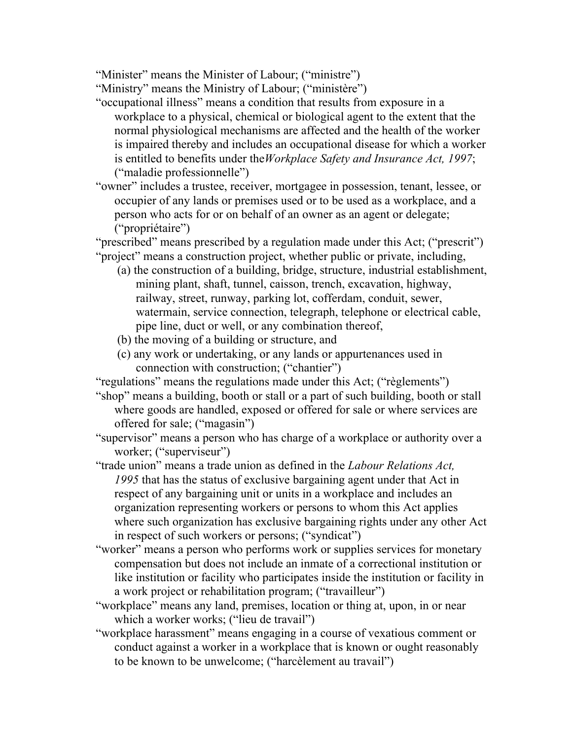"Minister" means the Minister of Labour; ("ministre")

"Ministry" means the Ministry of Labour; ("ministère")

"occupational illness" means a condition that results from exposure in a workplace to a physical, chemical or biological agent to the extent that the normal physiological mechanisms are affected and the health of the worker is impaired thereby and includes an occupational disease for which a worker is entitled to benefits under the*Workplace Safety and Insurance Act, 1997*; ("maladie professionnelle")

"owner" includes a trustee, receiver, mortgagee in possession, tenant, lessee, or occupier of any lands or premises used or to be used as a workplace, and a person who acts for or on behalf of an owner as an agent or delegate; ("propriétaire")

"prescribed" means prescribed by a regulation made under this Act; ("prescrit")

"project" means a construction project, whether public or private, including,

- (a) the construction of a building, bridge, structure, industrial establishment, mining plant, shaft, tunnel, caisson, trench, excavation, highway, railway, street, runway, parking lot, cofferdam, conduit, sewer, watermain, service connection, telegraph, telephone or electrical cable, pipe line, duct or well, or any combination thereof,
- (b) the moving of a building or structure, and
- (c) any work or undertaking, or any lands or appurtenances used in connection with construction; ("chantier")

"regulations" means the regulations made under this Act; ("règlements")

"shop" means a building, booth or stall or a part of such building, booth or stall where goods are handled, exposed or offered for sale or where services are offered for sale; ("magasin")

"supervisor" means a person who has charge of a workplace or authority over a worker; ("superviseur")

"trade union" means a trade union as defined in the *Labour Relations Act, 1995* that has the status of exclusive bargaining agent under that Act in respect of any bargaining unit or units in a workplace and includes an organization representing workers or persons to whom this Act applies where such organization has exclusive bargaining rights under any other Act in respect of such workers or persons; ("syndicat")

"worker" means a person who performs work or supplies services for monetary compensation but does not include an inmate of a correctional institution or like institution or facility who participates inside the institution or facility in a work project or rehabilitation program; ("travailleur")

"workplace" means any land, premises, location or thing at, upon, in or near which a worker works; ("lieu de travail")

"workplace harassment" means engaging in a course of vexatious comment or conduct against a worker in a workplace that is known or ought reasonably to be known to be unwelcome; ("harcèlement au travail")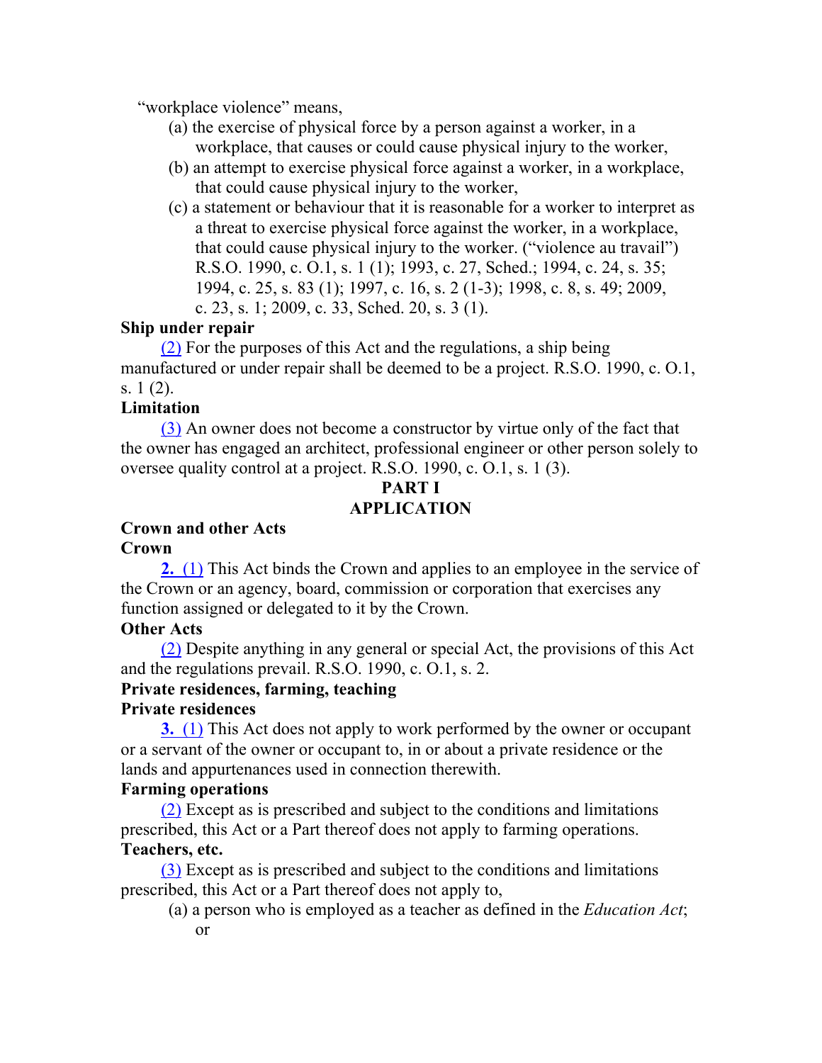"workplace violence" means,

(a) the exercise of physical force by a person against a worker, in a workplace, that causes or could cause physical injury to the worker,

(b) an attempt to exercise physical force against a worker, in a workplace, that could cause physical injury to the worker,

(c) a statement or behaviour that it is reasonable for a worker to interpret as a threat to exercise physical force against the worker, in a workplace, that could cause physical injury to the worker. ("violence au travail") R.S.O. 1990, c. O.1, s. 1 (1); 1993, c. 27, Sched.; 1994, c. 24, s. 35; 1994, c. 25, s. 83 (1); 1997, c. 16, s. 2 (1-3); 1998, c. 8, s. 49; 2009, c. 23, s. 1; 2009, c. 33, Sched. 20, s. 3 (1).

**Ship under repair**

(2) For the purposes of this Act and the regulations, a ship being manufactured or under repair shall be deemed to be a project. R.S.O. 1990, c. O.1, s. 1 (2).

**Limitation**

(3) An owner does not become a constructor by virtue only of the fact that the owner has engaged an architect, professional engineer or other person solely to oversee quality control at a project. R.S.O. 1990, c. O.1, s. 1 (3).

## PART I
## APPLICATION

**Crown and other Acts**

**Crown**

**2.** (1) This Act binds the Crown and applies to an employee in the service of the Crown or an agency, board, commission or corporation that exercises any function assigned or delegated to it by the Crown.

**Other Acts**

(2) Despite anything in any general or special Act, the provisions of this Act and the regulations prevail. R.S.O. 1990, c. O.1, s. 2.

**Private residences, farming, teaching**

**Private residences**

**3.** (1) This Act does not apply to work performed by the owner or occupant or a servant of the owner or occupant to, in or about a private residence or the lands and appurtenances used in connection therewith.

**Farming operations**

(2) Except as is prescribed and subject to the conditions and limitations prescribed, this Act or a Part thereof does not apply to farming operations.

**Teachers, etc.**

(3) Except as is prescribed and subject to the conditions and limitations prescribed, this Act or a Part thereof does not apply to,

(a) a person who is employed as a teacher as defined in the *Education Act*; or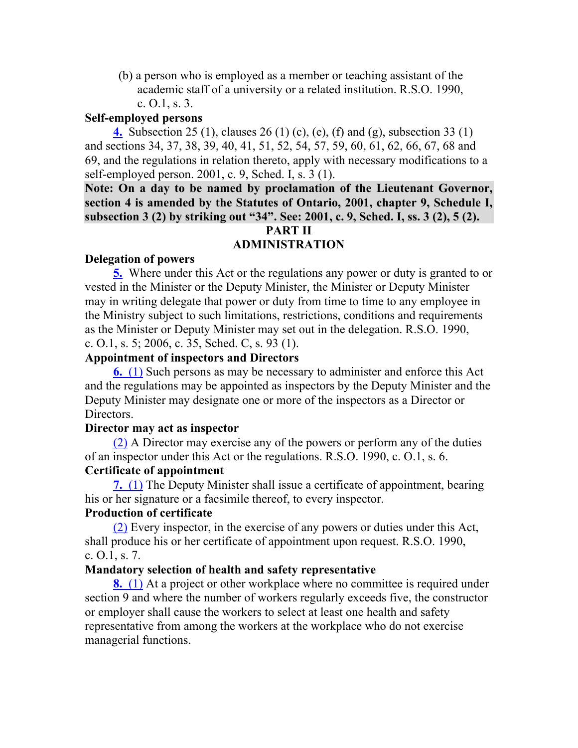(b) a person who is employed as a member or teaching assistant of the academic staff of a university or a related institution. R.S.O. 1990, c. O.1, s. 3.

**Self-employed persons**

**4.** Subsection 25 (1), clauses 26 (1) (c), (e), (f) and (g), subsection 33 (1) and sections 34, 37, 38, 39, 40, 41, 51, 52, 54, 57, 59, 60, 61, 62, 66, 67, 68 and 69, and the regulations in relation thereto, apply with necessary modifications to a self-employed person. 2001, c. 9, Sched. I, s. 3 (1).

**Note: On a day to be named by proclamation of the Lieutenant Governor, section 4 is amended by the Statutes of Ontario, 2001, chapter 9, Schedule I, subsection 3 (2) by striking out "34". See: 2001, c. 9, Sched. I, ss. 3 (2), 5 (2).**

## PART II
## ADMINISTRATION

**Delegation of powers**

**5.** Where under this Act or the regulations any power or duty is granted to or vested in the Minister or the Deputy Minister, the Minister or Deputy Minister may in writing delegate that power or duty from time to time to any employee in the Ministry subject to such limitations, restrictions, conditions and requirements as the Minister or Deputy Minister may set out in the delegation. R.S.O. 1990, c. O.1, s. 5; 2006, c. 35, Sched. C, s. 93 (1).

**Appointment of inspectors and Directors**

**6.** (1) Such persons as may be necessary to administer and enforce this Act and the regulations may be appointed as inspectors by the Deputy Minister and the Deputy Minister may designate one or more of the inspectors as a Director or Directors.

**Director may act as inspector**

(2) A Director may exercise any of the powers or perform any of the duties of an inspector under this Act or the regulations. R.S.O. 1990, c. O.1, s. 6.

**Certificate of appointment**

**7.** (1) The Deputy Minister shall issue a certificate of appointment, bearing his or her signature or a facsimile thereof, to every inspector.

**Production of certificate**

(2) Every inspector, in the exercise of any powers or duties under this Act, shall produce his or her certificate of appointment upon request. R.S.O. 1990, c. O.1, s. 7.

**Mandatory selection of health and safety representative**

**8.** (1) At a project or other workplace where no committee is required under section 9 and where the number of workers regularly exceeds five, the constructor or employer shall cause the workers to select at least one health and safety representative from among the workers at the workplace who do not exercise managerial functions.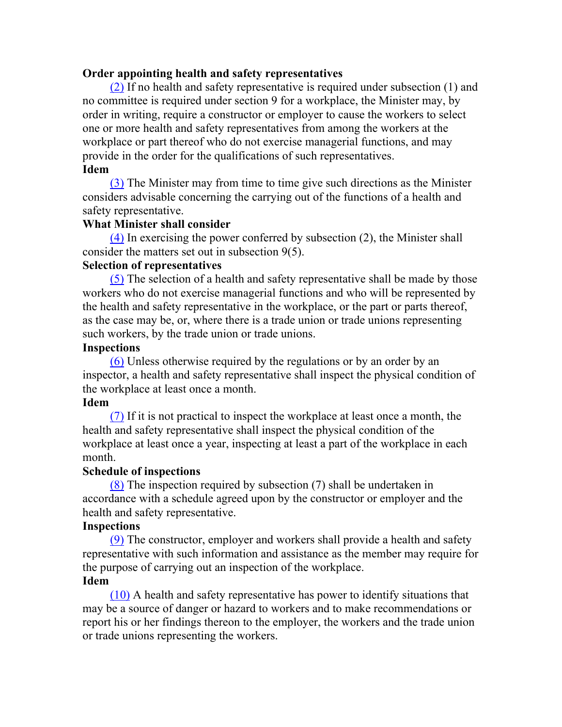**Order appointing health and safety representatives**

(2) If no health and safety representative is required under subsection (1) and no committee is required under section 9 for a workplace, the Minister may, by order in writing, require a constructor or employer to cause the workers to select one or more health and safety representatives from among the workers at the workplace or part thereof who do not exercise managerial functions, and may provide in the order for the qualifications of such representatives.

**Idem**

(3) The Minister may from time to time give such directions as the Minister considers advisable concerning the carrying out of the functions of a health and safety representative.

**What Minister shall consider**

(4) In exercising the power conferred by subsection (2), the Minister shall consider the matters set out in subsection 9(5).

**Selection of representatives**

(5) The selection of a health and safety representative shall be made by those workers who do not exercise managerial functions and who will be represented by the health and safety representative in the workplace, or the part or parts thereof, as the case may be, or, where there is a trade union or trade unions representing such workers, by the trade union or trade unions.

**Inspections**

(6) Unless otherwise required by the regulations or by an order by an inspector, a health and safety representative shall inspect the physical condition of the workplace at least once a month.

**Idem**

(7) If it is not practical to inspect the workplace at least once a month, the health and safety representative shall inspect the physical condition of the workplace at least once a year, inspecting at least a part of the workplace in each month.

**Schedule of inspections**

(8) The inspection required by subsection (7) shall be undertaken in accordance with a schedule agreed upon by the constructor or employer and the health and safety representative.

**Inspections**

(9) The constructor, employer and workers shall provide a health and safety representative with such information and assistance as the member may require for the purpose of carrying out an inspection of the workplace.

**Idem**

(10) A health and safety representative has power to identify situations that may be a source of danger or hazard to workers and to make recommendations or report his or her findings thereon to the employer, the workers and the trade union or trade unions representing the workers.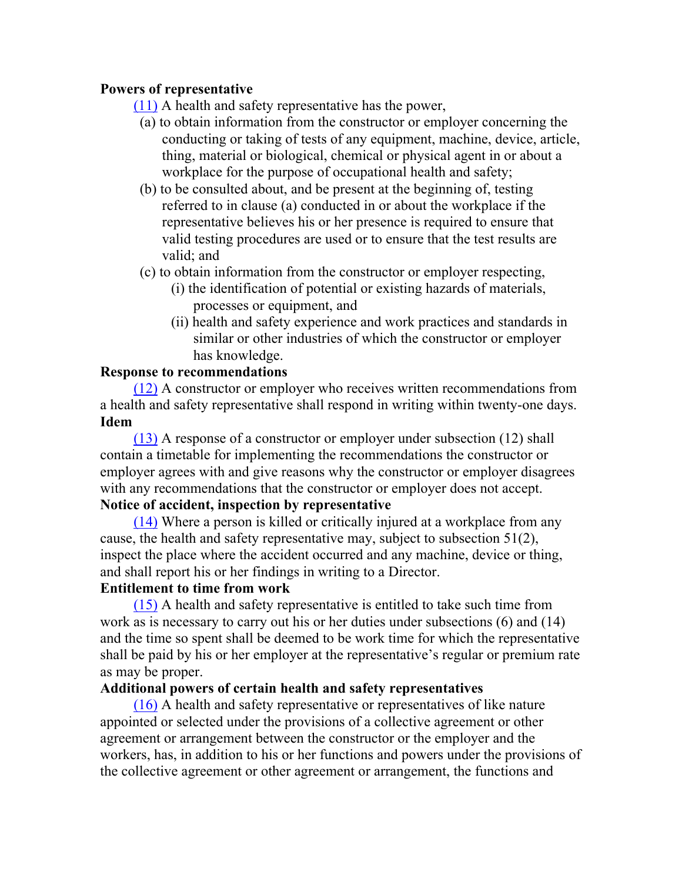**Powers of representative**

(11) A health and safety representative has the power,

(a) to obtain information from the constructor or employer concerning the conducting or taking of tests of any equipment, machine, device, article, thing, material or biological, chemical or physical agent in or about a workplace for the purpose of occupational health and safety;

(b) to be consulted about, and be present at the beginning of, testing referred to in clause (a) conducted in or about the workplace if the representative believes his or her presence is required to ensure that valid testing procedures are used or to ensure that the test results are valid; and

(c) to obtain information from the constructor or employer respecting,

(i) the identification of potential or existing hazards of materials, processes or equipment, and

(ii) health and safety experience and work practices and standards in similar or other industries of which the constructor or employer has knowledge.

**Response to recommendations**

(12) A constructor or employer who receives written recommendations from a health and safety representative shall respond in writing within twenty-one days.

**Idem**

(13) A response of a constructor or employer under subsection (12) shall contain a timetable for implementing the recommendations the constructor or employer agrees with and give reasons why the constructor or employer disagrees with any recommendations that the constructor or employer does not accept.

**Notice of accident, inspection by representative**

(14) Where a person is killed or critically injured at a workplace from any cause, the health and safety representative may, subject to subsection 51(2), inspect the place where the accident occurred and any machine, device or thing, and shall report his or her findings in writing to a Director.

**Entitlement to time from work**

(15) A health and safety representative is entitled to take such time from work as is necessary to carry out his or her duties under subsections (6) and (14) and the time so spent shall be deemed to be work time for which the representative shall be paid by his or her employer at the representative's regular or premium rate as may be proper.

**Additional powers of certain health and safety representatives**

(16) A health and safety representative or representatives of like nature appointed or selected under the provisions of a collective agreement or other agreement or arrangement between the constructor or the employer and the workers, has, in addition to his or her functions and powers under the provisions of the collective agreement or other agreement or arrangement, the functions and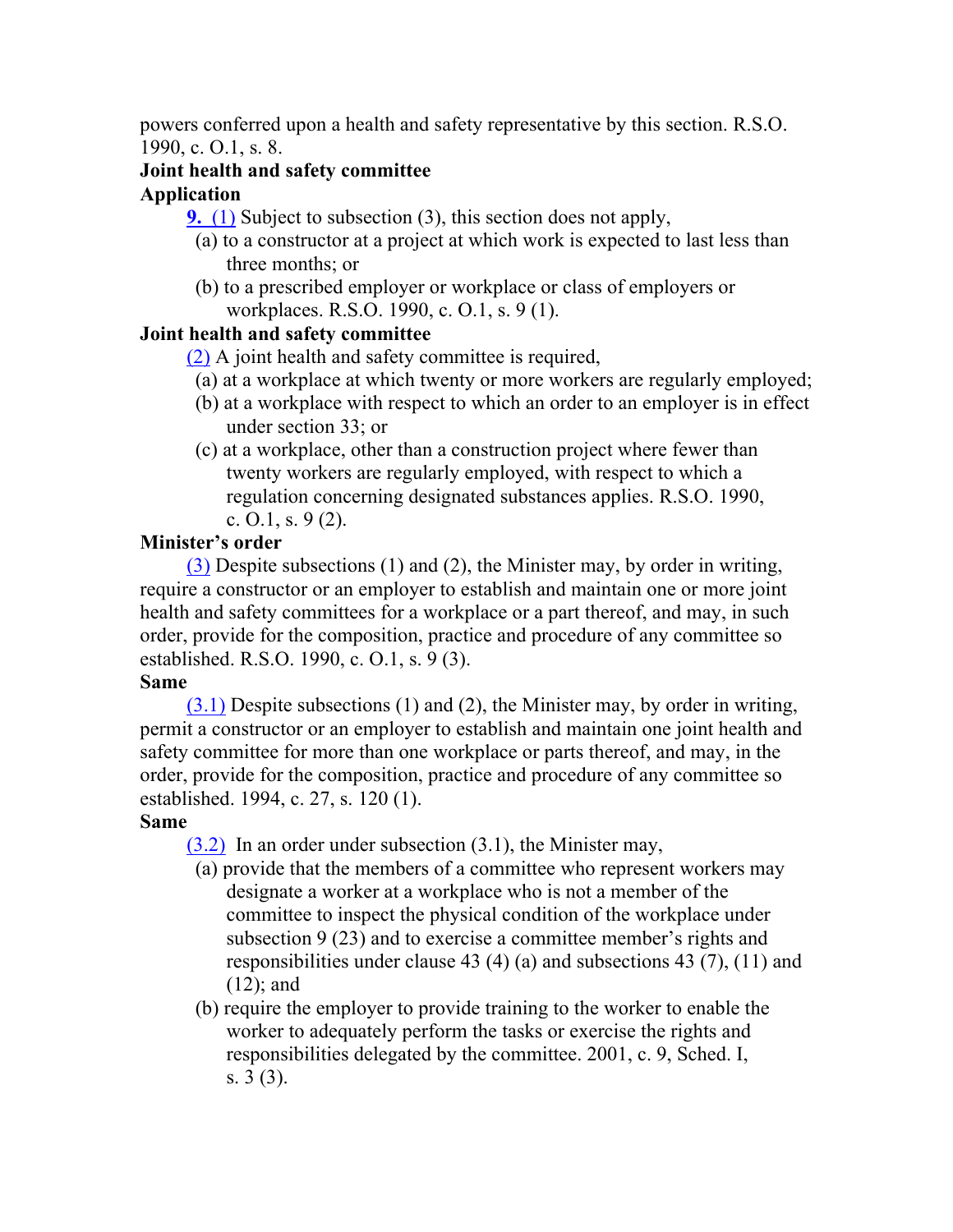powers conferred upon a health and safety representative by this section. R.S.O. 1990, c. O.1, s. 8.

**Joint health and safety committee**

**Application**

**9.** (1) Subject to subsection (3), this section does not apply,

(a) to a constructor at a project at which work is expected to last less than three months; or

(b) to a prescribed employer or workplace or class of employers or workplaces. R.S.O. 1990, c. O.1, s. 9 (1).

**Joint health and safety committee**

(2) A joint health and safety committee is required,

(a) at a workplace at which twenty or more workers are regularly employed;

(b) at a workplace with respect to which an order to an employer is in effect under section 33; or

(c) at a workplace, other than a construction project where fewer than twenty workers are regularly employed, with respect to which a regulation concerning designated substances applies. R.S.O. 1990, c. O.1, s. 9 (2).

**Minister's order**

(3) Despite subsections (1) and (2), the Minister may, by order in writing, require a constructor or an employer to establish and maintain one or more joint health and safety committees for a workplace or a part thereof, and may, in such order, provide for the composition, practice and procedure of any committee so established. R.S.O. 1990, c. O.1, s. 9 (3).

**Same**

(3.1) Despite subsections (1) and (2), the Minister may, by order in writing, permit a constructor or an employer to establish and maintain one joint health and safety committee for more than one workplace or parts thereof, and may, in the order, provide for the composition, practice and procedure of any committee so established. 1994, c. 27, s. 120 (1).

**Same**

(3.2) In an order under subsection (3.1), the Minister may,

(a) provide that the members of a committee who represent workers may designate a worker at a workplace who is not a member of the committee to inspect the physical condition of the workplace under subsection 9 (23) and to exercise a committee member's rights and responsibilities under clause 43 (4) (a) and subsections 43 (7), (11) and (12); and

(b) require the employer to provide training to the worker to enable the worker to adequately perform the tasks or exercise the rights and responsibilities delegated by the committee. 2001, c. 9, Sched. I, s. 3 (3).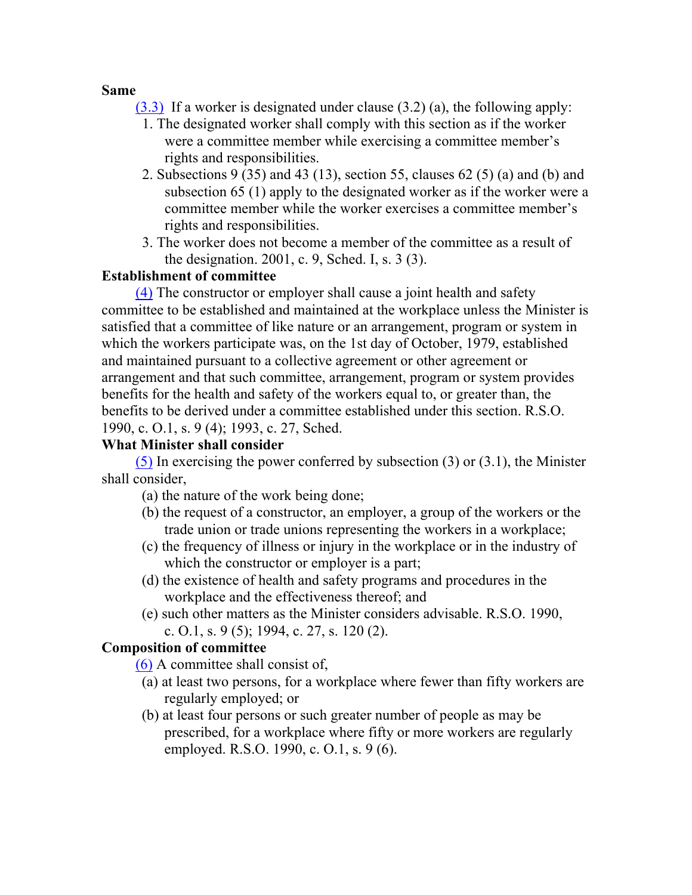**Same**

(3.3) If a worker is designated under clause (3.2) (a), the following apply:

1. The designated worker shall comply with this section as if the worker were a committee member while exercising a committee member's rights and responsibilities.
2. Subsections 9 (35) and 43 (13), section 55, clauses 62 (5) (a) and (b) and subsection 65 (1) apply to the designated worker as if the worker were a committee member while the worker exercises a committee member's rights and responsibilities.
3. The worker does not become a member of the committee as a result of the designation. 2001, c. 9, Sched. I, s. 3 (3).

**Establishment of committee**

(4) The constructor or employer shall cause a joint health and safety committee to be established and maintained at the workplace unless the Minister is satisfied that a committee of like nature or an arrangement, program or system in which the workers participate was, on the 1st day of October, 1979, established and maintained pursuant to a collective agreement or other agreement or arrangement and that such committee, arrangement, program or system provides benefits for the health and safety of the workers equal to, or greater than, the benefits to be derived under a committee established under this section. R.S.O. 1990, c. O.1, s. 9 (4); 1993, c. 27, Sched.

**What Minister shall consider**

(5) In exercising the power conferred by subsection (3) or (3.1), the Minister shall consider,

(a) the nature of the work being done;
(b) the request of a constructor, an employer, a group of the workers or the trade union or trade unions representing the workers in a workplace;
(c) the frequency of illness or injury in the workplace or in the industry of which the constructor or employer is a part;
(d) the existence of health and safety programs and procedures in the workplace and the effectiveness thereof; and
(e) such other matters as the Minister considers advisable. R.S.O. 1990, c. O.1, s. 9 (5); 1994, c. 27, s. 120 (2).

**Composition of committee**

(6) A committee shall consist of,

(a) at least two persons, for a workplace where fewer than fifty workers are regularly employed; or
(b) at least four persons or such greater number of people as may be prescribed, for a workplace where fifty or more workers are regularly employed. R.S.O. 1990, c. O.1, s. 9 (6).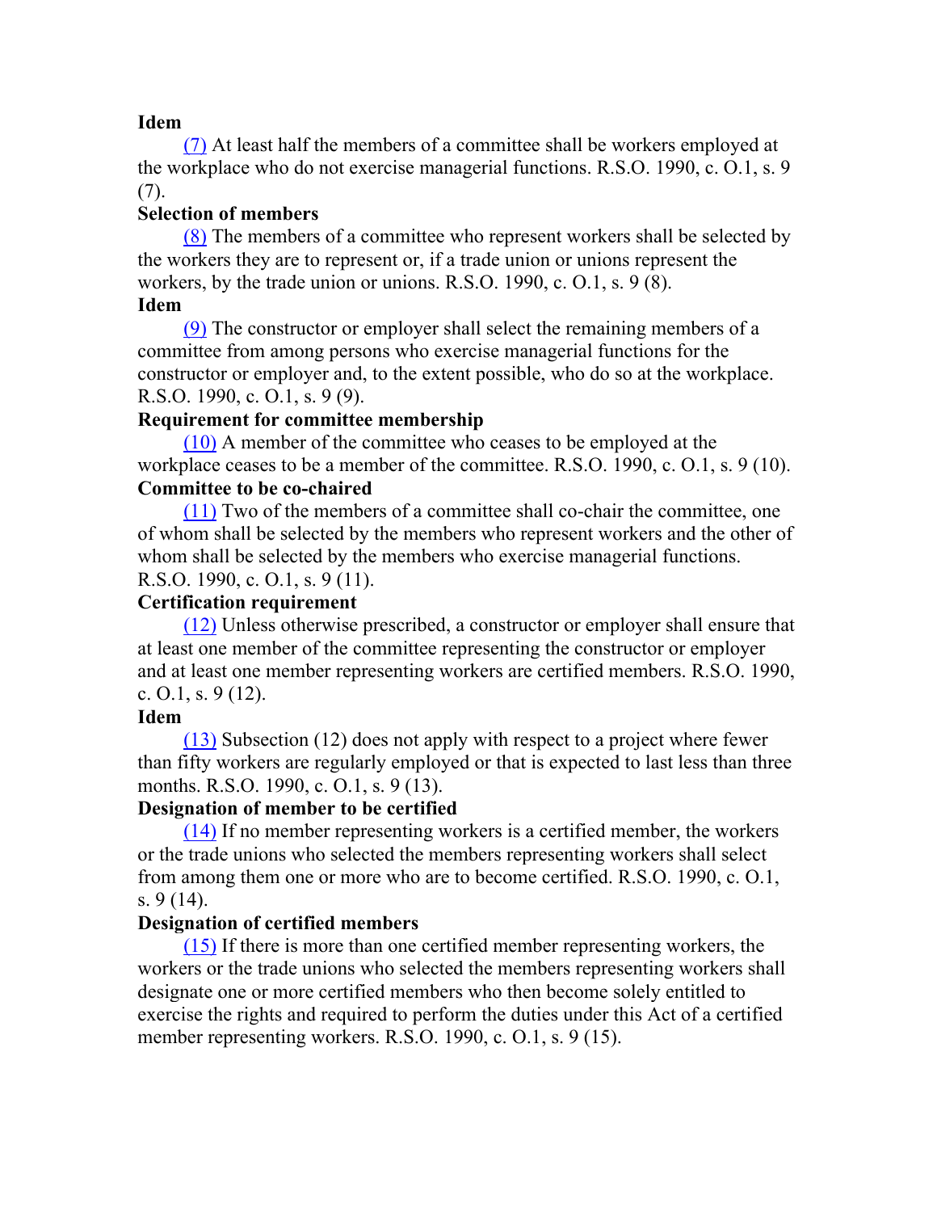**Idem**

(7) At least half the members of a committee shall be workers employed at the workplace who do not exercise managerial functions. R.S.O. 1990, c. O.1, s. 9 (7).

**Selection of members**

(8) The members of a committee who represent workers shall be selected by the workers they are to represent or, if a trade union or unions represent the workers, by the trade union or unions. R.S.O. 1990, c. O.1, s. 9 (8).

**Idem**

(9) The constructor or employer shall select the remaining members of a committee from among persons who exercise managerial functions for the constructor or employer and, to the extent possible, who do so at the workplace. R.S.O. 1990, c. O.1, s. 9 (9).

**Requirement for committee membership**

(10) A member of the committee who ceases to be employed at the workplace ceases to be a member of the committee. R.S.O. 1990, c. O.1, s. 9 (10).

**Committee to be co-chaired**

(11) Two of the members of a committee shall co-chair the committee, one of whom shall be selected by the members who represent workers and the other of whom shall be selected by the members who exercise managerial functions. R.S.O. 1990, c. O.1, s. 9 (11).

**Certification requirement**

(12) Unless otherwise prescribed, a constructor or employer shall ensure that at least one member of the committee representing the constructor or employer and at least one member representing workers are certified members. R.S.O. 1990, c. O.1, s. 9 (12).

**Idem**

(13) Subsection (12) does not apply with respect to a project where fewer than fifty workers are regularly employed or that is expected to last less than three months. R.S.O. 1990, c. O.1, s. 9 (13).

**Designation of member to be certified**

(14) If no member representing workers is a certified member, the workers or the trade unions who selected the members representing workers shall select from among them one or more who are to become certified. R.S.O. 1990, c. O.1, s. 9 (14).

**Designation of certified members**

(15) If there is more than one certified member representing workers, the workers or the trade unions who selected the members representing workers shall designate one or more certified members who then become solely entitled to exercise the rights and required to perform the duties under this Act of a certified member representing workers. R.S.O. 1990, c. O.1, s. 9 (15).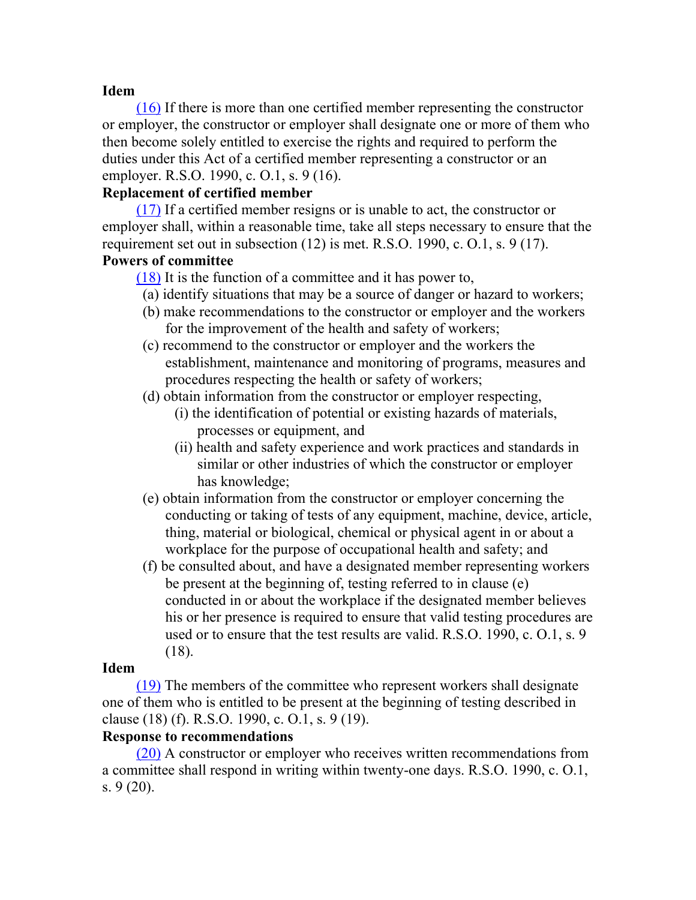**Idem**

(16) If there is more than one certified member representing the constructor or employer, the constructor or employer shall designate one or more of them who then become solely entitled to exercise the rights and required to perform the duties under this Act of a certified member representing a constructor or an employer. R.S.O. 1990, c. O.1, s. 9 (16).

**Replacement of certified member**

(17) If a certified member resigns or is unable to act, the constructor or employer shall, within a reasonable time, take all steps necessary to ensure that the requirement set out in subsection (12) is met. R.S.O. 1990, c. O.1, s. 9 (17).

**Powers of committee**

(18) It is the function of a committee and it has power to,

- (a) identify situations that may be a source of danger or hazard to workers;
- (b) make recommendations to the constructor or employer and the workers for the improvement of the health and safety of workers;
- (c) recommend to the constructor or employer and the workers the establishment, maintenance and monitoring of programs, measures and procedures respecting the health or safety of workers;
- (d) obtain information from the constructor or employer respecting,
  - (i) the identification of potential or existing hazards of materials, processes or equipment, and
  - (ii) health and safety experience and work practices and standards in similar or other industries of which the constructor or employer has knowledge;
- (e) obtain information from the constructor or employer concerning the conducting or taking of tests of any equipment, machine, device, article, thing, material or biological, chemical or physical agent in or about a workplace for the purpose of occupational health and safety; and
- (f) be consulted about, and have a designated member representing workers be present at the beginning of, testing referred to in clause (e) conducted in or about the workplace if the designated member believes his or her presence is required to ensure that valid testing procedures are used or to ensure that the test results are valid. R.S.O. 1990, c. O.1, s. 9 (18).

**Idem**

(19) The members of the committee who represent workers shall designate one of them who is entitled to be present at the beginning of testing described in clause (18) (f). R.S.O. 1990, c. O.1, s. 9 (19).

**Response to recommendations**

(20) A constructor or employer who receives written recommendations from a committee shall respond in writing within twenty-one days. R.S.O. 1990, c. O.1, s. 9 (20).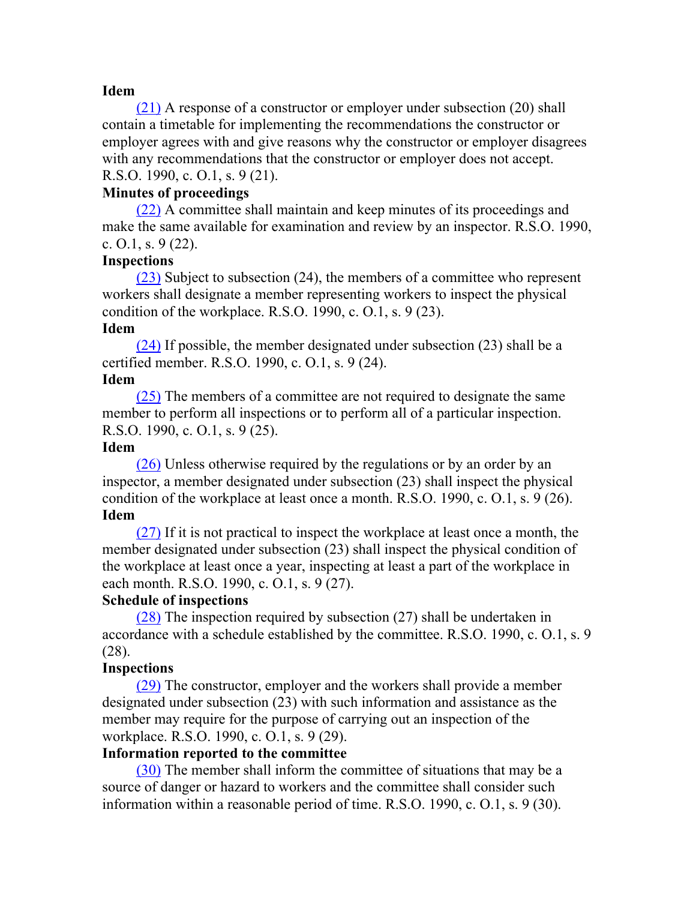**Idem**

(21) A response of a constructor or employer under subsection (20) shall contain a timetable for implementing the recommendations the constructor or employer agrees with and give reasons why the constructor or employer disagrees with any recommendations that the constructor or employer does not accept. R.S.O. 1990, c. O.1, s. 9 (21).

**Minutes of proceedings**

(22) A committee shall maintain and keep minutes of its proceedings and make the same available for examination and review by an inspector. R.S.O. 1990, c. O.1, s. 9 (22).

**Inspections**

(23) Subject to subsection (24), the members of a committee who represent workers shall designate a member representing workers to inspect the physical condition of the workplace. R.S.O. 1990, c. O.1, s. 9 (23).

**Idem**

(24) If possible, the member designated under subsection (23) shall be a certified member. R.S.O. 1990, c. O.1, s. 9 (24).

**Idem**

(25) The members of a committee are not required to designate the same member to perform all inspections or to perform all of a particular inspection. R.S.O. 1990, c. O.1, s. 9 (25).

**Idem**

(26) Unless otherwise required by the regulations or by an order by an inspector, a member designated under subsection (23) shall inspect the physical condition of the workplace at least once a month. R.S.O. 1990, c. O.1, s. 9 (26).

**Idem**

(27) If it is not practical to inspect the workplace at least once a month, the member designated under subsection (23) shall inspect the physical condition of the workplace at least once a year, inspecting at least a part of the workplace in each month. R.S.O. 1990, c. O.1, s. 9 (27).

**Schedule of inspections**

(28) The inspection required by subsection (27) shall be undertaken in accordance with a schedule established by the committee. R.S.O. 1990, c. O.1, s. 9 (28).

**Inspections**

(29) The constructor, employer and the workers shall provide a member designated under subsection (23) with such information and assistance as the member may require for the purpose of carrying out an inspection of the workplace. R.S.O. 1990, c. O.1, s. 9 (29).

**Information reported to the committee**

(30) The member shall inform the committee of situations that may be a source of danger or hazard to workers and the committee shall consider such information within a reasonable period of time. R.S.O. 1990, c. O.1, s. 9 (30).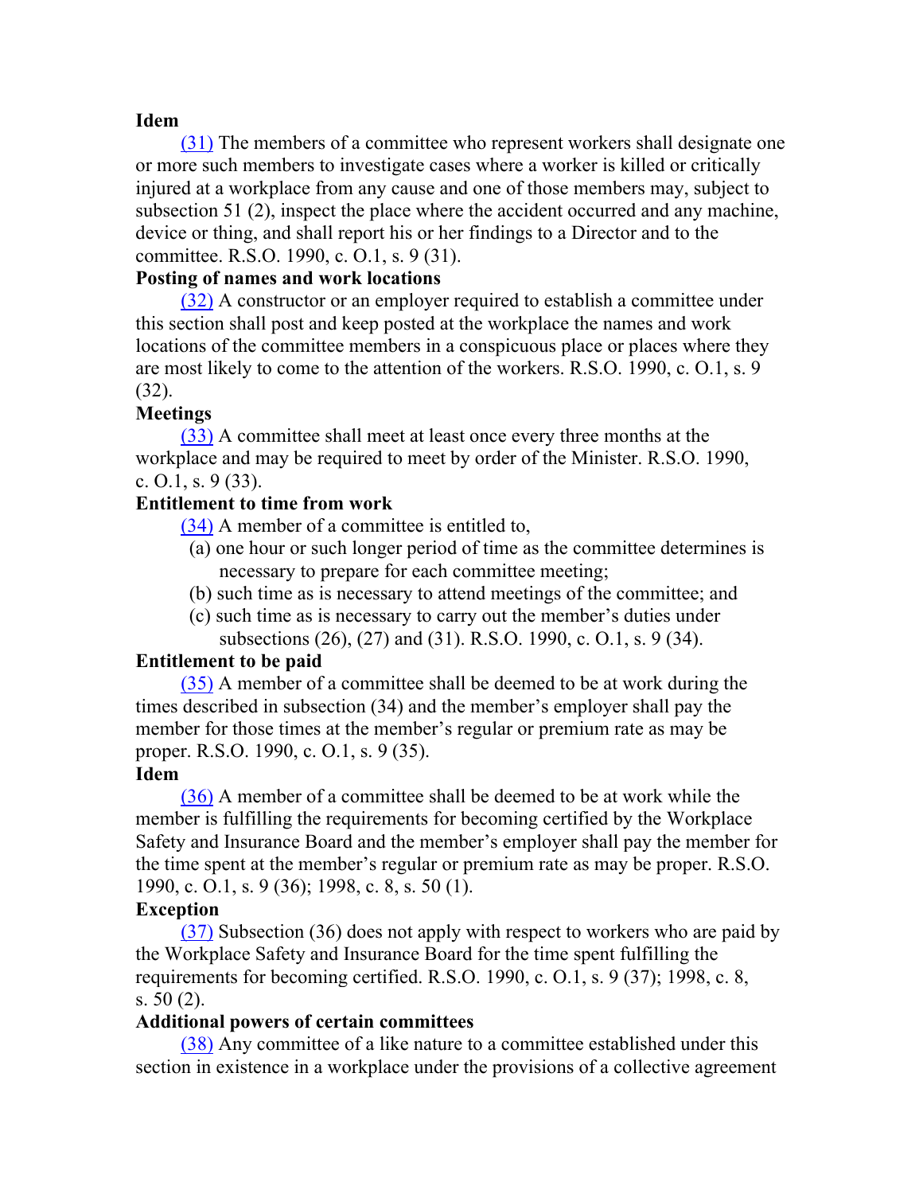**Idem**

(31) The members of a committee who represent workers shall designate one or more such members to investigate cases where a worker is killed or critically injured at a workplace from any cause and one of those members may, subject to subsection 51 (2), inspect the place where the accident occurred and any machine, device or thing, and shall report his or her findings to a Director and to the committee. R.S.O. 1990, c. O.1, s. 9 (31).

**Posting of names and work locations**

(32) A constructor or an employer required to establish a committee under this section shall post and keep posted at the workplace the names and work locations of the committee members in a conspicuous place or places where they are most likely to come to the attention of the workers. R.S.O. 1990, c. O.1, s. 9 (32).

**Meetings**

(33) A committee shall meet at least once every three months at the workplace and may be required to meet by order of the Minister. R.S.O. 1990, c. O.1, s. 9 (33).

**Entitlement to time from work**

(34) A member of a committee is entitled to,

(a) one hour or such longer period of time as the committee determines is necessary to prepare for each committee meeting;

(b) such time as is necessary to attend meetings of the committee; and

(c) such time as is necessary to carry out the member's duties under subsections (26), (27) and (31). R.S.O. 1990, c. O.1, s. 9 (34).

**Entitlement to be paid**

(35) A member of a committee shall be deemed to be at work during the times described in subsection (34) and the member's employer shall pay the member for those times at the member's regular or premium rate as may be proper. R.S.O. 1990, c. O.1, s. 9 (35).

**Idem**

(36) A member of a committee shall be deemed to be at work while the member is fulfilling the requirements for becoming certified by the Workplace Safety and Insurance Board and the member's employer shall pay the member for the time spent at the member's regular or premium rate as may be proper. R.S.O. 1990, c. O.1, s. 9 (36); 1998, c. 8, s. 50 (1).

**Exception**

(37) Subsection (36) does not apply with respect to workers who are paid by the Workplace Safety and Insurance Board for the time spent fulfilling the requirements for becoming certified. R.S.O. 1990, c. O.1, s. 9 (37); 1998, c. 8, s. 50 (2).

**Additional powers of certain committees**

(38) Any committee of a like nature to a committee established under this section in existence in a workplace under the provisions of a collective agreement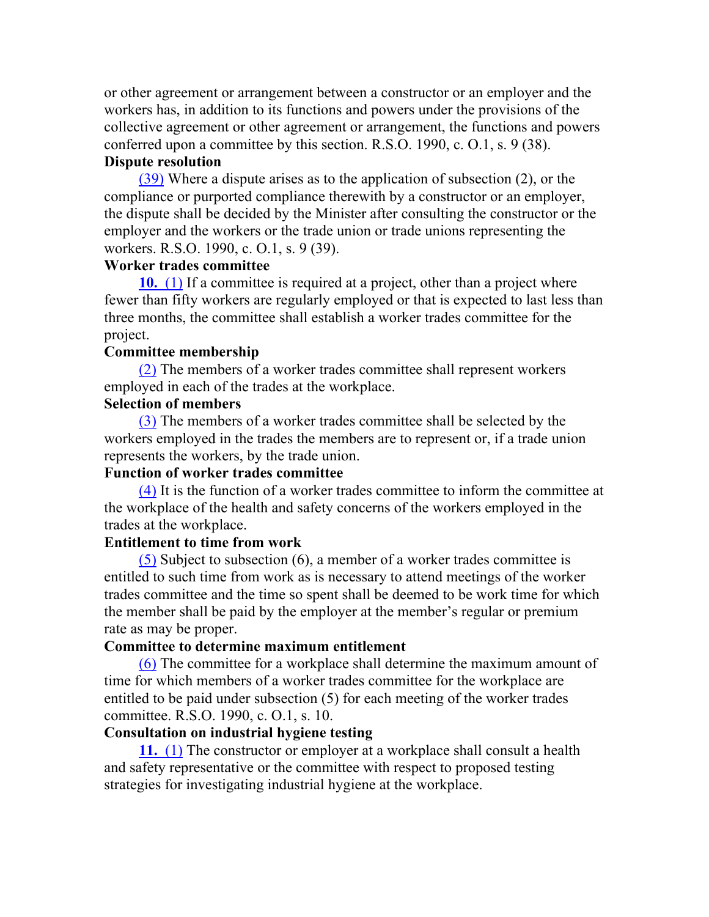or other agreement or arrangement between a constructor or an employer and the workers has, in addition to its functions and powers under the provisions of the collective agreement or other agreement or arrangement, the functions and powers conferred upon a committee by this section. R.S.O. 1990, c. O.1, s. 9 (38).

**Dispute resolution**

(39) Where a dispute arises as to the application of subsection (2), or the compliance or purported compliance therewith by a constructor or an employer, the dispute shall be decided by the Minister after consulting the constructor or the employer and the workers or the trade union or trade unions representing the workers. R.S.O. 1990, c. O.1, s. 9 (39).

**Worker trades committee**

**10.** (1) If a committee is required at a project, other than a project where fewer than fifty workers are regularly employed or that is expected to last less than three months, the committee shall establish a worker trades committee for the project.

**Committee membership**

(2) The members of a worker trades committee shall represent workers employed in each of the trades at the workplace.

**Selection of members**

(3) The members of a worker trades committee shall be selected by the workers employed in the trades the members are to represent or, if a trade union represents the workers, by the trade union.

**Function of worker trades committee**

(4) It is the function of a worker trades committee to inform the committee at the workplace of the health and safety concerns of the workers employed in the trades at the workplace.

**Entitlement to time from work**

(5) Subject to subsection (6), a member of a worker trades committee is entitled to such time from work as is necessary to attend meetings of the worker trades committee and the time so spent shall be deemed to be work time for which the member shall be paid by the employer at the member's regular or premium rate as may be proper.

**Committee to determine maximum entitlement**

(6) The committee for a workplace shall determine the maximum amount of time for which members of a worker trades committee for the workplace are entitled to be paid under subsection (5) for each meeting of the worker trades committee. R.S.O. 1990, c. O.1, s. 10.

**Consultation on industrial hygiene testing**

**11.** (1) The constructor or employer at a workplace shall consult a health and safety representative or the committee with respect to proposed testing strategies for investigating industrial hygiene at the workplace.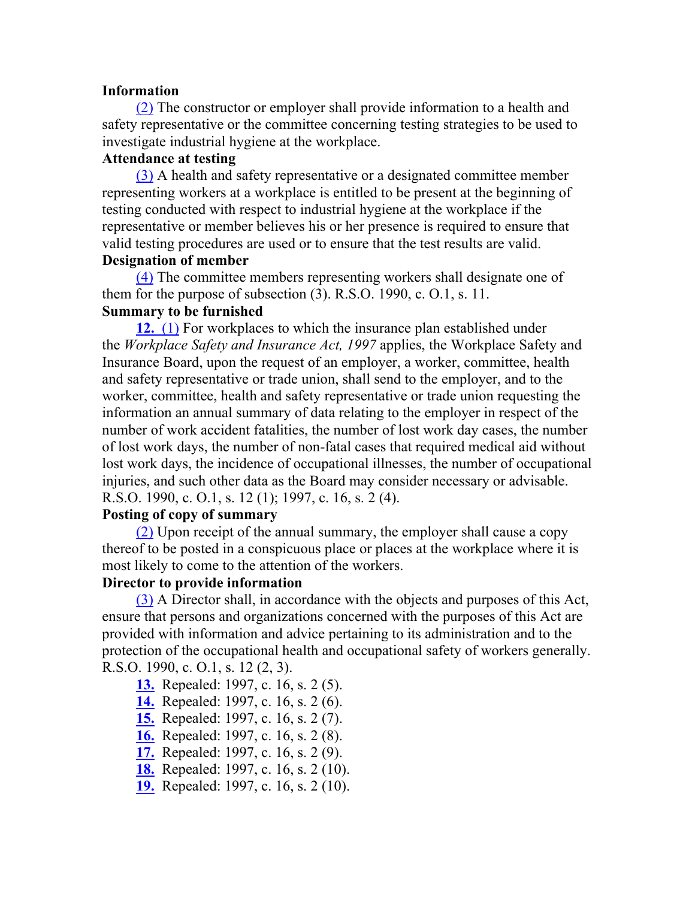**Information**

(2) The constructor or employer shall provide information to a health and safety representative or the committee concerning testing strategies to be used to investigate industrial hygiene at the workplace.

**Attendance at testing**

(3) A health and safety representative or a designated committee member representing workers at a workplace is entitled to be present at the beginning of testing conducted with respect to industrial hygiene at the workplace if the representative or member believes his or her presence is required to ensure that valid testing procedures are used or to ensure that the test results are valid.

**Designation of member**

(4) The committee members representing workers shall designate one of them for the purpose of subsection (3). R.S.O. 1990, c. O.1, s. 11.

**Summary to be furnished**

**12.** (1) For workplaces to which the insurance plan established under the *Workplace Safety and Insurance Act, 1997* applies, the Workplace Safety and Insurance Board, upon the request of an employer, a worker, committee, health and safety representative or trade union, shall send to the employer, and to the worker, committee, health and safety representative or trade union requesting the information an annual summary of data relating to the employer in respect of the number of work accident fatalities, the number of lost work day cases, the number of lost work days, the number of non-fatal cases that required medical aid without lost work days, the incidence of occupational illnesses, the number of occupational injuries, and such other data as the Board may consider necessary or advisable. R.S.O. 1990, c. O.1, s. 12 (1); 1997, c. 16, s. 2 (4).

**Posting of copy of summary**

(2) Upon receipt of the annual summary, the employer shall cause a copy thereof to be posted in a conspicuous place or places at the workplace where it is most likely to come to the attention of the workers.

**Director to provide information**

(3) A Director shall, in accordance with the objects and purposes of this Act, ensure that persons and organizations concerned with the purposes of this Act are provided with information and advice pertaining to its administration and to the protection of the occupational health and occupational safety of workers generally. R.S.O. 1990, c. O.1, s. 12 (2, 3).

**13.** Repealed: 1997, c. 16, s. 2 (5).

**14.** Repealed: 1997, c. 16, s. 2 (6).

**15.** Repealed: 1997, c. 16, s. 2 (7).

**16.** Repealed: 1997, c. 16, s. 2 (8).

**17.** Repealed: 1997, c. 16, s. 2 (9).

**18.** Repealed: 1997, c. 16, s. 2 (10).

**19.** Repealed: 1997, c. 16, s. 2 (10).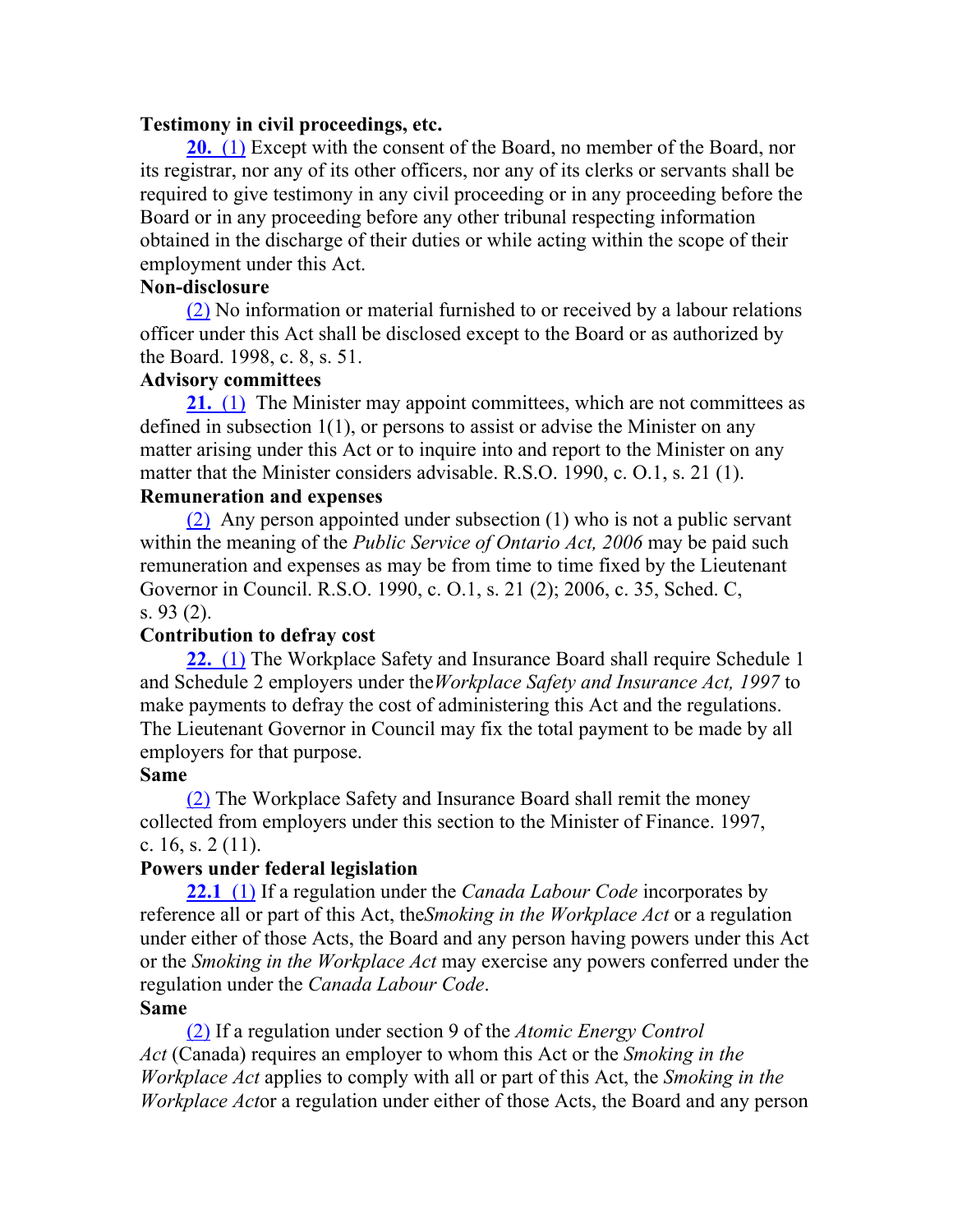**Testimony in civil proceedings, etc.**

**20.** (1) Except with the consent of the Board, no member of the Board, nor its registrar, nor any of its other officers, nor any of its clerks or servants shall be required to give testimony in any civil proceeding or in any proceeding before the Board or in any proceeding before any other tribunal respecting information obtained in the discharge of their duties or while acting within the scope of their employment under this Act.

**Non-disclosure**

(2) No information or material furnished to or received by a labour relations officer under this Act shall be disclosed except to the Board or as authorized by the Board. 1998, c. 8, s. 51.

**Advisory committees**

**21.** (1) The Minister may appoint committees, which are not committees as defined in subsection 1(1), or persons to assist or advise the Minister on any matter arising under this Act or to inquire into and report to the Minister on any matter that the Minister considers advisable. R.S.O. 1990, c. O.1, s. 21 (1).

**Remuneration and expenses**

(2) Any person appointed under subsection (1) who is not a public servant within the meaning of the *Public Service of Ontario Act, 2006* may be paid such remuneration and expenses as may be from time to time fixed by the Lieutenant Governor in Council. R.S.O. 1990, c. O.1, s. 21 (2); 2006, c. 35, Sched. C, s. 93 (2).

**Contribution to defray cost**

**22.** (1) The Workplace Safety and Insurance Board shall require Schedule 1 and Schedule 2 employers under the *Workplace Safety and Insurance Act, 1997* to make payments to defray the cost of administering this Act and the regulations. The Lieutenant Governor in Council may fix the total payment to be made by all employers for that purpose.

**Same**

(2) The Workplace Safety and Insurance Board shall remit the money collected from employers under this section to the Minister of Finance. 1997, c. 16, s. 2 (11).

**Powers under federal legislation**

**22.1** (1) If a regulation under the *Canada Labour Code* incorporates by reference all or part of this Act, the *Smoking in the Workplace Act* or a regulation under either of those Acts, the Board and any person having powers under this Act or the *Smoking in the Workplace Act* may exercise any powers conferred under the regulation under the *Canada Labour Code*.

**Same**

(2) If a regulation under section 9 of the *Atomic Energy Control Act* (Canada) requires an employer to whom this Act or the *Smoking in the Workplace Act* applies to comply with all or part of this Act, the *Smoking in the Workplace Act* or a regulation under either of those Acts, the Board and any person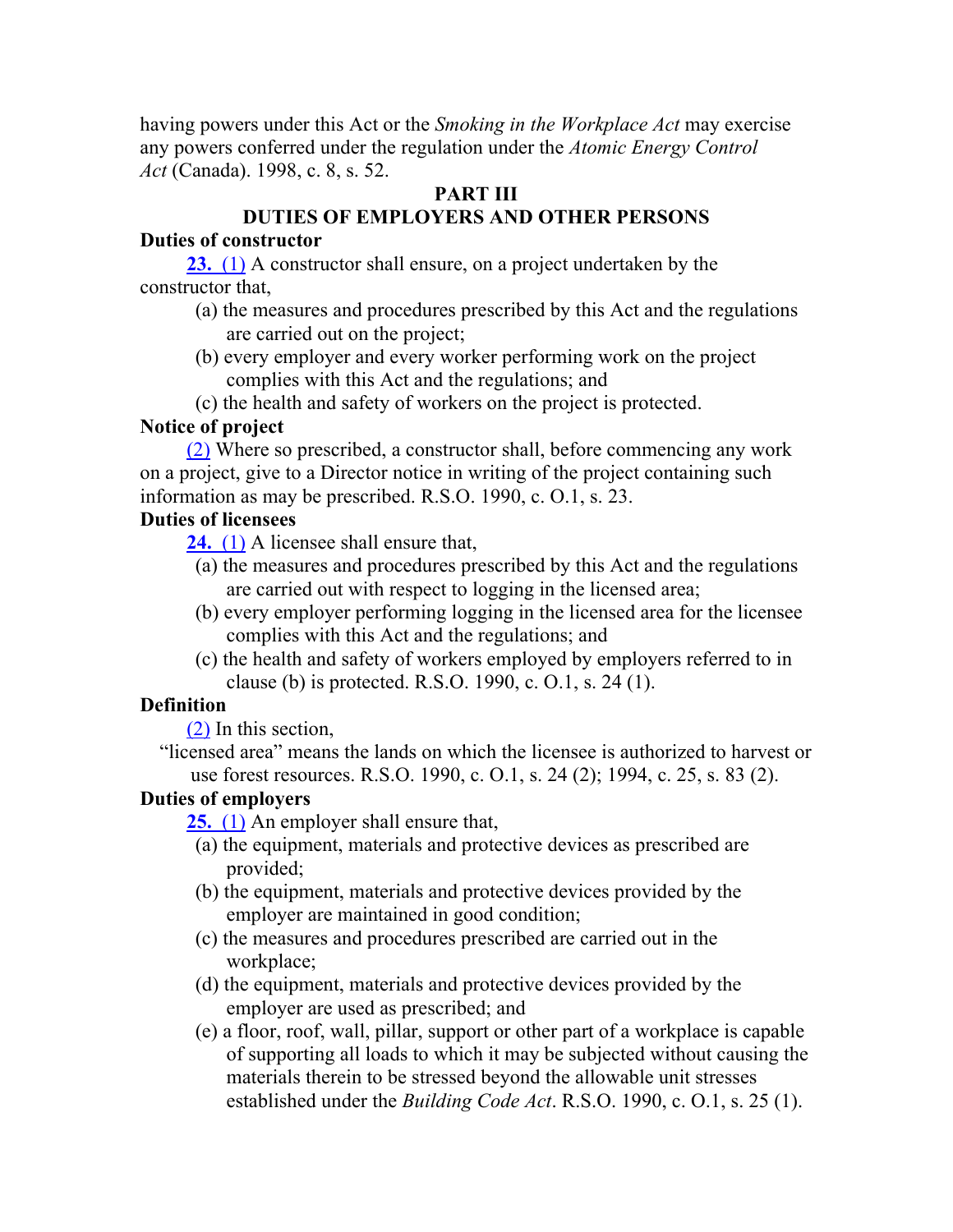having powers under this Act or the *Smoking in the Workplace Act* may exercise any powers conferred under the regulation under the *Atomic Energy Control Act* (Canada). 1998, c. 8, s. 52.

## PART III
## DUTIES OF EMPLOYERS AND OTHER PERSONS

**Duties of constructor**

**23.** (1) A constructor shall ensure, on a project undertaken by the constructor that,

(a) the measures and procedures prescribed by this Act and the regulations are carried out on the project;

(b) every employer and every worker performing work on the project complies with this Act and the regulations; and

(c) the health and safety of workers on the project is protected.

**Notice of project**

(2) Where so prescribed, a constructor shall, before commencing any work on a project, give to a Director notice in writing of the project containing such information as may be prescribed. R.S.O. 1990, c. O.1, s. 23.

**Duties of licensees**

**24.** (1) A licensee shall ensure that,

(a) the measures and procedures prescribed by this Act and the regulations are carried out with respect to logging in the licensed area;

(b) every employer performing logging in the licensed area for the licensee complies with this Act and the regulations; and

(c) the health and safety of workers employed by employers referred to in clause (b) is protected. R.S.O. 1990, c. O.1, s. 24 (1).

**Definition**

(2) In this section,

"licensed area" means the lands on which the licensee is authorized to harvest or use forest resources. R.S.O. 1990, c. O.1, s. 24 (2); 1994, c. 25, s. 83 (2).

**Duties of employers**

**25.** (1) An employer shall ensure that,

(a) the equipment, materials and protective devices as prescribed are provided;

(b) the equipment, materials and protective devices provided by the employer are maintained in good condition;

(c) the measures and procedures prescribed are carried out in the workplace;

(d) the equipment, materials and protective devices provided by the employer are used as prescribed; and

(e) a floor, roof, wall, pillar, support or other part of a workplace is capable of supporting all loads to which it may be subjected without causing the materials therein to be stressed beyond the allowable unit stresses established under the *Building Code Act*. R.S.O. 1990, c. O.1, s. 25 (1).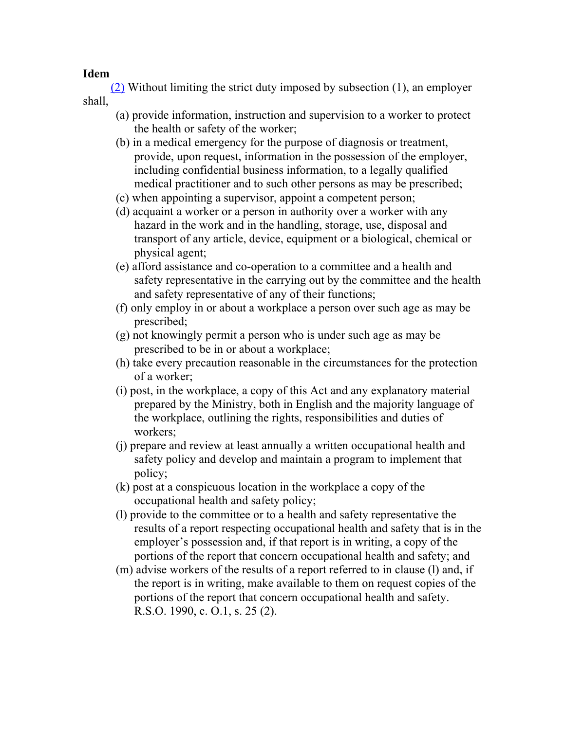**Idem**

(2) Without limiting the strict duty imposed by subsection (1), an employer shall,

(a) provide information, instruction and supervision to a worker to protect the health or safety of the worker;

(b) in a medical emergency for the purpose of diagnosis or treatment, provide, upon request, information in the possession of the employer, including confidential business information, to a legally qualified medical practitioner and to such other persons as may be prescribed;

(c) when appointing a supervisor, appoint a competent person;

(d) acquaint a worker or a person in authority over a worker with any hazard in the work and in the handling, storage, use, disposal and transport of any article, device, equipment or a biological, chemical or physical agent;

(e) afford assistance and co-operation to a committee and a health and safety representative in the carrying out by the committee and the health and safety representative of any of their functions;

(f) only employ in or about a workplace a person over such age as may be prescribed;

(g) not knowingly permit a person who is under such age as may be prescribed to be in or about a workplace;

(h) take every precaution reasonable in the circumstances for the protection of a worker;

(i) post, in the workplace, a copy of this Act and any explanatory material prepared by the Ministry, both in English and the majority language of the workplace, outlining the rights, responsibilities and duties of workers;

(j) prepare and review at least annually a written occupational health and safety policy and develop and maintain a program to implement that policy;

(k) post at a conspicuous location in the workplace a copy of the occupational health and safety policy;

(l) provide to the committee or to a health and safety representative the results of a report respecting occupational health and safety that is in the employer's possession and, if that report is in writing, a copy of the portions of the report that concern occupational health and safety; and

(m) advise workers of the results of a report referred to in clause (l) and, if the report is in writing, make available to them on request copies of the portions of the report that concern occupational health and safety. R.S.O. 1990, c. O.1, s. 25 (2).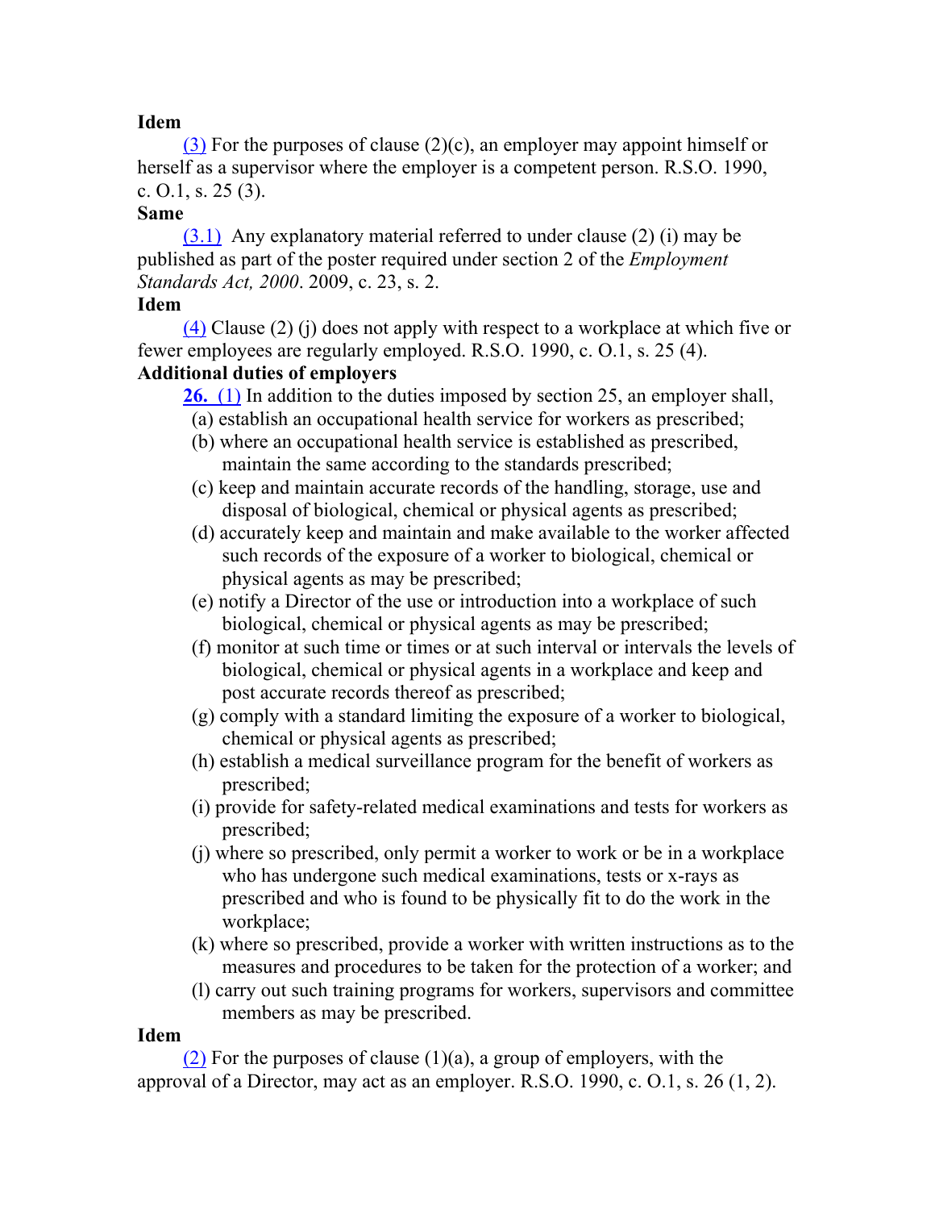**Idem**

(3) For the purposes of clause (2)(c), an employer may appoint himself or herself as a supervisor where the employer is a competent person. R.S.O. 1990, c. O.1, s. 25 (3).

**Same**

(3.1) Any explanatory material referred to under clause (2) (i) may be published as part of the poster required under section 2 of the *Employment Standards Act, 2000*. 2009, c. 23, s. 2.

**Idem**

(4) Clause (2) (j) does not apply with respect to a workplace at which five or fewer employees are regularly employed. R.S.O. 1990, c. O.1, s. 25 (4).

**Additional duties of employers**

**26.** (1) In addition to the duties imposed by section 25, an employer shall,

(a) establish an occupational health service for workers as prescribed;

(b) where an occupational health service is established as prescribed, maintain the same according to the standards prescribed;

(c) keep and maintain accurate records of the handling, storage, use and disposal of biological, chemical or physical agents as prescribed;

(d) accurately keep and maintain and make available to the worker affected such records of the exposure of a worker to biological, chemical or physical agents as may be prescribed;

(e) notify a Director of the use or introduction into a workplace of such biological, chemical or physical agents as may be prescribed;

(f) monitor at such time or times or at such interval or intervals the levels of biological, chemical or physical agents in a workplace and keep and post accurate records thereof as prescribed;

(g) comply with a standard limiting the exposure of a worker to biological, chemical or physical agents as prescribed;

(h) establish a medical surveillance program for the benefit of workers as prescribed;

(i) provide for safety-related medical examinations and tests for workers as prescribed;

(j) where so prescribed, only permit a worker to work or be in a workplace who has undergone such medical examinations, tests or x-rays as prescribed and who is found to be physically fit to do the work in the workplace;

(k) where so prescribed, provide a worker with written instructions as to the measures and procedures to be taken for the protection of a worker; and

(l) carry out such training programs for workers, supervisors and committee members as may be prescribed.

**Idem**

(2) For the purposes of clause (1)(a), a group of employers, with the approval of a Director, may act as an employer. R.S.O. 1990, c. O.1, s. 26 (1, 2).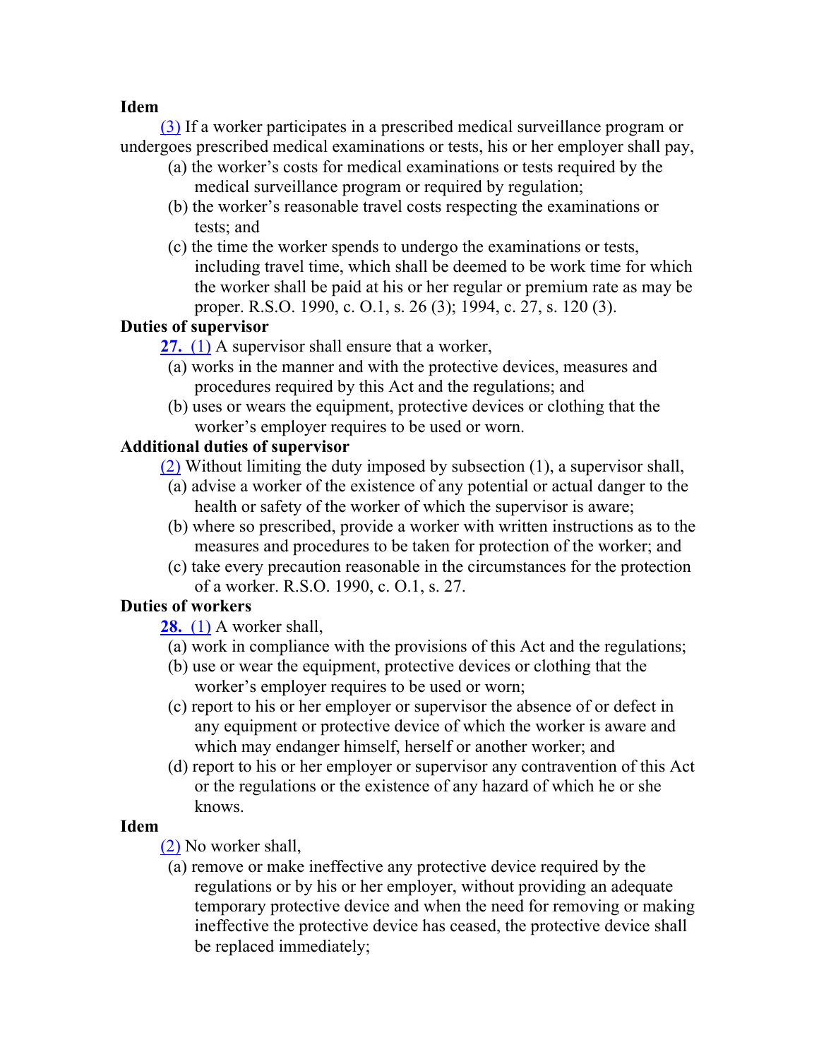**Idem**

(3) If a worker participates in a prescribed medical surveillance program or undergoes prescribed medical examinations or tests, his or her employer shall pay,

(a) the worker's costs for medical examinations or tests required by the medical surveillance program or required by regulation;

(b) the worker's reasonable travel costs respecting the examinations or tests; and

(c) the time the worker spends to undergo the examinations or tests, including travel time, which shall be deemed to be work time for which the worker shall be paid at his or her regular or premium rate as may be proper. R.S.O. 1990, c. O.1, s. 26 (3); 1994, c. 27, s. 120 (3).

**Duties of supervisor**

**27.** (1) A supervisor shall ensure that a worker,

(a) works in the manner and with the protective devices, measures and procedures required by this Act and the regulations; and

(b) uses or wears the equipment, protective devices or clothing that the worker's employer requires to be used or worn.

**Additional duties of supervisor**

(2) Without limiting the duty imposed by subsection (1), a supervisor shall,

(a) advise a worker of the existence of any potential or actual danger to the health or safety of the worker of which the supervisor is aware;

(b) where so prescribed, provide a worker with written instructions as to the measures and procedures to be taken for protection of the worker; and

(c) take every precaution reasonable in the circumstances for the protection of a worker. R.S.O. 1990, c. O.1, s. 27.

**Duties of workers**

**28.** (1) A worker shall,

(a) work in compliance with the provisions of this Act and the regulations;

(b) use or wear the equipment, protective devices or clothing that the worker's employer requires to be used or worn;

(c) report to his or her employer or supervisor the absence of or defect in any equipment or protective device of which the worker is aware and which may endanger himself, herself or another worker; and

(d) report to his or her employer or supervisor any contravention of this Act or the regulations or the existence of any hazard of which he or she knows.

**Idem**

(2) No worker shall,

(a) remove or make ineffective any protective device required by the regulations or by his or her employer, without providing an adequate temporary protective device and when the need for removing or making ineffective the protective device has ceased, the protective device shall be replaced immediately;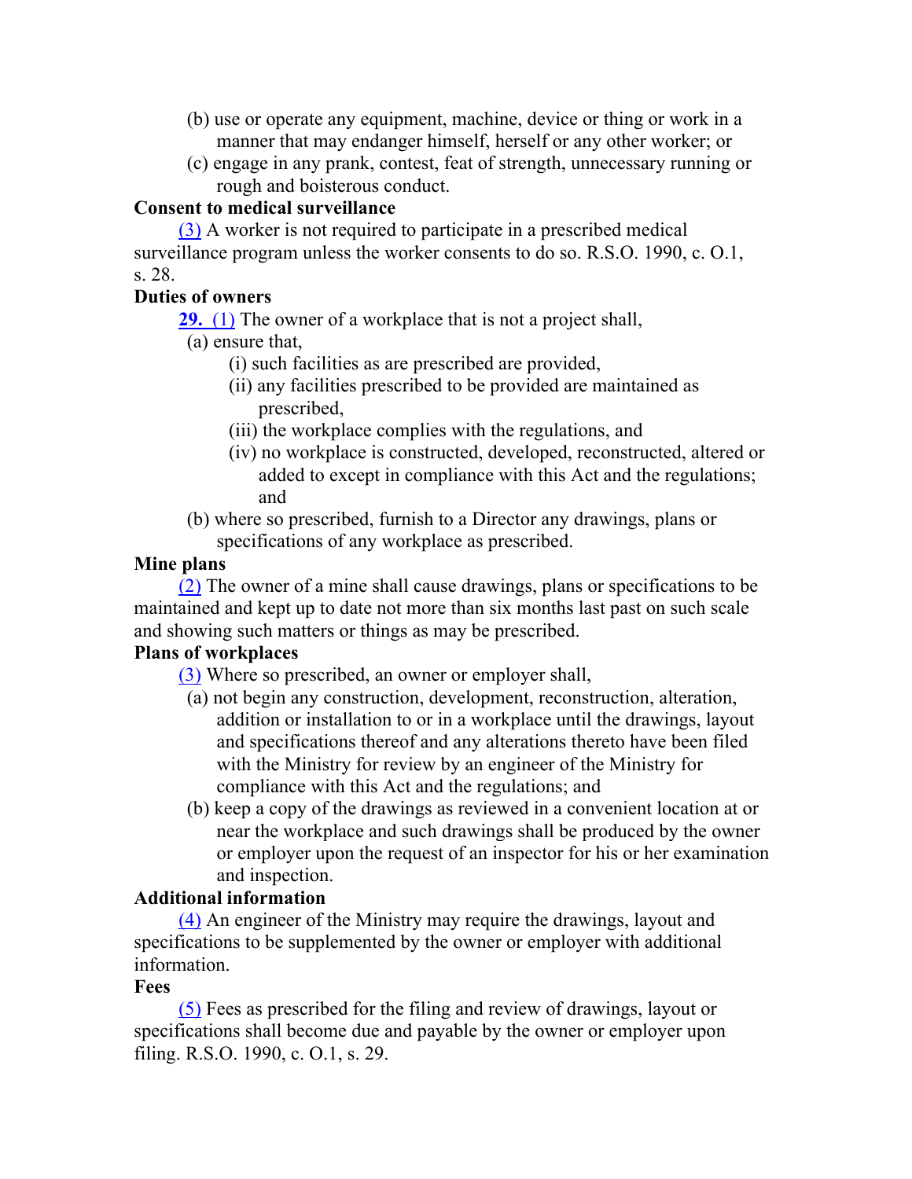(b) use or operate any equipment, machine, device or thing or work in a manner that may endanger himself, herself or any other worker; or

(c) engage in any prank, contest, feat of strength, unnecessary running or rough and boisterous conduct.

**Consent to medical surveillance**

(3) A worker is not required to participate in a prescribed medical surveillance program unless the worker consents to do so. R.S.O. 1990, c. O.1, s. 28.

**Duties of owners**

**29.** (1) The owner of a workplace that is not a project shall,

(a) ensure that,

(i) such facilities as are prescribed are provided,

(ii) any facilities prescribed to be provided are maintained as prescribed,

(iii) the workplace complies with the regulations, and

(iv) no workplace is constructed, developed, reconstructed, altered or added to except in compliance with this Act and the regulations; and

(b) where so prescribed, furnish to a Director any drawings, plans or specifications of any workplace as prescribed.

**Mine plans**

(2) The owner of a mine shall cause drawings, plans or specifications to be maintained and kept up to date not more than six months last past on such scale and showing such matters or things as may be prescribed.

**Plans of workplaces**

(3) Where so prescribed, an owner or employer shall,

(a) not begin any construction, development, reconstruction, alteration, addition or installation to or in a workplace until the drawings, layout and specifications thereof and any alterations thereto have been filed with the Ministry for review by an engineer of the Ministry for compliance with this Act and the regulations; and

(b) keep a copy of the drawings as reviewed in a convenient location at or near the workplace and such drawings shall be produced by the owner or employer upon the request of an inspector for his or her examination and inspection.

**Additional information**

(4) An engineer of the Ministry may require the drawings, layout and specifications to be supplemented by the owner or employer with additional information.

**Fees**

(5) Fees as prescribed for the filing and review of drawings, layout or specifications shall become due and payable by the owner or employer upon filing. R.S.O. 1990, c. O.1, s. 29.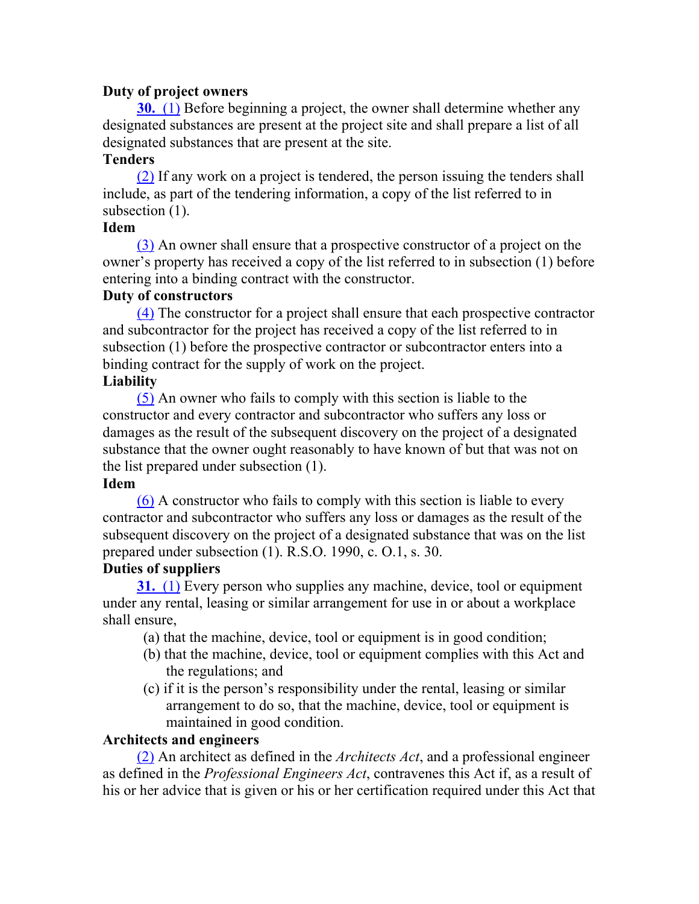**Duty of project owners**

**30.** (1) Before beginning a project, the owner shall determine whether any designated substances are present at the project site and shall prepare a list of all designated substances that are present at the site.

**Tenders**

(2) If any work on a project is tendered, the person issuing the tenders shall include, as part of the tendering information, a copy of the list referred to in subsection (1).

**Idem**

(3) An owner shall ensure that a prospective constructor of a project on the owner's property has received a copy of the list referred to in subsection (1) before entering into a binding contract with the constructor.

**Duty of constructors**

(4) The constructor for a project shall ensure that each prospective contractor and subcontractor for the project has received a copy of the list referred to in subsection (1) before the prospective contractor or subcontractor enters into a binding contract for the supply of work on the project.

**Liability**

(5) An owner who fails to comply with this section is liable to the constructor and every contractor and subcontractor who suffers any loss or damages as the result of the subsequent discovery on the project of a designated substance that the owner ought reasonably to have known of but that was not on the list prepared under subsection (1).

**Idem**

(6) A constructor who fails to comply with this section is liable to every contractor and subcontractor who suffers any loss or damages as the result of the subsequent discovery on the project of a designated substance that was on the list prepared under subsection (1). R.S.O. 1990, c. O.1, s. 30.

**Duties of suppliers**

**31.** (1) Every person who supplies any machine, device, tool or equipment under any rental, leasing or similar arrangement for use in or about a workplace shall ensure,

- (a) that the machine, device, tool or equipment is in good condition;
- (b) that the machine, device, tool or equipment complies with this Act and the regulations; and
- (c) if it is the person's responsibility under the rental, leasing or similar arrangement to do so, that the machine, device, tool or equipment is maintained in good condition.

**Architects and engineers**

(2) An architect as defined in the *Architects Act*, and a professional engineer as defined in the *Professional Engineers Act*, contravenes this Act if, as a result of his or her advice that is given or his or her certification required under this Act that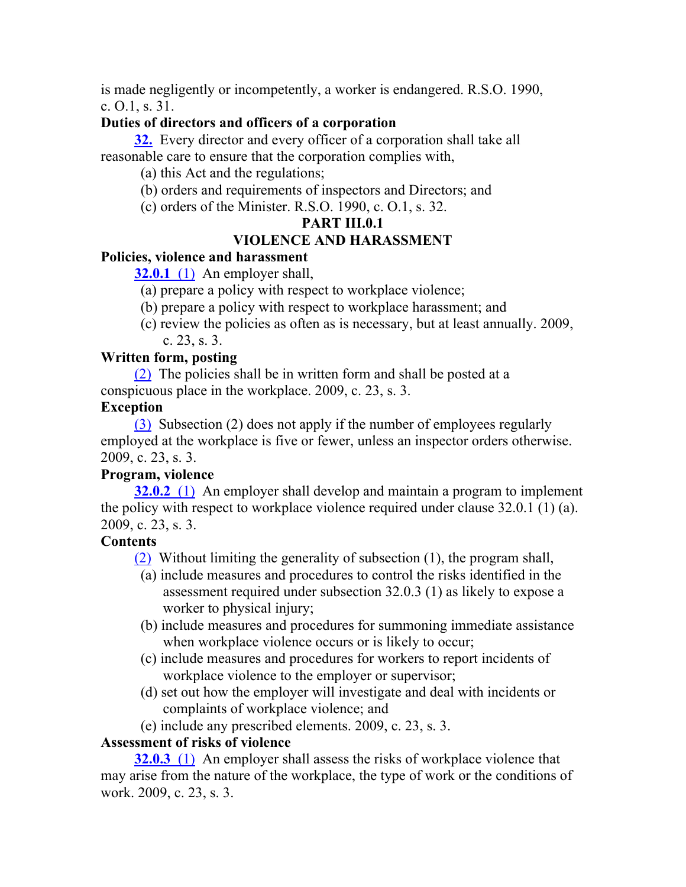is made negligently or incompetently, a worker is endangered. R.S.O. 1990, c. O.1, s. 31.

**Duties of directors and officers of a corporation**

**32.** Every director and every officer of a corporation shall take all reasonable care to ensure that the corporation complies with,

(a) this Act and the regulations;

(b) orders and requirements of inspectors and Directors; and

(c) orders of the Minister. R.S.O. 1990, c. O.1, s. 32.

**PART III.0.1**

**VIOLENCE AND HARASSMENT**

**Policies, violence and harassment**

**32.0.1** (1) An employer shall,

(a) prepare a policy with respect to workplace violence;

(b) prepare a policy with respect to workplace harassment; and

(c) review the policies as often as is necessary, but at least annually. 2009, c. 23, s. 3.

**Written form, posting**

(2) The policies shall be in written form and shall be posted at a conspicuous place in the workplace. 2009, c. 23, s. 3.

**Exception**

(3) Subsection (2) does not apply if the number of employees regularly employed at the workplace is five or fewer, unless an inspector orders otherwise. 2009, c. 23, s. 3.

**Program, violence**

**32.0.2** (1) An employer shall develop and maintain a program to implement the policy with respect to workplace violence required under clause 32.0.1 (1) (a). 2009, c. 23, s. 3.

**Contents**

(2) Without limiting the generality of subsection (1), the program shall,

(a) include measures and procedures to control the risks identified in the assessment required under subsection 32.0.3 (1) as likely to expose a worker to physical injury;

(b) include measures and procedures for summoning immediate assistance when workplace violence occurs or is likely to occur;

(c) include measures and procedures for workers to report incidents of workplace violence to the employer or supervisor;

(d) set out how the employer will investigate and deal with incidents or complaints of workplace violence; and

(e) include any prescribed elements. 2009, c. 23, s. 3.

**Assessment of risks of violence**

**32.0.3** (1) An employer shall assess the risks of workplace violence that may arise from the nature of the workplace, the type of work or the conditions of work. 2009, c. 23, s. 3.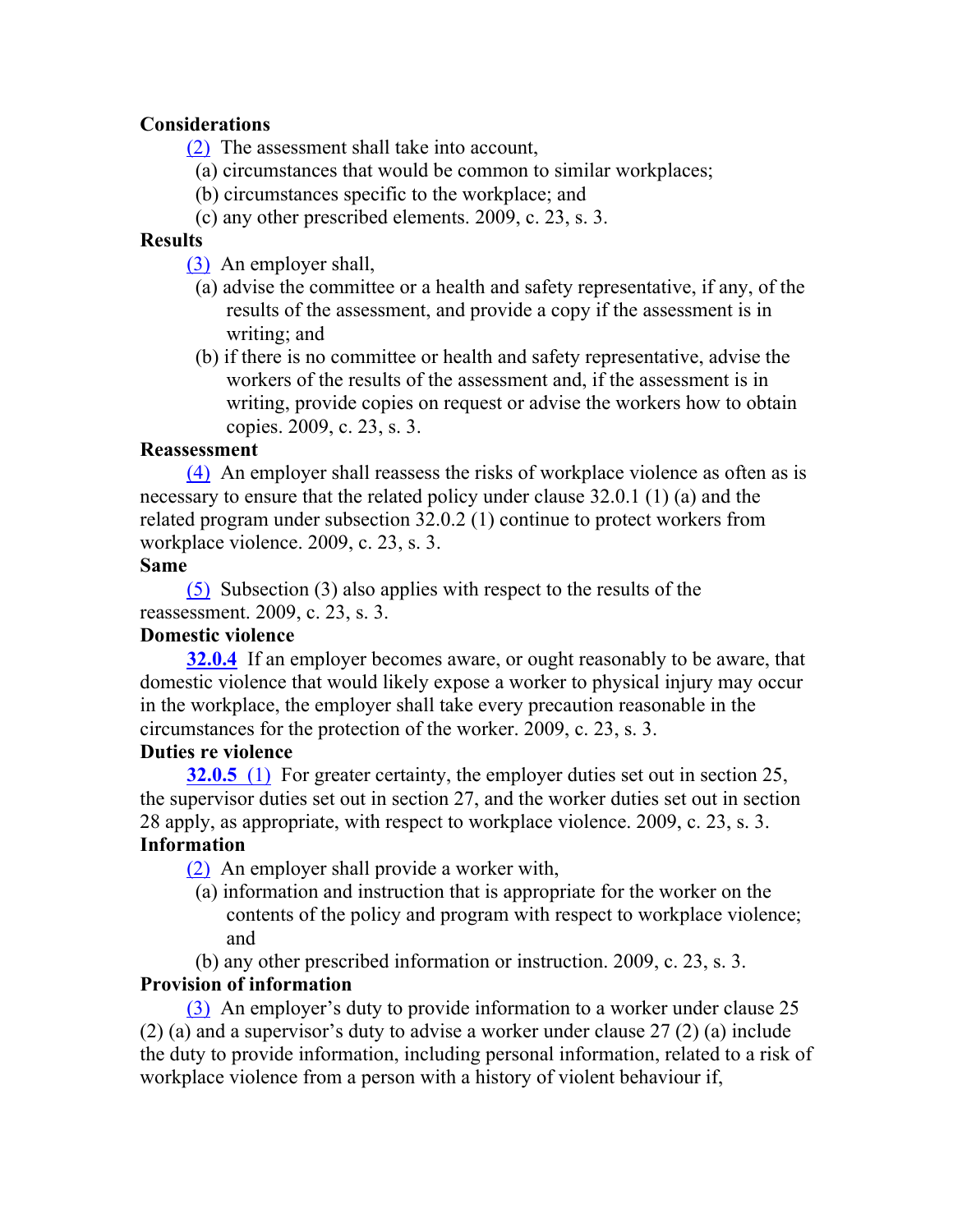**Considerations**

(2) The assessment shall take into account,

(a) circumstances that would be common to similar workplaces;

(b) circumstances specific to the workplace; and

(c) any other prescribed elements. 2009, c. 23, s. 3.

**Results**

(3) An employer shall,

(a) advise the committee or a health and safety representative, if any, of the results of the assessment, and provide a copy if the assessment is in writing; and

(b) if there is no committee or health and safety representative, advise the workers of the results of the assessment and, if the assessment is in writing, provide copies on request or advise the workers how to obtain copies. 2009, c. 23, s. 3.

**Reassessment**

(4) An employer shall reassess the risks of workplace violence as often as is necessary to ensure that the related policy under clause 32.0.1 (1) (a) and the related program under subsection 32.0.2 (1) continue to protect workers from workplace violence. 2009, c. 23, s. 3.

**Same**

(5) Subsection (3) also applies with respect to the results of the reassessment. 2009, c. 23, s. 3.

**Domestic violence**

**32.0.4** If an employer becomes aware, or ought reasonably to be aware, that domestic violence that would likely expose a worker to physical injury may occur in the workplace, the employer shall take every precaution reasonable in the circumstances for the protection of the worker. 2009, c. 23, s. 3.

**Duties re violence**

**32.0.5** (1) For greater certainty, the employer duties set out in section 25, the supervisor duties set out in section 27, and the worker duties set out in section 28 apply, as appropriate, with respect to workplace violence. 2009, c. 23, s. 3.

**Information**

(2) An employer shall provide a worker with,

(a) information and instruction that is appropriate for the worker on the contents of the policy and program with respect to workplace violence; and

(b) any other prescribed information or instruction. 2009, c. 23, s. 3.

**Provision of information**

(3) An employer's duty to provide information to a worker under clause 25 (2) (a) and a supervisor's duty to advise a worker under clause 27 (2) (a) include the duty to provide information, including personal information, related to a risk of workplace violence from a person with a history of violent behaviour if,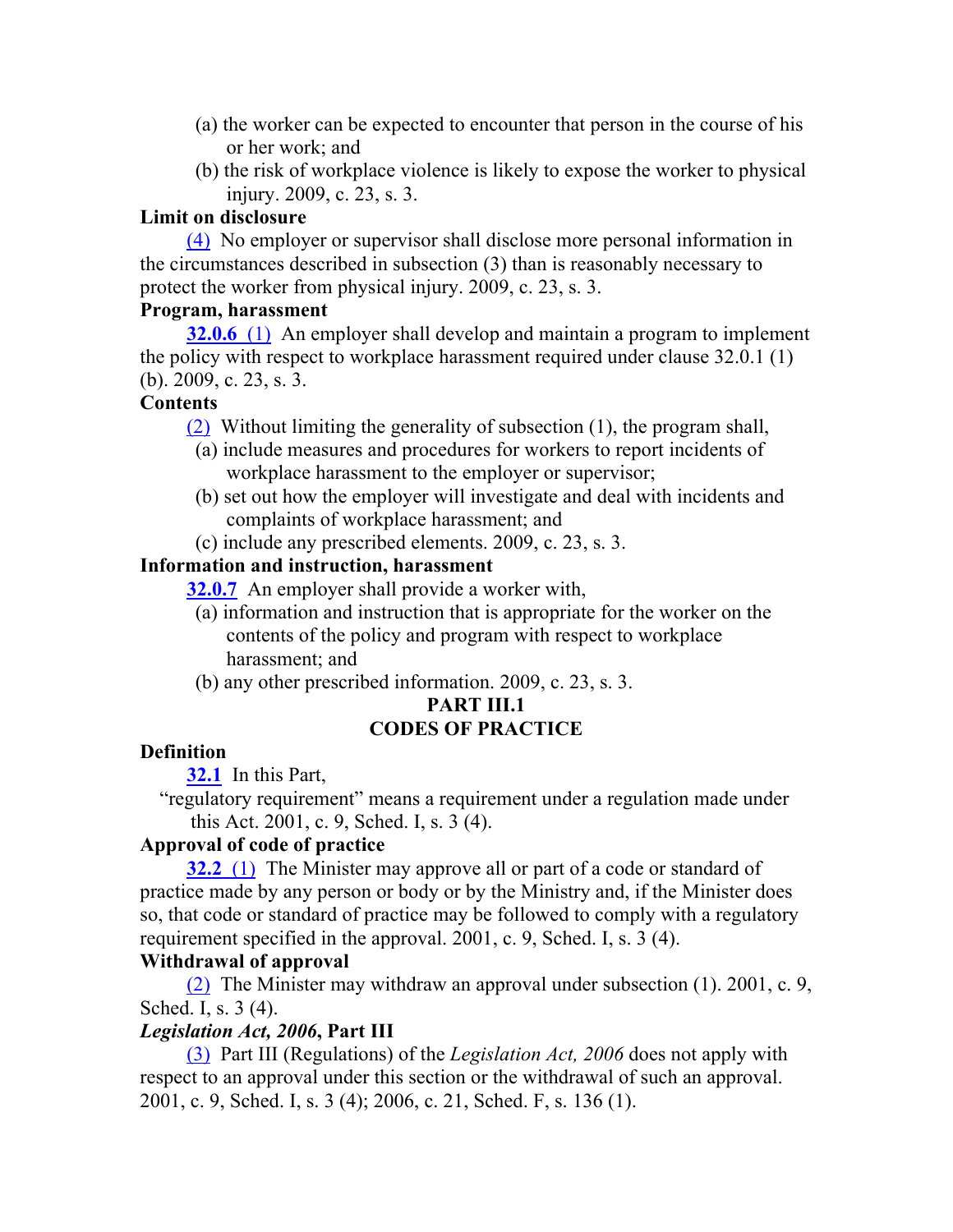(a) the worker can be expected to encounter that person in the course of his or her work; and

(b) the risk of workplace violence is likely to expose the worker to physical injury. 2009, c. 23, s. 3.

**Limit on disclosure**

(4) No employer or supervisor shall disclose more personal information in the circumstances described in subsection (3) than is reasonably necessary to protect the worker from physical injury. 2009, c. 23, s. 3.

**Program, harassment**

**32.0.6** (1) An employer shall develop and maintain a program to implement the policy with respect to workplace harassment required under clause 32.0.1 (1) (b). 2009, c. 23, s. 3.

**Contents**

(2) Without limiting the generality of subsection (1), the program shall,

(a) include measures and procedures for workers to report incidents of workplace harassment to the employer or supervisor;

(b) set out how the employer will investigate and deal with incidents and complaints of workplace harassment; and

(c) include any prescribed elements. 2009, c. 23, s. 3.

**Information and instruction, harassment**

**32.0.7** An employer shall provide a worker with,

(a) information and instruction that is appropriate for the worker on the contents of the policy and program with respect to workplace harassment; and

(b) any other prescribed information. 2009, c. 23, s. 3.

## PART III.1
## CODES OF PRACTICE

**Definition**

**32.1** In this Part,

"regulatory requirement" means a requirement under a regulation made under this Act. 2001, c. 9, Sched. I, s. 3 (4).

**Approval of code of practice**

**32.2** (1) The Minister may approve all or part of a code or standard of practice made by any person or body or by the Ministry and, if the Minister does so, that code or standard of practice may be followed to comply with a regulatory requirement specified in the approval. 2001, c. 9, Sched. I, s. 3 (4).

**Withdrawal of approval**

(2) The Minister may withdraw an approval under subsection (1). 2001, c. 9, Sched. I, s. 3 (4).

***Legislation Act, 2006*, Part III**

(3) Part III (Regulations) of the *Legislation Act, 2006* does not apply with respect to an approval under this section or the withdrawal of such an approval. 2001, c. 9, Sched. I, s. 3 (4); 2006, c. 21, Sched. F, s. 136 (1).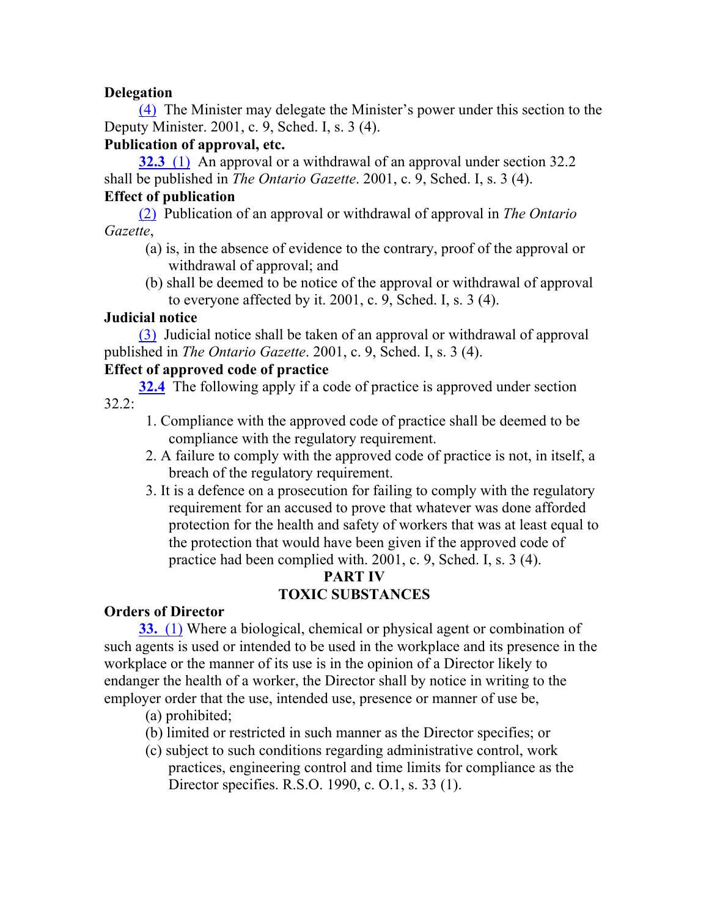**Delegation**

(4) The Minister may delegate the Minister's power under this section to the Deputy Minister. 2001, c. 9, Sched. I, s. 3 (4).

**Publication of approval, etc.**

**32.3** (1) An approval or a withdrawal of an approval under section 32.2 shall be published in *The Ontario Gazette*. 2001, c. 9, Sched. I, s. 3 (4).

**Effect of publication**

(2) Publication of an approval or withdrawal of approval in *The Ontario Gazette*,

(a) is, in the absence of evidence to the contrary, proof of the approval or withdrawal of approval; and

(b) shall be deemed to be notice of the approval or withdrawal of approval to everyone affected by it. 2001, c. 9, Sched. I, s. 3 (4).

**Judicial notice**

(3) Judicial notice shall be taken of an approval or withdrawal of approval published in *The Ontario Gazette*. 2001, c. 9, Sched. I, s. 3 (4).

**Effect of approved code of practice**

**32.4** The following apply if a code of practice is approved under section 32.2:

1. Compliance with the approved code of practice shall be deemed to be compliance with the regulatory requirement.
2. A failure to comply with the approved code of practice is not, in itself, a breach of the regulatory requirement.
3. It is a defence on a prosecution for failing to comply with the regulatory requirement for an accused to prove that whatever was done afforded protection for the health and safety of workers that was at least equal to the protection that would have been given if the approved code of practice had been complied with. 2001, c. 9, Sched. I, s. 3 (4).

## PART IV
## TOXIC SUBSTANCES

**Orders of Director**

**33.** (1) Where a biological, chemical or physical agent or combination of such agents is used or intended to be used in the workplace and its presence in the workplace or the manner of its use is in the opinion of a Director likely to endanger the health of a worker, the Director shall by notice in writing to the employer order that the use, intended use, presence or manner of use be,

(a) prohibited;

(b) limited or restricted in such manner as the Director specifies; or

(c) subject to such conditions regarding administrative control, work practices, engineering control and time limits for compliance as the Director specifies. R.S.O. 1990, c. O.1, s. 33 (1).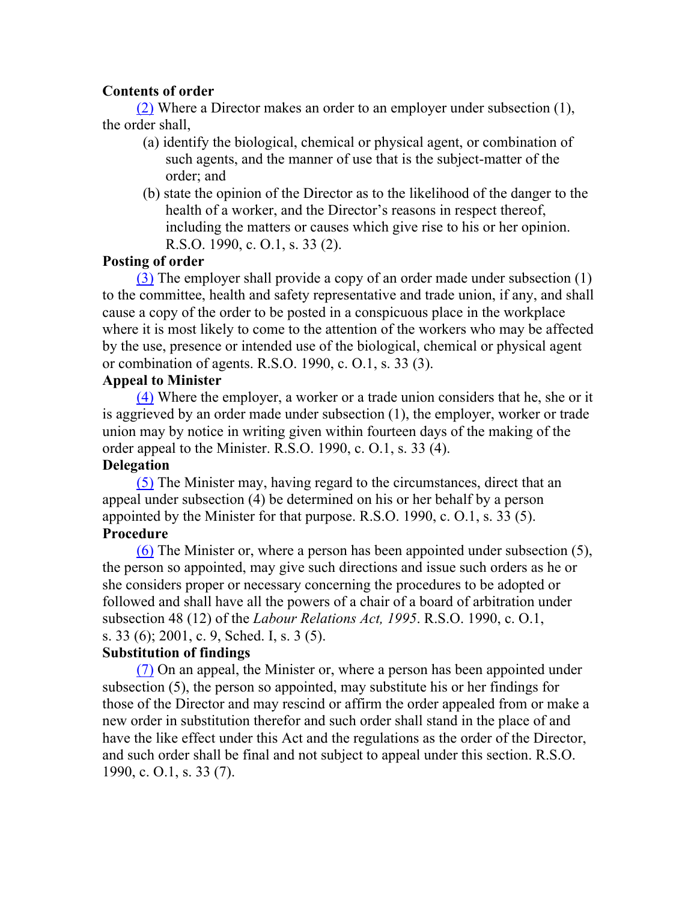**Contents of order**

(2) Where a Director makes an order to an employer under subsection (1), the order shall,

(a) identify the biological, chemical or physical agent, or combination of such agents, and the manner of use that is the subject-matter of the order; and

(b) state the opinion of the Director as to the likelihood of the danger to the health of a worker, and the Director's reasons in respect thereof, including the matters or causes which give rise to his or her opinion. R.S.O. 1990, c. O.1, s. 33 (2).

**Posting of order**

(3) The employer shall provide a copy of an order made under subsection (1) to the committee, health and safety representative and trade union, if any, and shall cause a copy of the order to be posted in a conspicuous place in the workplace where it is most likely to come to the attention of the workers who may be affected by the use, presence or intended use of the biological, chemical or physical agent or combination of agents. R.S.O. 1990, c. O.1, s. 33 (3).

**Appeal to Minister**

(4) Where the employer, a worker or a trade union considers that he, she or it is aggrieved by an order made under subsection (1), the employer, worker or trade union may by notice in writing given within fourteen days of the making of the order appeal to the Minister. R.S.O. 1990, c. O.1, s. 33 (4).

**Delegation**

(5) The Minister may, having regard to the circumstances, direct that an appeal under subsection (4) be determined on his or her behalf by a person appointed by the Minister for that purpose. R.S.O. 1990, c. O.1, s. 33 (5).

**Procedure**

(6) The Minister or, where a person has been appointed under subsection (5), the person so appointed, may give such directions and issue such orders as he or she considers proper or necessary concerning the procedures to be adopted or followed and shall have all the powers of a chair of a board of arbitration under subsection 48 (12) of the *Labour Relations Act, 1995*. R.S.O. 1990, c. O.1, s. 33 (6); 2001, c. 9, Sched. I, s. 3 (5).

**Substitution of findings**

(7) On an appeal, the Minister or, where a person has been appointed under subsection (5), the person so appointed, may substitute his or her findings for those of the Director and may rescind or affirm the order appealed from or make a new order in substitution therefor and such order shall stand in the place of and have the like effect under this Act and the regulations as the order of the Director, and such order shall be final and not subject to appeal under this section. R.S.O. 1990, c. O.1, s. 33 (7).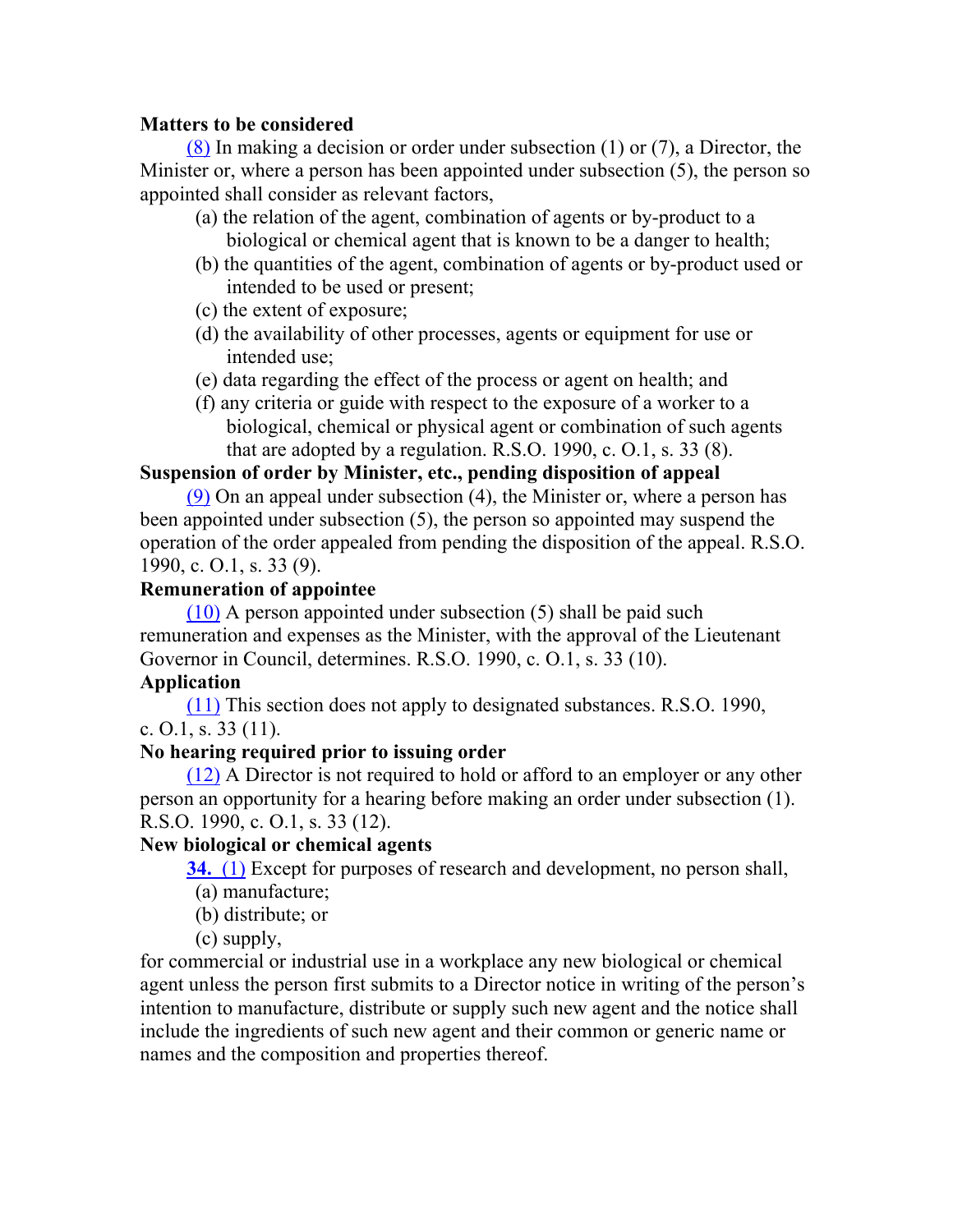**Matters to be considered**

(8) In making a decision or order under subsection (1) or (7), a Director, the Minister or, where a person has been appointed under subsection (5), the person so appointed shall consider as relevant factors,

- (a) the relation of the agent, combination of agents or by-product to a biological or chemical agent that is known to be a danger to health;
- (b) the quantities of the agent, combination of agents or by-product used or intended to be used or present;
- (c) the extent of exposure;
- (d) the availability of other processes, agents or equipment for use or intended use;
- (e) data regarding the effect of the process or agent on health; and
- (f) any criteria or guide with respect to the exposure of a worker to a biological, chemical or physical agent or combination of such agents that are adopted by a regulation. R.S.O. 1990, c. O.1, s. 33 (8).

**Suspension of order by Minister, etc., pending disposition of appeal**

(9) On an appeal under subsection (4), the Minister or, where a person has been appointed under subsection (5), the person so appointed may suspend the operation of the order appealed from pending the disposition of the appeal. R.S.O. 1990, c. O.1, s. 33 (9).

**Remuneration of appointee**

(10) A person appointed under subsection (5) shall be paid such remuneration and expenses as the Minister, with the approval of the Lieutenant Governor in Council, determines. R.S.O. 1990, c. O.1, s. 33 (10).

**Application**

(11) This section does not apply to designated substances. R.S.O. 1990, c. O.1, s. 33 (11).

**No hearing required prior to issuing order**

(12) A Director is not required to hold or afford to an employer or any other person an opportunity for a hearing before making an order under subsection (1). R.S.O. 1990, c. O.1, s. 33 (12).

**New biological or chemical agents**

**34.** (1) Except for purposes of research and development, no person shall,

- (a) manufacture;
- (b) distribute; or
- (c) supply,

for commercial or industrial use in a workplace any new biological or chemical agent unless the person first submits to a Director notice in writing of the person's intention to manufacture, distribute or supply such new agent and the notice shall include the ingredients of such new agent and their common or generic name or names and the composition and properties thereof.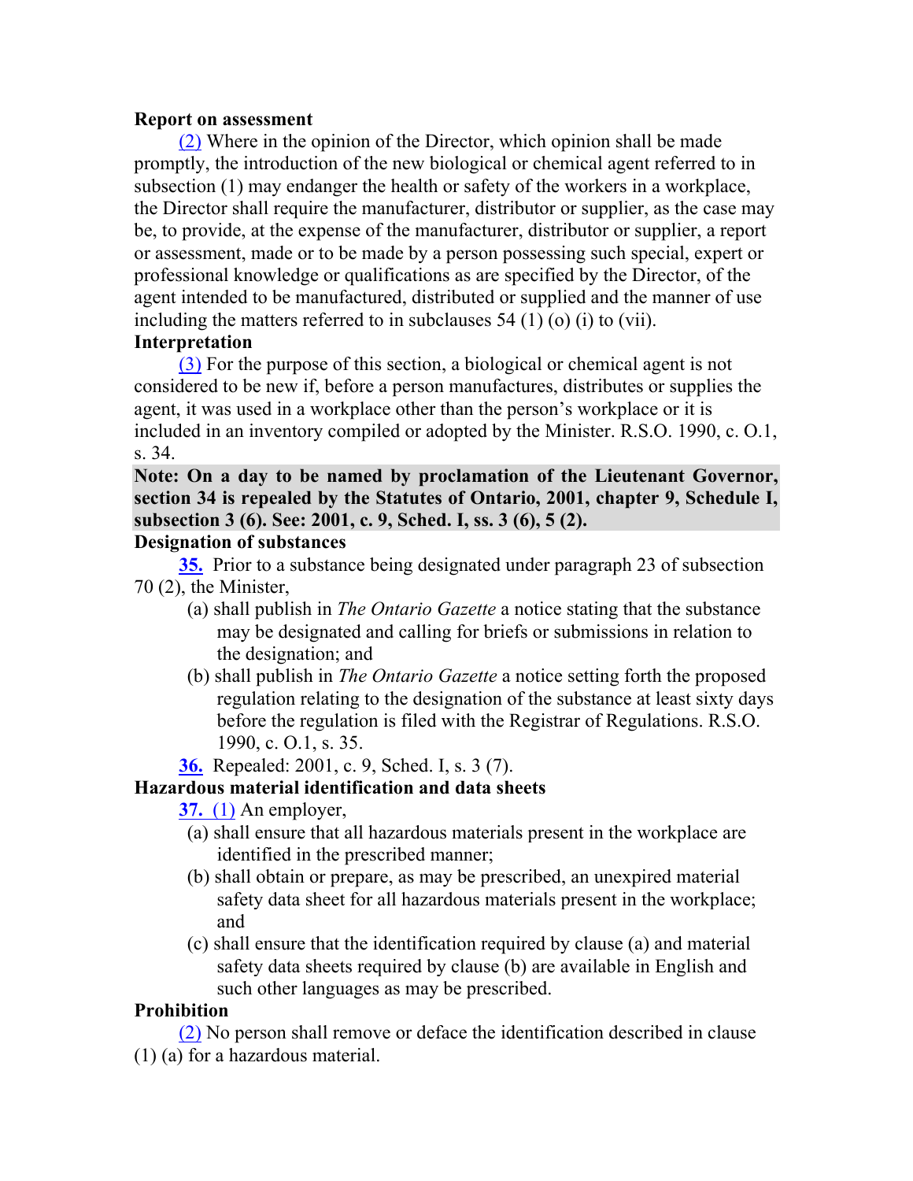**Report on assessment**

(2) Where in the opinion of the Director, which opinion shall be made promptly, the introduction of the new biological or chemical agent referred to in subsection (1) may endanger the health or safety of the workers in a workplace, the Director shall require the manufacturer, distributor or supplier, as the case may be, to provide, at the expense of the manufacturer, distributor or supplier, a report or assessment, made or to be made by a person possessing such special, expert or professional knowledge or qualifications as are specified by the Director, of the agent intended to be manufactured, distributed or supplied and the manner of use including the matters referred to in subclauses 54 (1) (o) (i) to (vii).

**Interpretation**

(3) For the purpose of this section, a biological or chemical agent is not considered to be new if, before a person manufactures, distributes or supplies the agent, it was used in a workplace other than the person's workplace or it is included in an inventory compiled or adopted by the Minister. R.S.O. 1990, c. O.1, s. 34.

**Note: On a day to be named by proclamation of the Lieutenant Governor, section 34 is repealed by the Statutes of Ontario, 2001, chapter 9, Schedule I, subsection 3 (6). See: 2001, c. 9, Sched. I, ss. 3 (6), 5 (2).**

**Designation of substances**

**35.** Prior to a substance being designated under paragraph 23 of subsection 70 (2), the Minister,

(a) shall publish in *The Ontario Gazette* a notice stating that the substance may be designated and calling for briefs or submissions in relation to the designation; and

(b) shall publish in *The Ontario Gazette* a notice setting forth the proposed regulation relating to the designation of the substance at least sixty days before the regulation is filed with the Registrar of Regulations. R.S.O. 1990, c. O.1, s. 35.

**36.** Repealed: 2001, c. 9, Sched. I, s. 3 (7).

**Hazardous material identification and data sheets**

**37.** (1) An employer,

(a) shall ensure that all hazardous materials present in the workplace are identified in the prescribed manner;

(b) shall obtain or prepare, as may be prescribed, an unexpired material safety data sheet for all hazardous materials present in the workplace; and

(c) shall ensure that the identification required by clause (a) and material safety data sheets required by clause (b) are available in English and such other languages as may be prescribed.

**Prohibition**

(2) No person shall remove or deface the identification described in clause (1) (a) for a hazardous material.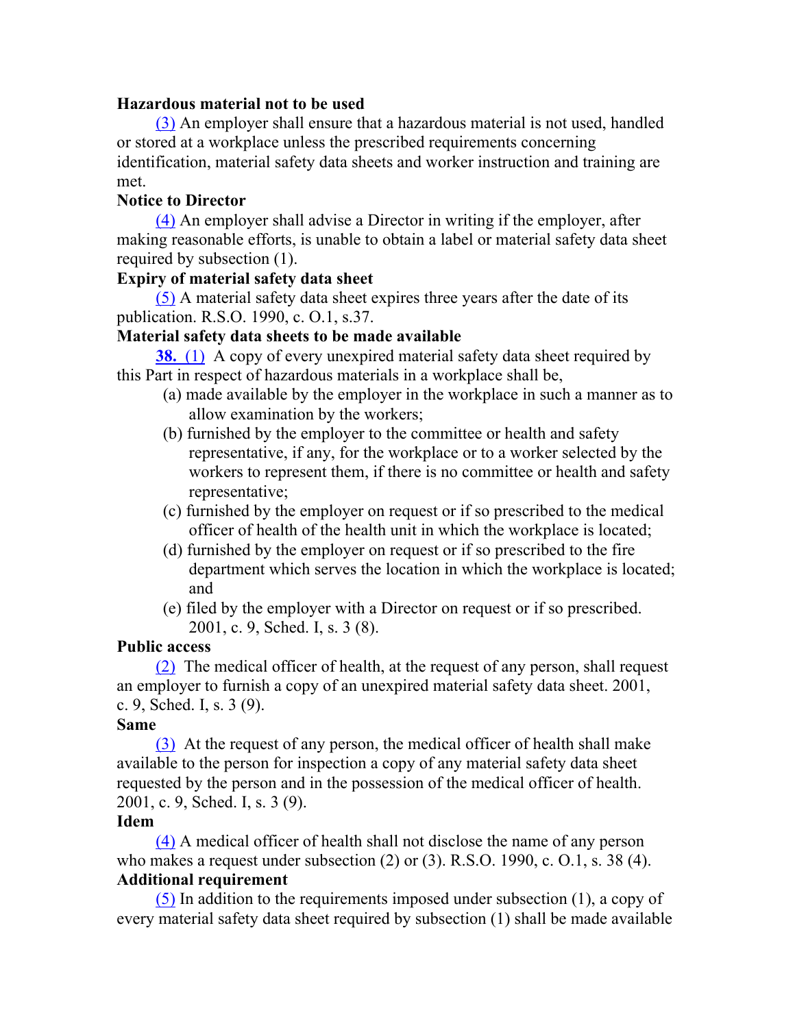**Hazardous material not to be used**

(3) An employer shall ensure that a hazardous material is not used, handled or stored at a workplace unless the prescribed requirements concerning identification, material safety data sheets and worker instruction and training are met.

**Notice to Director**

(4) An employer shall advise a Director in writing if the employer, after making reasonable efforts, is unable to obtain a label or material safety data sheet required by subsection (1).

**Expiry of material safety data sheet**

(5) A material safety data sheet expires three years after the date of its publication. R.S.O. 1990, c. O.1, s.37.

**Material safety data sheets to be made available**

**38.** (1) A copy of every unexpired material safety data sheet required by this Part in respect of hazardous materials in a workplace shall be,

- (a) made available by the employer in the workplace in such a manner as to allow examination by the workers;
- (b) furnished by the employer to the committee or health and safety representative, if any, for the workplace or to a worker selected by the workers to represent them, if there is no committee or health and safety representative;
- (c) furnished by the employer on request or if so prescribed to the medical officer of health of the health unit in which the workplace is located;
- (d) furnished by the employer on request or if so prescribed to the fire department which serves the location in which the workplace is located; and
- (e) filed by the employer with a Director on request or if so prescribed. 2001, c. 9, Sched. I, s. 3 (8).

**Public access**

(2) The medical officer of health, at the request of any person, shall request an employer to furnish a copy of an unexpired material safety data sheet. 2001, c. 9, Sched. I, s. 3 (9).

**Same**

(3) At the request of any person, the medical officer of health shall make available to the person for inspection a copy of any material safety data sheet requested by the person and in the possession of the medical officer of health. 2001, c. 9, Sched. I, s. 3 (9).

**Idem**

(4) A medical officer of health shall not disclose the name of any person who makes a request under subsection (2) or (3). R.S.O. 1990, c. O.1, s. 38 (4).

**Additional requirement**

(5) In addition to the requirements imposed under subsection (1), a copy of every material safety data sheet required by subsection (1) shall be made available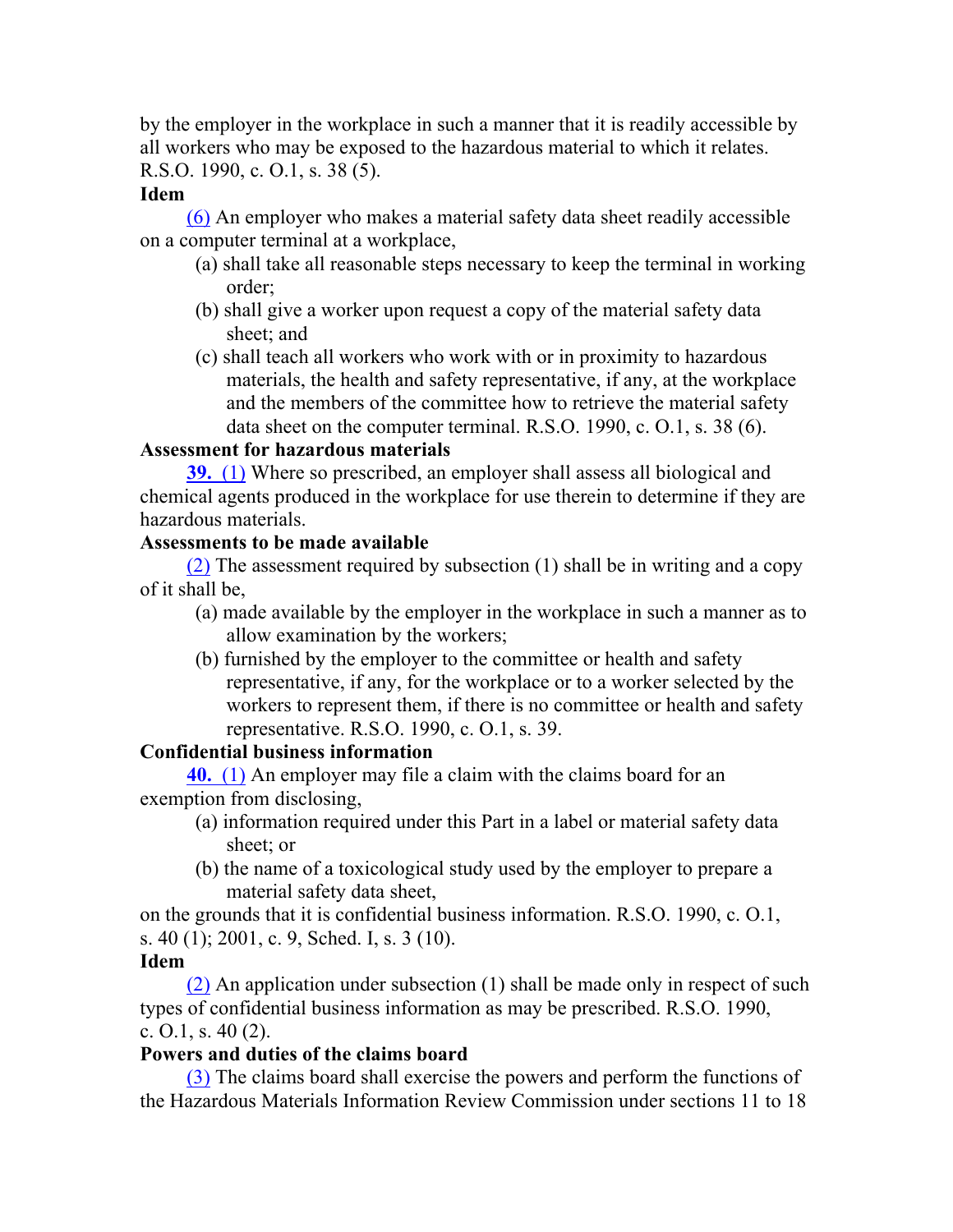by the employer in the workplace in such a manner that it is readily accessible by all workers who may be exposed to the hazardous material to which it relates. R.S.O. 1990, c. O.1, s. 38 (5).

**Idem**

(6) An employer who makes a material safety data sheet readily accessible on a computer terminal at a workplace,

(a) shall take all reasonable steps necessary to keep the terminal in working order;

(b) shall give a worker upon request a copy of the material safety data sheet; and

(c) shall teach all workers who work with or in proximity to hazardous materials, the health and safety representative, if any, at the workplace and the members of the committee how to retrieve the material safety data sheet on the computer terminal. R.S.O. 1990, c. O.1, s. 38 (6).

**Assessment for hazardous materials**

**39.** (1) Where so prescribed, an employer shall assess all biological and chemical agents produced in the workplace for use therein to determine if they are hazardous materials.

**Assessments to be made available**

(2) The assessment required by subsection (1) shall be in writing and a copy of it shall be,

(a) made available by the employer in the workplace in such a manner as to allow examination by the workers;

(b) furnished by the employer to the committee or health and safety representative, if any, for the workplace or to a worker selected by the workers to represent them, if there is no committee or health and safety representative. R.S.O. 1990, c. O.1, s. 39.

**Confidential business information**

**40.** (1) An employer may file a claim with the claims board for an exemption from disclosing,

(a) information required under this Part in a label or material safety data sheet; or

(b) the name of a toxicological study used by the employer to prepare a material safety data sheet,

on the grounds that it is confidential business information. R.S.O. 1990, c. O.1, s. 40 (1); 2001, c. 9, Sched. I, s. 3 (10).

**Idem**

(2) An application under subsection (1) shall be made only in respect of such types of confidential business information as may be prescribed. R.S.O. 1990, c. O.1, s. 40 (2).

**Powers and duties of the claims board**

(3) The claims board shall exercise the powers and perform the functions of the Hazardous Materials Information Review Commission under sections 11 to 18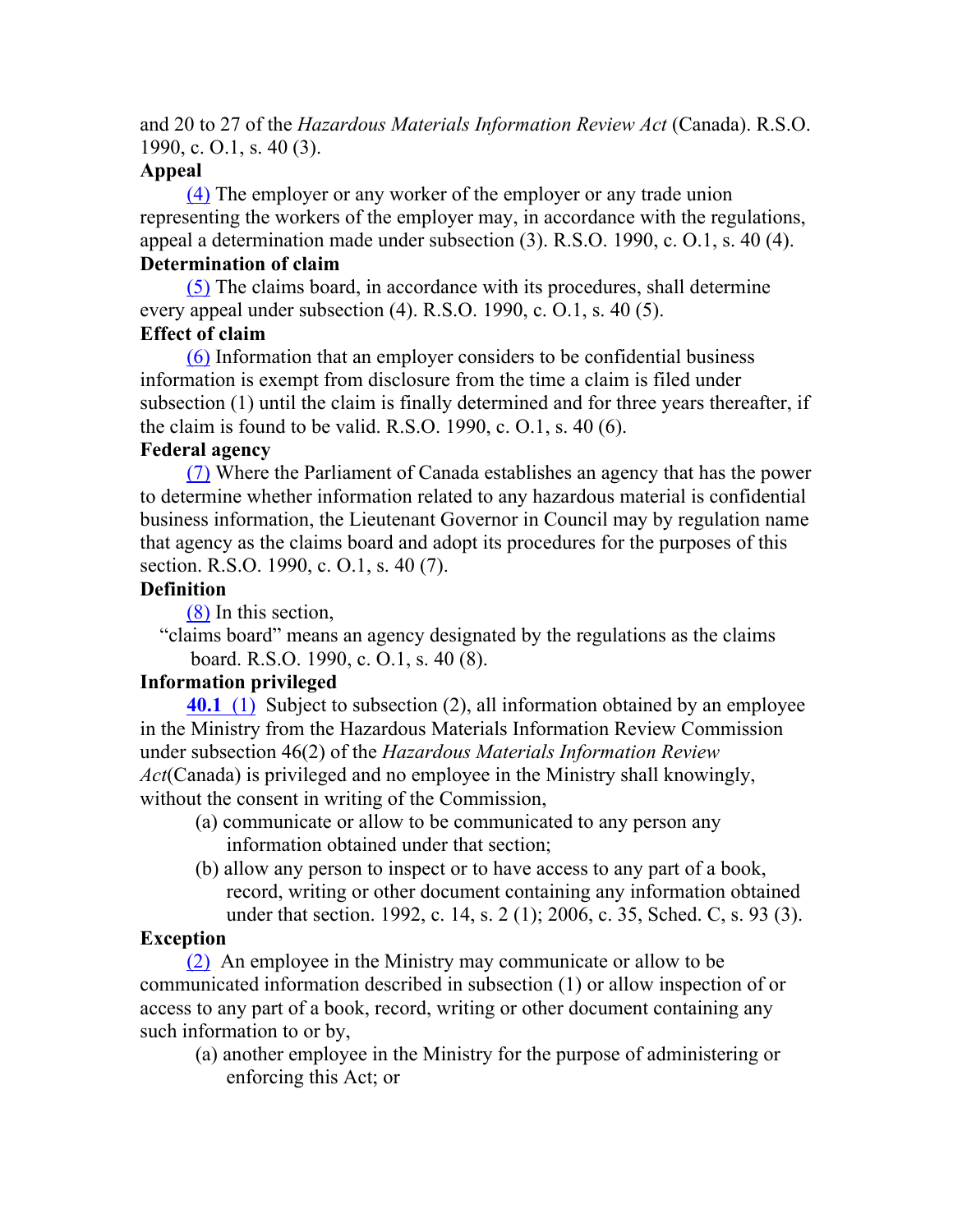and 20 to 27 of the *Hazardous Materials Information Review Act* (Canada). R.S.O. 1990, c. O.1, s. 40 (3).

**Appeal**

(4) The employer or any worker of the employer or any trade union representing the workers of the employer may, in accordance with the regulations, appeal a determination made under subsection (3). R.S.O. 1990, c. O.1, s. 40 (4).

**Determination of claim**

(5) The claims board, in accordance with its procedures, shall determine every appeal under subsection (4). R.S.O. 1990, c. O.1, s. 40 (5).

**Effect of claim**

(6) Information that an employer considers to be confidential business information is exempt from disclosure from the time a claim is filed under subsection (1) until the claim is finally determined and for three years thereafter, if the claim is found to be valid. R.S.O. 1990, c. O.1, s. 40 (6).

**Federal agency**

(7) Where the Parliament of Canada establishes an agency that has the power to determine whether information related to any hazardous material is confidential business information, the Lieutenant Governor in Council may by regulation name that agency as the claims board and adopt its procedures for the purposes of this section. R.S.O. 1990, c. O.1, s. 40 (7).

**Definition**

(8) In this section,

"claims board" means an agency designated by the regulations as the claims board. R.S.O. 1990, c. O.1, s. 40 (8).

**Information privileged**

**40.1** (1) Subject to subsection (2), all information obtained by an employee in the Ministry from the Hazardous Materials Information Review Commission under subsection 46(2) of the *Hazardous Materials Information Review Act*(Canada) is privileged and no employee in the Ministry shall knowingly, without the consent in writing of the Commission,

(a) communicate or allow to be communicated to any person any information obtained under that section;

(b) allow any person to inspect or to have access to any part of a book, record, writing or other document containing any information obtained under that section. 1992, c. 14, s. 2 (1); 2006, c. 35, Sched. C, s. 93 (3).

**Exception**

(2) An employee in the Ministry may communicate or allow to be communicated information described in subsection (1) or allow inspection of or access to any part of a book, record, writing or other document containing any such information to or by,

(a) another employee in the Ministry for the purpose of administering or enforcing this Act; or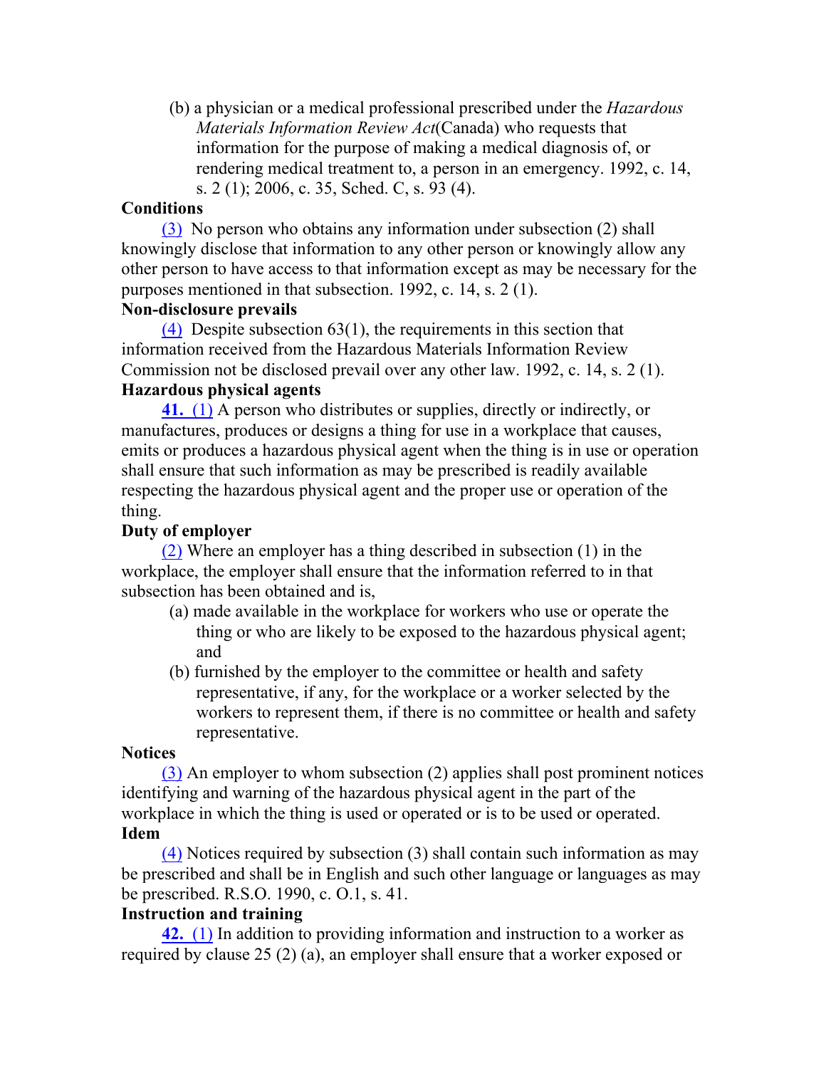(b) a physician or a medical professional prescribed under the *Hazardous Materials Information Review Act*(Canada) who requests that information for the purpose of making a medical diagnosis of, or rendering medical treatment to, a person in an emergency. 1992, c. 14, s. 2 (1); 2006, c. 35, Sched. C, s. 93 (4).

**Conditions**

(3) No person who obtains any information under subsection (2) shall knowingly disclose that information to any other person or knowingly allow any other person to have access to that information except as may be necessary for the purposes mentioned in that subsection. 1992, c. 14, s. 2 (1).

**Non-disclosure prevails**

(4) Despite subsection 63(1), the requirements in this section that information received from the Hazardous Materials Information Review Commission not be disclosed prevail over any other law. 1992, c. 14, s. 2 (1).

**Hazardous physical agents**

**41.** (1) A person who distributes or supplies, directly or indirectly, or manufactures, produces or designs a thing for use in a workplace that causes, emits or produces a hazardous physical agent when the thing is in use or operation shall ensure that such information as may be prescribed is readily available respecting the hazardous physical agent and the proper use or operation of the thing.

**Duty of employer**

(2) Where an employer has a thing described in subsection (1) in the workplace, the employer shall ensure that the information referred to in that subsection has been obtained and is,

(a) made available in the workplace for workers who use or operate the thing or who are likely to be exposed to the hazardous physical agent; and

(b) furnished by the employer to the committee or health and safety representative, if any, for the workplace or a worker selected by the workers to represent them, if there is no committee or health and safety representative.

**Notices**

(3) An employer to whom subsection (2) applies shall post prominent notices identifying and warning of the hazardous physical agent in the part of the workplace in which the thing is used or operated or is to be used or operated.

**Idem**

(4) Notices required by subsection (3) shall contain such information as may be prescribed and shall be in English and such other language or languages as may be prescribed. R.S.O. 1990, c. O.1, s. 41.

**Instruction and training**

**42.** (1) In addition to providing information and instruction to a worker as required by clause 25 (2) (a), an employer shall ensure that a worker exposed or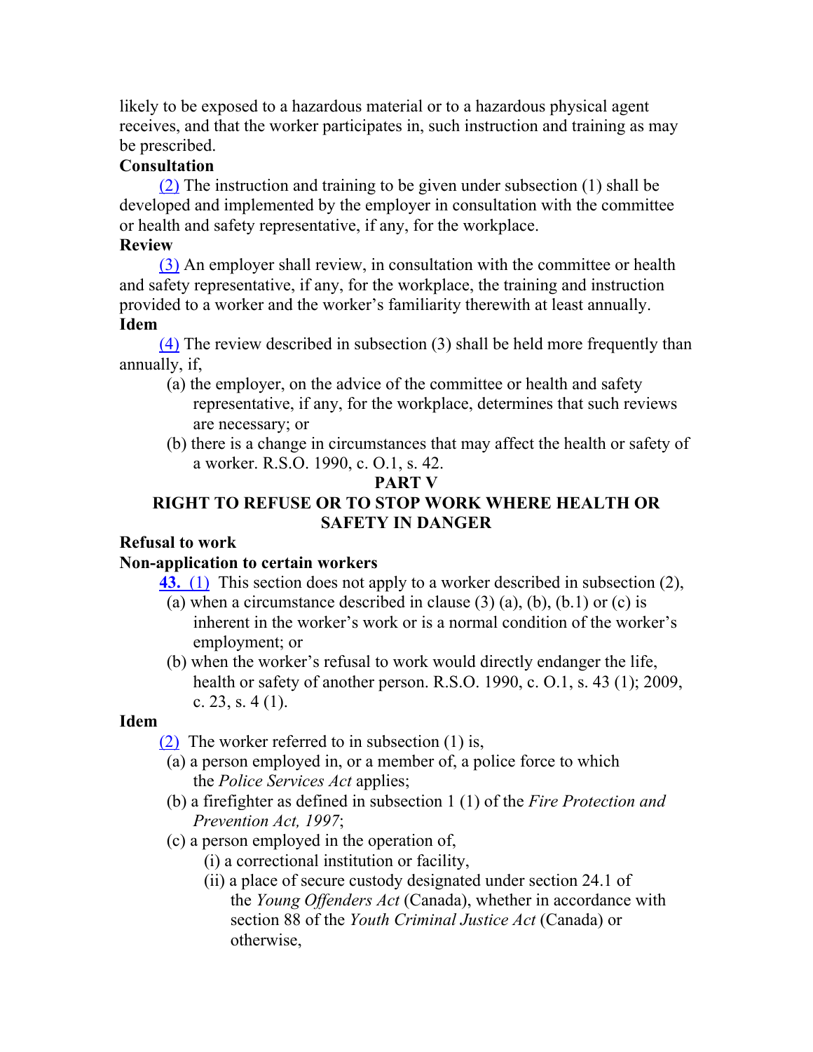likely to be exposed to a hazardous material or to a hazardous physical agent receives, and that the worker participates in, such instruction and training as may be prescribed.

**Consultation**

(2) The instruction and training to be given under subsection (1) shall be developed and implemented by the employer in consultation with the committee or health and safety representative, if any, for the workplace.

**Review**

(3) An employer shall review, in consultation with the committee or health and safety representative, if any, for the workplace, the training and instruction provided to a worker and the worker's familiarity therewith at least annually.

**Idem**

(4) The review described in subsection (3) shall be held more frequently than annually, if,

(a) the employer, on the advice of the committee or health and safety representative, if any, for the workplace, determines that such reviews are necessary; or

(b) there is a change in circumstances that may affect the health or safety of a worker. R.S.O. 1990, c. O.1, s. 42.

## PART V

## RIGHT TO REFUSE OR TO STOP WORK WHERE HEALTH OR SAFETY IN DANGER

**Refusal to work**

**Non-application to certain workers**

**43.** (1) This section does not apply to a worker described in subsection (2),

(a) when a circumstance described in clause (3) (a), (b), (b.1) or (c) is inherent in the worker's work or is a normal condition of the worker's employment; or

(b) when the worker's refusal to work would directly endanger the life, health or safety of another person. R.S.O. 1990, c. O.1, s. 43 (1); 2009, c. 23, s. 4 (1).

**Idem**

(2) The worker referred to in subsection (1) is,

(a) a person employed in, or a member of, a police force to which the *Police Services Act* applies;

(b) a firefighter as defined in subsection 1 (1) of the *Fire Protection and Prevention Act, 1997*;

(c) a person employed in the operation of,

(i) a correctional institution or facility,

(ii) a place of secure custody designated under section 24.1 of the *Young Offenders Act* (Canada), whether in accordance with section 88 of the *Youth Criminal Justice Act* (Canada) or otherwise,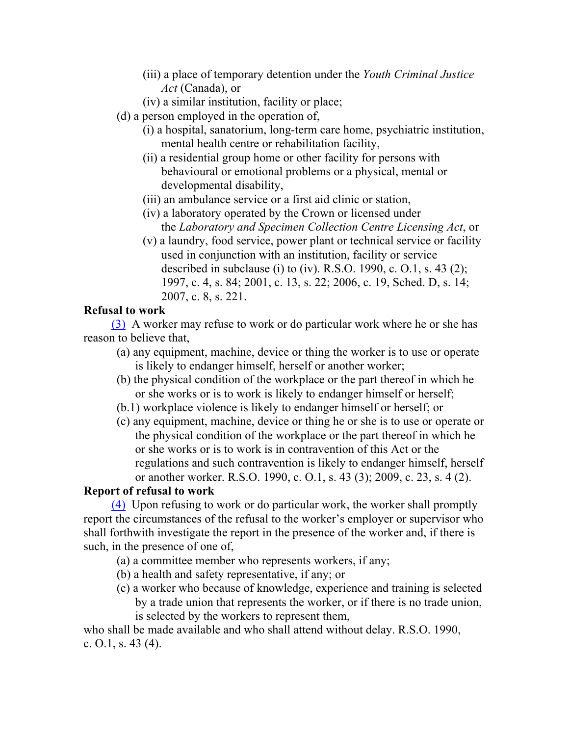(iii) a place of temporary detention under the *Youth Criminal Justice Act* (Canada), or

(iv) a similar institution, facility or place;

(d) a person employed in the operation of,

(i) a hospital, sanatorium, long-term care home, psychiatric institution, mental health centre or rehabilitation facility,

(ii) a residential group home or other facility for persons with behavioural or emotional problems or a physical, mental or developmental disability,

(iii) an ambulance service or a first aid clinic or station,

(iv) a laboratory operated by the Crown or licensed under the *Laboratory and Specimen Collection Centre Licensing Act*, or

(v) a laundry, food service, power plant or technical service or facility used in conjunction with an institution, facility or service described in subclause (i) to (iv). R.S.O. 1990, c. O.1, s. 43 (2); 1997, c. 4, s. 84; 2001, c. 13, s. 22; 2006, c. 19, Sched. D, s. 14; 2007, c. 8, s. 221.

**Refusal to work**

(3) A worker may refuse to work or do particular work where he or she has reason to believe that,

(a) any equipment, machine, device or thing the worker is to use or operate is likely to endanger himself, herself or another worker;

(b) the physical condition of the workplace or the part thereof in which he or she works or is to work is likely to endanger himself or herself;

(b.1) workplace violence is likely to endanger himself or herself; or

(c) any equipment, machine, device or thing he or she is to use or operate or the physical condition of the workplace or the part thereof in which he or she works or is to work is in contravention of this Act or the regulations and such contravention is likely to endanger himself, herself or another worker. R.S.O. 1990, c. O.1, s. 43 (3); 2009, c. 23, s. 4 (2).

**Report of refusal to work**

(4) Upon refusing to work or do particular work, the worker shall promptly report the circumstances of the refusal to the worker's employer or supervisor who shall forthwith investigate the report in the presence of the worker and, if there is such, in the presence of one of,

(a) a committee member who represents workers, if any;

(b) a health and safety representative, if any; or

(c) a worker who because of knowledge, experience and training is selected by a trade union that represents the worker, or if there is no trade union, is selected by the workers to represent them,

who shall be made available and who shall attend without delay. R.S.O. 1990, c. O.1, s. 43 (4).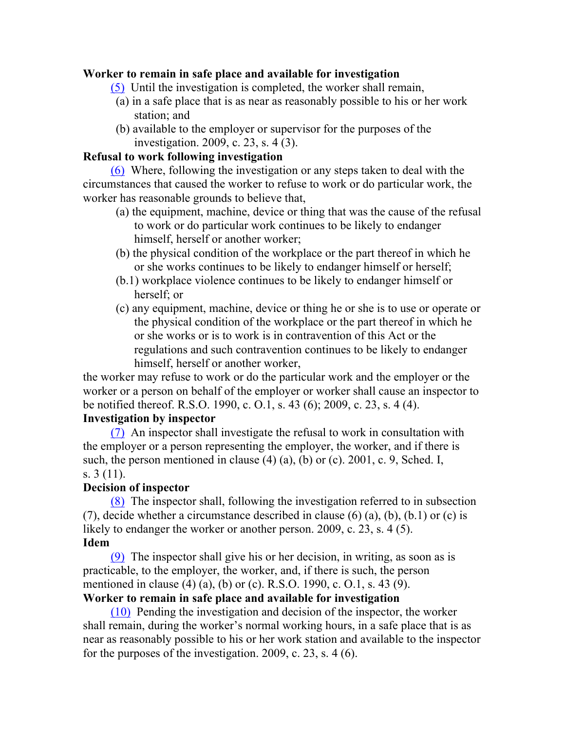**Worker to remain in safe place and available for investigation**

(5) Until the investigation is completed, the worker shall remain,

(a) in a safe place that is as near as reasonably possible to his or her work station; and

(b) available to the employer or supervisor for the purposes of the investigation. 2009, c. 23, s. 4 (3).

**Refusal to work following investigation**

(6) Where, following the investigation or any steps taken to deal with the circumstances that caused the worker to refuse to work or do particular work, the worker has reasonable grounds to believe that,

(a) the equipment, machine, device or thing that was the cause of the refusal to work or do particular work continues to be likely to endanger himself, herself or another worker;

(b) the physical condition of the workplace or the part thereof in which he or she works continues to be likely to endanger himself or herself;

(b.1) workplace violence continues to be likely to endanger himself or herself; or

(c) any equipment, machine, device or thing he or she is to use or operate or the physical condition of the workplace or the part thereof in which he or she works or is to work is in contravention of this Act or the regulations and such contravention continues to be likely to endanger himself, herself or another worker,

the worker may refuse to work or do the particular work and the employer or the worker or a person on behalf of the employer or worker shall cause an inspector to be notified thereof. R.S.O. 1990, c. O.1, s. 43 (6); 2009, c. 23, s. 4 (4).

**Investigation by inspector**

(7) An inspector shall investigate the refusal to work in consultation with the employer or a person representing the employer, the worker, and if there is such, the person mentioned in clause (4) (a), (b) or (c). 2001, c. 9, Sched. I, s. 3 (11).

**Decision of inspector**

(8) The inspector shall, following the investigation referred to in subsection (7), decide whether a circumstance described in clause (6) (a), (b), (b.1) or (c) is likely to endanger the worker or another person. 2009, c. 23, s. 4 (5).

**Idem**

(9) The inspector shall give his or her decision, in writing, as soon as is practicable, to the employer, the worker, and, if there is such, the person mentioned in clause (4) (a), (b) or (c). R.S.O. 1990, c. O.1, s. 43 (9).

**Worker to remain in safe place and available for investigation**

(10) Pending the investigation and decision of the inspector, the worker shall remain, during the worker's normal working hours, in a safe place that is as near as reasonably possible to his or her work station and available to the inspector for the purposes of the investigation. 2009, c. 23, s. 4 (6).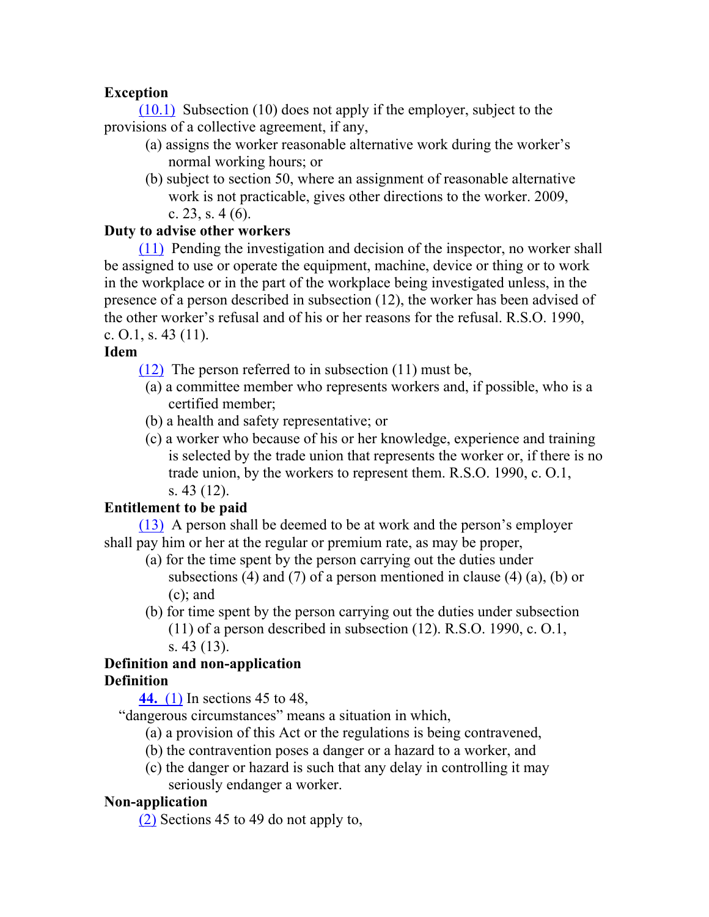**Exception**

(10.1) Subsection (10) does not apply if the employer, subject to the provisions of a collective agreement, if any,

(a) assigns the worker reasonable alternative work during the worker's normal working hours; or

(b) subject to section 50, where an assignment of reasonable alternative work is not practicable, gives other directions to the worker. 2009, c. 23, s. 4 (6).

**Duty to advise other workers**

(11) Pending the investigation and decision of the inspector, no worker shall be assigned to use or operate the equipment, machine, device or thing or to work in the workplace or in the part of the workplace being investigated unless, in the presence of a person described in subsection (12), the worker has been advised of the other worker's refusal and of his or her reasons for the refusal. R.S.O. 1990, c. O.1, s. 43 (11).

**Idem**

(12) The person referred to in subsection (11) must be,

(a) a committee member who represents workers and, if possible, who is a certified member;

(b) a health and safety representative; or

(c) a worker who because of his or her knowledge, experience and training is selected by the trade union that represents the worker or, if there is no trade union, by the workers to represent them. R.S.O. 1990, c. O.1, s. 43 (12).

**Entitlement to be paid**

(13) A person shall be deemed to be at work and the person's employer shall pay him or her at the regular or premium rate, as may be proper,

(a) for the time spent by the person carrying out the duties under subsections (4) and (7) of a person mentioned in clause (4) (a), (b) or (c); and

(b) for time spent by the person carrying out the duties under subsection (11) of a person described in subsection (12). R.S.O. 1990, c. O.1, s. 43 (13).

**Definition and non-application**

**Definition**

**44.** (1) In sections 45 to 48,

"dangerous circumstances" means a situation in which,

(a) a provision of this Act or the regulations is being contravened,

(b) the contravention poses a danger or a hazard to a worker, and

(c) the danger or hazard is such that any delay in controlling it may seriously endanger a worker.

**Non-application**

(2) Sections 45 to 49 do not apply to,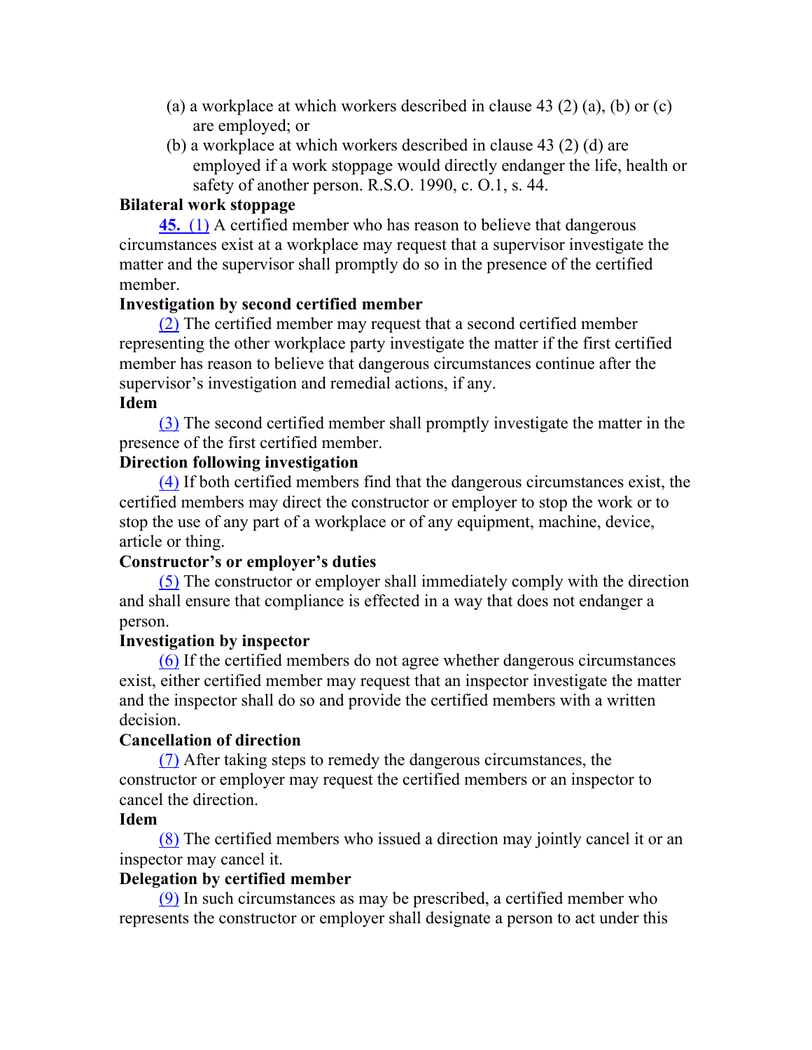(a) a workplace at which workers described in clause 43 (2) (a), (b) or (c) are employed; or

(b) a workplace at which workers described in clause 43 (2) (d) are employed if a work stoppage would directly endanger the life, health or safety of another person. R.S.O. 1990, c. O.1, s. 44.

**Bilateral work stoppage**

**45.** (1) A certified member who has reason to believe that dangerous circumstances exist at a workplace may request that a supervisor investigate the matter and the supervisor shall promptly do so in the presence of the certified member.

**Investigation by second certified member**

(2) The certified member may request that a second certified member representing the other workplace party investigate the matter if the first certified member has reason to believe that dangerous circumstances continue after the supervisor's investigation and remedial actions, if any.

**Idem**

(3) The second certified member shall promptly investigate the matter in the presence of the first certified member.

**Direction following investigation**

(4) If both certified members find that the dangerous circumstances exist, the certified members may direct the constructor or employer to stop the work or to stop the use of any part of a workplace or of any equipment, machine, device, article or thing.

**Constructor's or employer's duties**

(5) The constructor or employer shall immediately comply with the direction and shall ensure that compliance is effected in a way that does not endanger a person.

**Investigation by inspector**

(6) If the certified members do not agree whether dangerous circumstances exist, either certified member may request that an inspector investigate the matter and the inspector shall do so and provide the certified members with a written decision.

**Cancellation of direction**

(7) After taking steps to remedy the dangerous circumstances, the constructor or employer may request the certified members or an inspector to cancel the direction.

**Idem**

(8) The certified members who issued a direction may jointly cancel it or an inspector may cancel it.

**Delegation by certified member**

(9) In such circumstances as may be prescribed, a certified member who represents the constructor or employer shall designate a person to act under this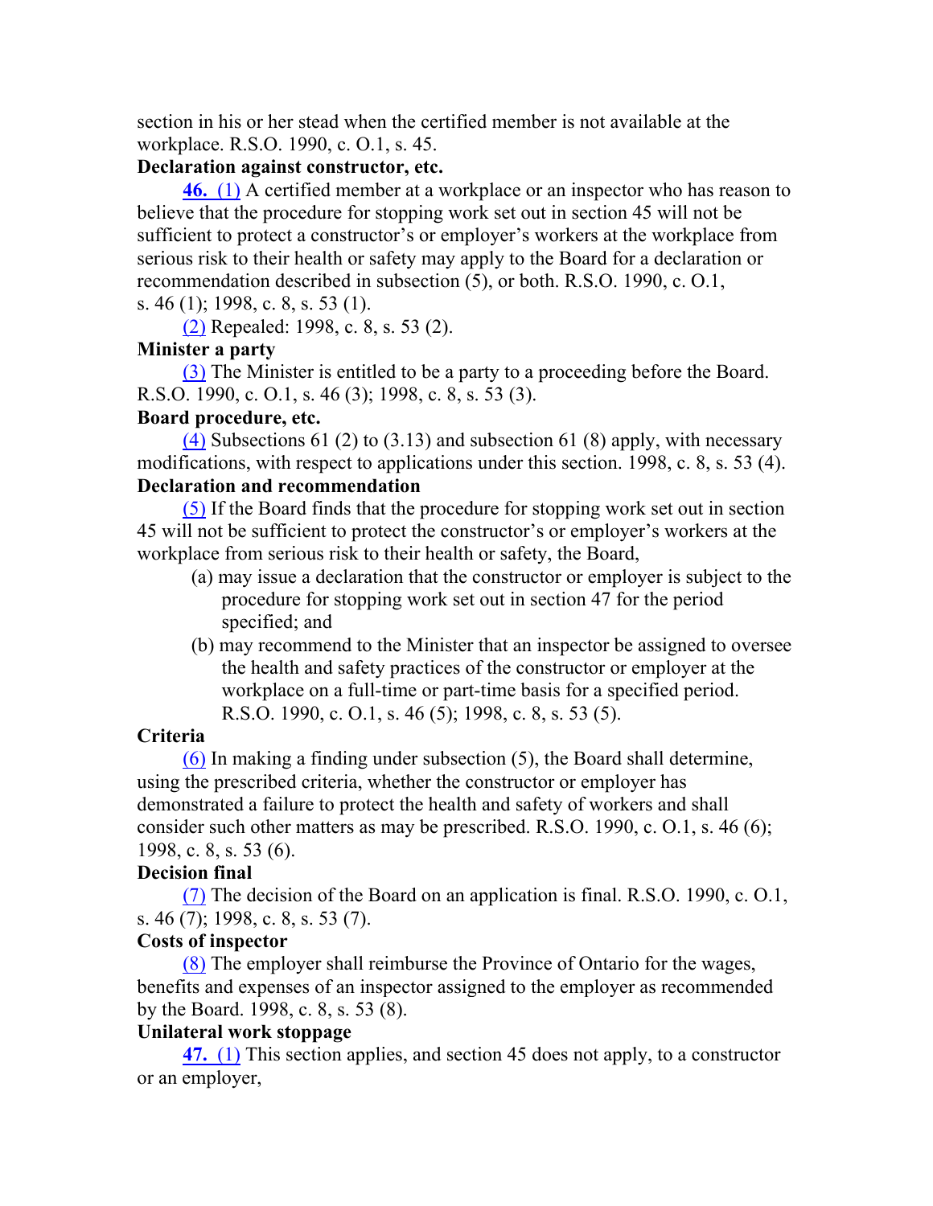section in his or her stead when the certified member is not available at the workplace. R.S.O. 1990, c. O.1, s. 45.

**Declaration against constructor, etc.**

**46.** (1) A certified member at a workplace or an inspector who has reason to believe that the procedure for stopping work set out in section 45 will not be sufficient to protect a constructor's or employer's workers at the workplace from serious risk to their health or safety may apply to the Board for a declaration or recommendation described in subsection (5), or both. R.S.O. 1990, c. O.1, s. 46 (1); 1998, c. 8, s. 53 (1).

(2) Repealed: 1998, c. 8, s. 53 (2).

**Minister a party**

(3) The Minister is entitled to be a party to a proceeding before the Board. R.S.O. 1990, c. O.1, s. 46 (3); 1998, c. 8, s. 53 (3).

**Board procedure, etc.**

(4) Subsections 61 (2) to (3.13) and subsection 61 (8) apply, with necessary modifications, with respect to applications under this section. 1998, c. 8, s. 53 (4).

**Declaration and recommendation**

(5) If the Board finds that the procedure for stopping work set out in section 45 will not be sufficient to protect the constructor's or employer's workers at the workplace from serious risk to their health or safety, the Board,

(a) may issue a declaration that the constructor or employer is subject to the procedure for stopping work set out in section 47 for the period specified; and

(b) may recommend to the Minister that an inspector be assigned to oversee the health and safety practices of the constructor or employer at the workplace on a full-time or part-time basis for a specified period. R.S.O. 1990, c. O.1, s. 46 (5); 1998, c. 8, s. 53 (5).

**Criteria**

(6) In making a finding under subsection (5), the Board shall determine, using the prescribed criteria, whether the constructor or employer has demonstrated a failure to protect the health and safety of workers and shall consider such other matters as may be prescribed. R.S.O. 1990, c. O.1, s. 46 (6); 1998, c. 8, s. 53 (6).

**Decision final**

(7) The decision of the Board on an application is final. R.S.O. 1990, c. O.1, s. 46 (7); 1998, c. 8, s. 53 (7).

**Costs of inspector**

(8) The employer shall reimburse the Province of Ontario for the wages, benefits and expenses of an inspector assigned to the employer as recommended by the Board. 1998, c. 8, s. 53 (8).

**Unilateral work stoppage**

**47.** (1) This section applies, and section 45 does not apply, to a constructor or an employer,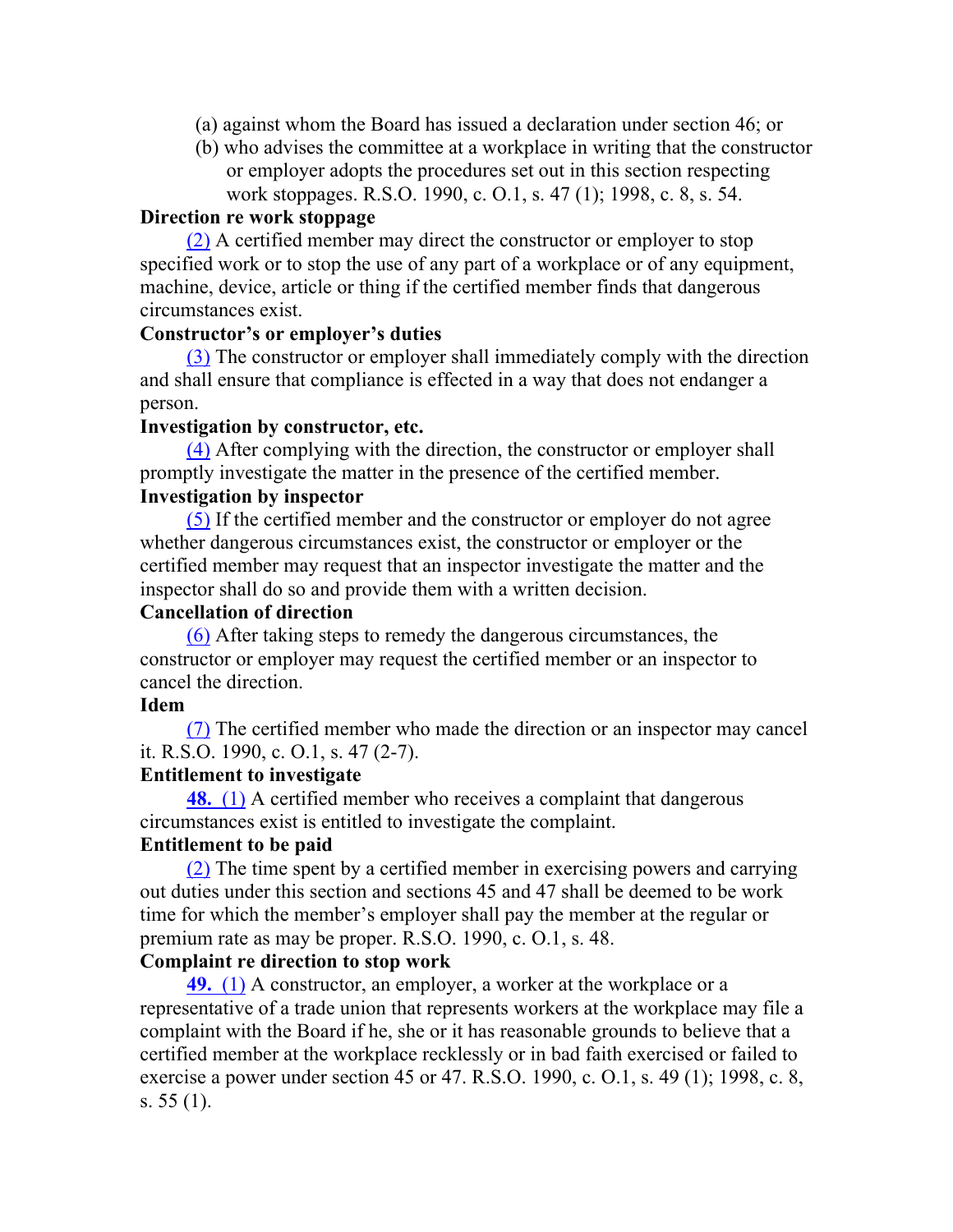(a) against whom the Board has issued a declaration under section 46; or

(b) who advises the committee at a workplace in writing that the constructor or employer adopts the procedures set out in this section respecting work stoppages. R.S.O. 1990, c. O.1, s. 47 (1); 1998, c. 8, s. 54.

**Direction re work stoppage**

(2) A certified member may direct the constructor or employer to stop specified work or to stop the use of any part of a workplace or of any equipment, machine, device, article or thing if the certified member finds that dangerous circumstances exist.

**Constructor's or employer's duties**

(3) The constructor or employer shall immediately comply with the direction and shall ensure that compliance is effected in a way that does not endanger a person.

**Investigation by constructor, etc.**

(4) After complying with the direction, the constructor or employer shall promptly investigate the matter in the presence of the certified member.

**Investigation by inspector**

(5) If the certified member and the constructor or employer do not agree whether dangerous circumstances exist, the constructor or employer or the certified member may request that an inspector investigate the matter and the inspector shall do so and provide them with a written decision.

**Cancellation of direction**

(6) After taking steps to remedy the dangerous circumstances, the constructor or employer may request the certified member or an inspector to cancel the direction.

**Idem**

(7) The certified member who made the direction or an inspector may cancel it. R.S.O. 1990, c. O.1, s. 47 (2-7).

**Entitlement to investigate**

**48.** (1) A certified member who receives a complaint that dangerous circumstances exist is entitled to investigate the complaint.

**Entitlement to be paid**

(2) The time spent by a certified member in exercising powers and carrying out duties under this section and sections 45 and 47 shall be deemed to be work time for which the member's employer shall pay the member at the regular or premium rate as may be proper. R.S.O. 1990, c. O.1, s. 48.

**Complaint re direction to stop work**

**49.** (1) A constructor, an employer, a worker at the workplace or a representative of a trade union that represents workers at the workplace may file a complaint with the Board if he, she or it has reasonable grounds to believe that a certified member at the workplace recklessly or in bad faith exercised or failed to exercise a power under section 45 or 47. R.S.O. 1990, c. O.1, s. 49 (1); 1998, c. 8, s. 55 (1).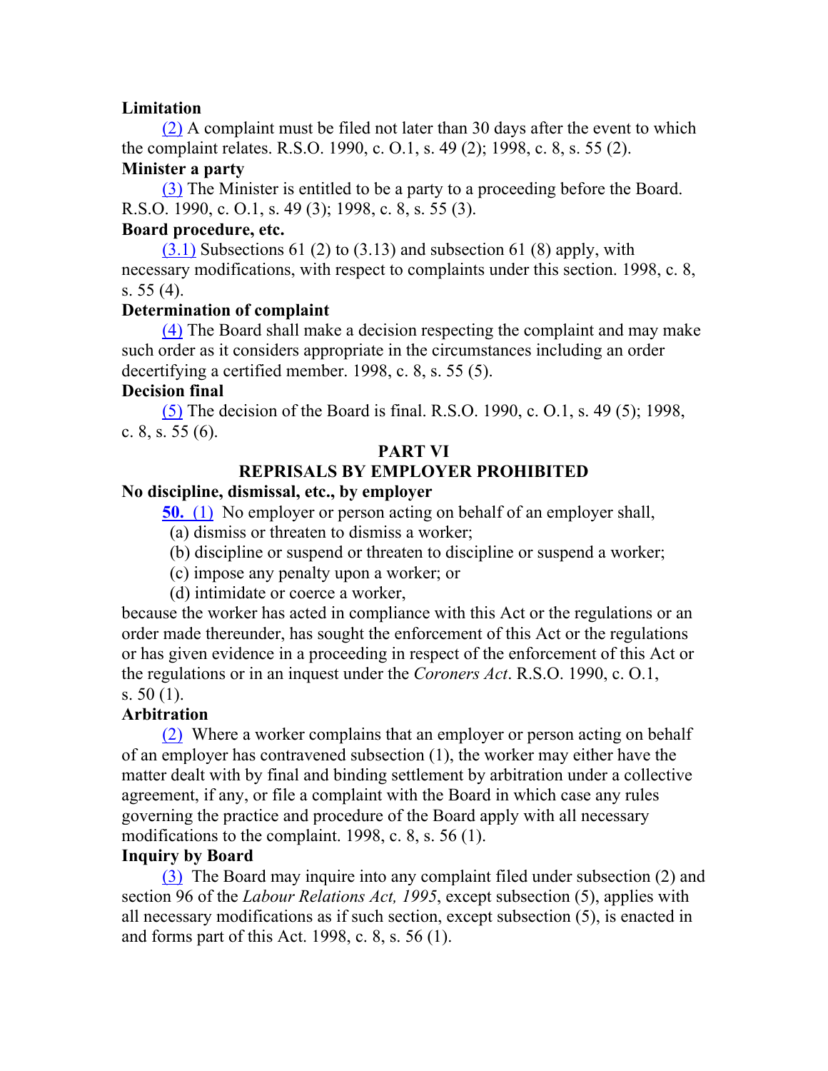**Limitation**

(2) A complaint must be filed not later than 30 days after the event to which the complaint relates. R.S.O. 1990, c. O.1, s. 49 (2); 1998, c. 8, s. 55 (2).

**Minister a party**

(3) The Minister is entitled to be a party to a proceeding before the Board. R.S.O. 1990, c. O.1, s. 49 (3); 1998, c. 8, s. 55 (3).

**Board procedure, etc.**

(3.1) Subsections 61 (2) to (3.13) and subsection 61 (8) apply, with necessary modifications, with respect to complaints under this section. 1998, c. 8, s. 55 (4).

**Determination of complaint**

(4) The Board shall make a decision respecting the complaint and may make such order as it considers appropriate in the circumstances including an order decertifying a certified member. 1998, c. 8, s. 55 (5).

**Decision final**

(5) The decision of the Board is final. R.S.O. 1990, c. O.1, s. 49 (5); 1998, c. 8, s. 55 (6).

## PART VI
## REPRISALS BY EMPLOYER PROHIBITED

**No discipline, dismissal, etc., by employer**

**50.** (1) No employer or person acting on behalf of an employer shall,

(a) dismiss or threaten to dismiss a worker;

(b) discipline or suspend or threaten to discipline or suspend a worker;

(c) impose any penalty upon a worker; or

(d) intimidate or coerce a worker,

because the worker has acted in compliance with this Act or the regulations or an order made thereunder, has sought the enforcement of this Act or the regulations or has given evidence in a proceeding in respect of the enforcement of this Act or the regulations or in an inquest under the *Coroners Act*. R.S.O. 1990, c. O.1, s. 50 (1).

**Arbitration**

(2) Where a worker complains that an employer or person acting on behalf of an employer has contravened subsection (1), the worker may either have the matter dealt with by final and binding settlement by arbitration under a collective agreement, if any, or file a complaint with the Board in which case any rules governing the practice and procedure of the Board apply with all necessary modifications to the complaint. 1998, c. 8, s. 56 (1).

**Inquiry by Board**

(3) The Board may inquire into any complaint filed under subsection (2) and section 96 of the *Labour Relations Act, 1995*, except subsection (5), applies with all necessary modifications as if such section, except subsection (5), is enacted in and forms part of this Act. 1998, c. 8, s. 56 (1).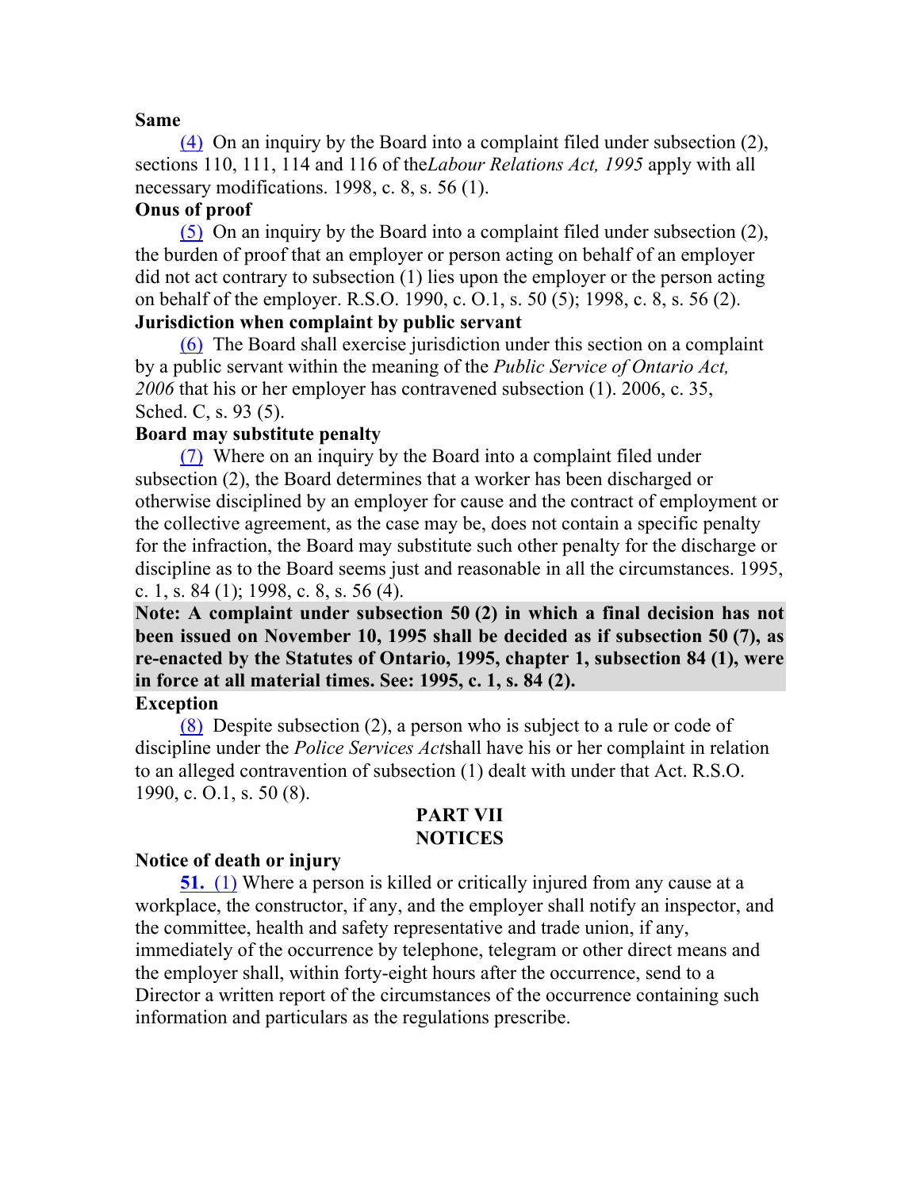**Same**

(4) On an inquiry by the Board into a complaint filed under subsection (2), sections 110, 111, 114 and 116 of the*Labour Relations Act, 1995* apply with all necessary modifications. 1998, c. 8, s. 56 (1).

**Onus of proof**

(5) On an inquiry by the Board into a complaint filed under subsection (2), the burden of proof that an employer or person acting on behalf of an employer did not act contrary to subsection (1) lies upon the employer or the person acting on behalf of the employer. R.S.O. 1990, c. O.1, s. 50 (5); 1998, c. 8, s. 56 (2).

**Jurisdiction when complaint by public servant**

(6) The Board shall exercise jurisdiction under this section on a complaint by a public servant within the meaning of the *Public Service of Ontario Act, 2006* that his or her employer has contravened subsection (1). 2006, c. 35, Sched. C, s. 93 (5).

**Board may substitute penalty**

(7) Where on an inquiry by the Board into a complaint filed under subsection (2), the Board determines that a worker has been discharged or otherwise disciplined by an employer for cause and the contract of employment or the collective agreement, as the case may be, does not contain a specific penalty for the infraction, the Board may substitute such other penalty for the discharge or discipline as to the Board seems just and reasonable in all the circumstances. 1995, c. 1, s. 84 (1); 1998, c. 8, s. 56 (4).

**Note: A complaint under subsection 50 (2) in which a final decision has not been issued on November 10, 1995 shall be decided as if subsection 50 (7), as re-enacted by the Statutes of Ontario, 1995, chapter 1, subsection 84 (1), were in force at all material times. See: 1995, c. 1, s. 84 (2).**

**Exception**

(8) Despite subsection (2), a person who is subject to a rule or code of discipline under the *Police Services Act*shall have his or her complaint in relation to an alleged contravention of subsection (1) dealt with under that Act. R.S.O. 1990, c. O.1, s. 50 (8).

## PART VII
## NOTICES

**Notice of death or injury**

**51.** (1) Where a person is killed or critically injured from any cause at a workplace, the constructor, if any, and the employer shall notify an inspector, and the committee, health and safety representative and trade union, if any, immediately of the occurrence by telephone, telegram or other direct means and the employer shall, within forty-eight hours after the occurrence, send to a Director a written report of the circumstances of the occurrence containing such information and particulars as the regulations prescribe.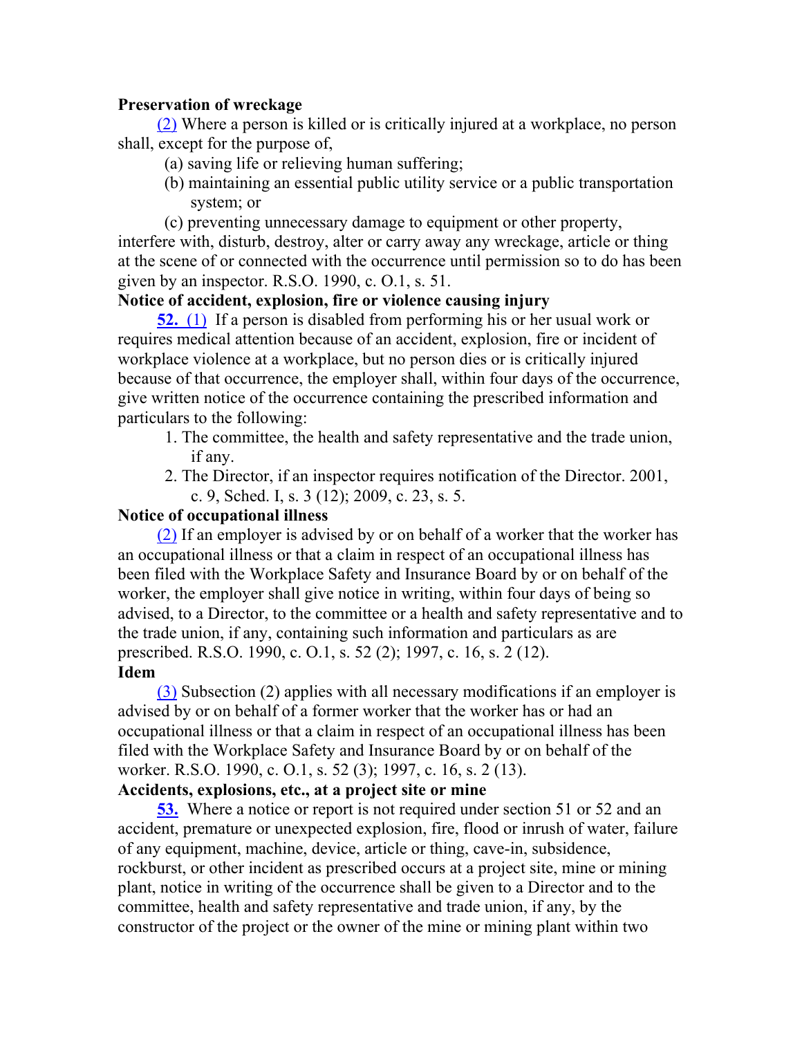**Preservation of wreckage**

(2) Where a person is killed or is critically injured at a workplace, no person shall, except for the purpose of,

(a) saving life or relieving human suffering;

(b) maintaining an essential public utility service or a public transportation system; or

(c) preventing unnecessary damage to equipment or other property,

interfere with, disturb, destroy, alter or carry away any wreckage, article or thing at the scene of or connected with the occurrence until permission so to do has been given by an inspector. R.S.O. 1990, c. O.1, s. 51.

**Notice of accident, explosion, fire or violence causing injury**

**52.** (1) If a person is disabled from performing his or her usual work or requires medical attention because of an accident, explosion, fire or incident of workplace violence at a workplace, but no person dies or is critically injured because of that occurrence, the employer shall, within four days of the occurrence, give written notice of the occurrence containing the prescribed information and particulars to the following:

1. The committee, the health and safety representative and the trade union, if any.
2. The Director, if an inspector requires notification of the Director. 2001, c. 9, Sched. I, s. 3 (12); 2009, c. 23, s. 5.

**Notice of occupational illness**

(2) If an employer is advised by or on behalf of a worker that the worker has an occupational illness or that a claim in respect of an occupational illness has been filed with the Workplace Safety and Insurance Board by or on behalf of the worker, the employer shall give notice in writing, within four days of being so advised, to a Director, to the committee or a health and safety representative and to the trade union, if any, containing such information and particulars as are prescribed. R.S.O. 1990, c. O.1, s. 52 (2); 1997, c. 16, s. 2 (12).

**Idem**

(3) Subsection (2) applies with all necessary modifications if an employer is advised by or on behalf of a former worker that the worker has or had an occupational illness or that a claim in respect of an occupational illness has been filed with the Workplace Safety and Insurance Board by or on behalf of the worker. R.S.O. 1990, c. O.1, s. 52 (3); 1997, c. 16, s. 2 (13).

**Accidents, explosions, etc., at a project site or mine**

**53.** Where a notice or report is not required under section 51 or 52 and an accident, premature or unexpected explosion, fire, flood or inrush of water, failure of any equipment, machine, device, article or thing, cave-in, subsidence, rockburst, or other incident as prescribed occurs at a project site, mine or mining plant, notice in writing of the occurrence shall be given to a Director and to the committee, health and safety representative and trade union, if any, by the constructor of the project or the owner of the mine or mining plant within two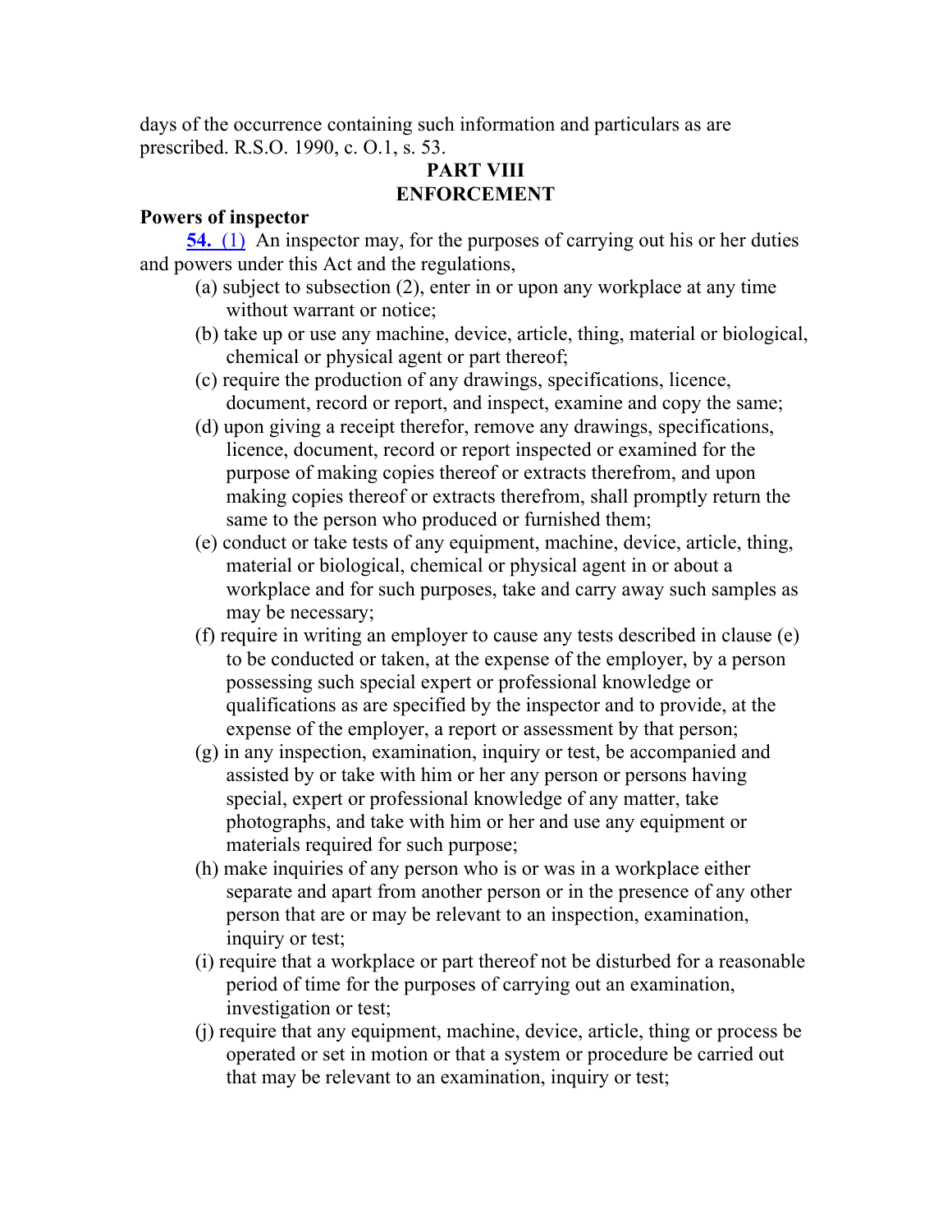days of the occurrence containing such information and particulars as are prescribed. R.S.O. 1990, c. O.1, s. 53.

## PART VIII
## ENFORCEMENT

**Powers of inspector**

**54.** (1) An inspector may, for the purposes of carrying out his or her duties and powers under this Act and the regulations,

(a) subject to subsection (2), enter in or upon any workplace at any time without warrant or notice;

(b) take up or use any machine, device, article, thing, material or biological, chemical or physical agent or part thereof;

(c) require the production of any drawings, specifications, licence, document, record or report, and inspect, examine and copy the same;

(d) upon giving a receipt therefor, remove any drawings, specifications, licence, document, record or report inspected or examined for the purpose of making copies thereof or extracts therefrom, and upon making copies thereof or extracts therefrom, shall promptly return the same to the person who produced or furnished them;

(e) conduct or take tests of any equipment, machine, device, article, thing, material or biological, chemical or physical agent in or about a workplace and for such purposes, take and carry away such samples as may be necessary;

(f) require in writing an employer to cause any tests described in clause (e) to be conducted or taken, at the expense of the employer, by a person possessing such special expert or professional knowledge or qualifications as are specified by the inspector and to provide, at the expense of the employer, a report or assessment by that person;

(g) in any inspection, examination, inquiry or test, be accompanied and assisted by or take with him or her any person or persons having special, expert or professional knowledge of any matter, take photographs, and take with him or her and use any equipment or materials required for such purpose;

(h) make inquiries of any person who is or was in a workplace either separate and apart from another person or in the presence of any other person that are or may be relevant to an inspection, examination, inquiry or test;

(i) require that a workplace or part thereof not be disturbed for a reasonable period of time for the purposes of carrying out an examination, investigation or test;

(j) require that any equipment, machine, device, article, thing or process be operated or set in motion or that a system or procedure be carried out that may be relevant to an examination, inquiry or test;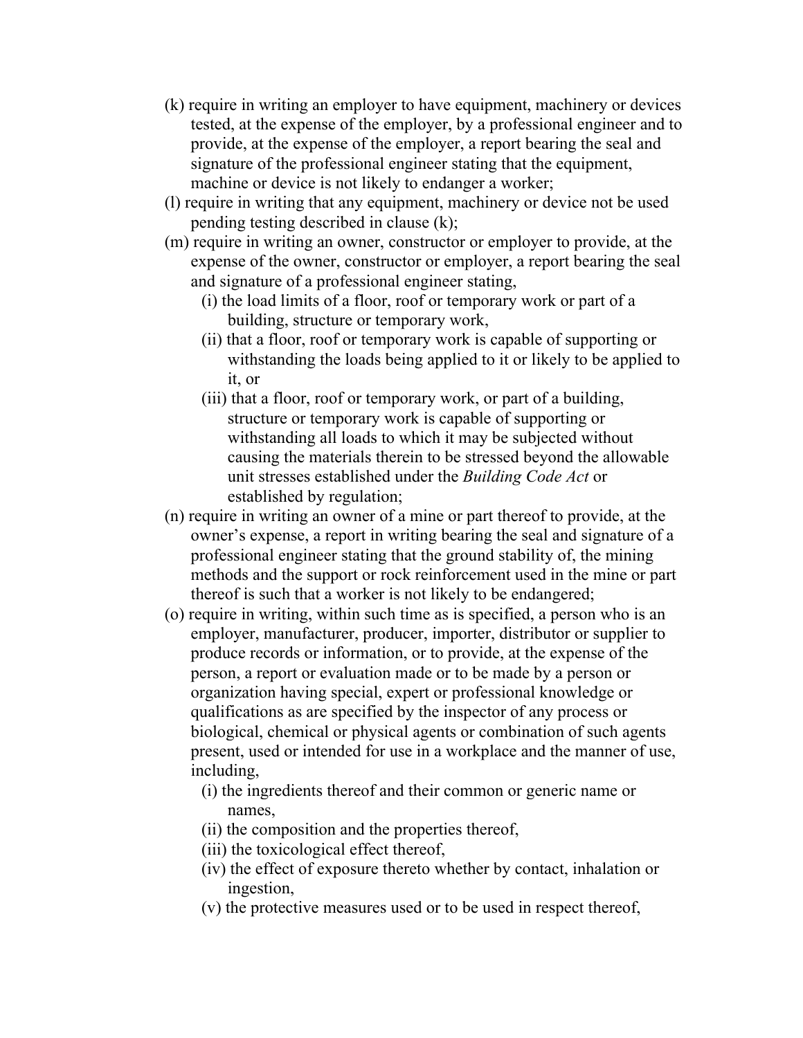(k) require in writing an employer to have equipment, machinery or devices tested, at the expense of the employer, by a professional engineer and to provide, at the expense of the employer, a report bearing the seal and signature of the professional engineer stating that the equipment, machine or device is not likely to endanger a worker;

(l) require in writing that any equipment, machinery or device not be used pending testing described in clause (k);

(m) require in writing an owner, constructor or employer to provide, at the expense of the owner, constructor or employer, a report bearing the seal and signature of a professional engineer stating,

   (i) the load limits of a floor, roof or temporary work or part of a building, structure or temporary work,

   (ii) that a floor, roof or temporary work is capable of supporting or withstanding the loads being applied to it or likely to be applied to it, or

   (iii) that a floor, roof or temporary work, or part of a building, structure or temporary work is capable of supporting or withstanding all loads to which it may be subjected without causing the materials therein to be stressed beyond the allowable unit stresses established under the *Building Code Act* or established by regulation;

(n) require in writing an owner of a mine or part thereof to provide, at the owner's expense, a report in writing bearing the seal and signature of a professional engineer stating that the ground stability of, the mining methods and the support or rock reinforcement used in the mine or part thereof is such that a worker is not likely to be endangered;

(o) require in writing, within such time as is specified, a person who is an employer, manufacturer, producer, importer, distributor or supplier to produce records or information, or to provide, at the expense of the person, a report or evaluation made or to be made by a person or organization having special, expert or professional knowledge or qualifications as are specified by the inspector of any process or biological, chemical or physical agents or combination of such agents present, used or intended for use in a workplace and the manner of use, including,

   (i) the ingredients thereof and their common or generic name or names,

   (ii) the composition and the properties thereof,

   (iii) the toxicological effect thereof,

   (iv) the effect of exposure thereto whether by contact, inhalation or ingestion,

   (v) the protective measures used or to be used in respect thereof,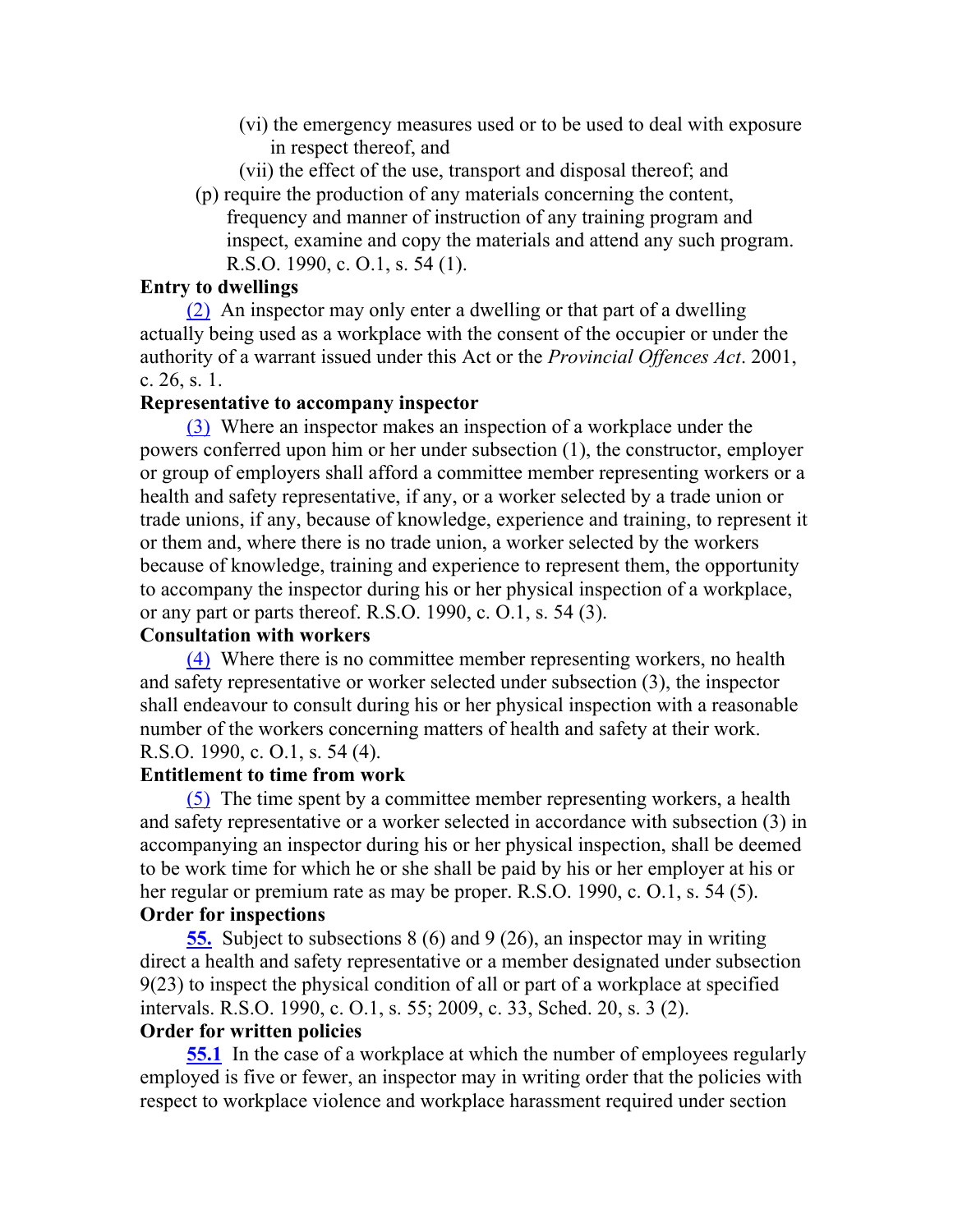(vi) the emergency measures used or to be used to deal with exposure in respect thereof, and

(vii) the effect of the use, transport and disposal thereof; and

(p) require the production of any materials concerning the content, frequency and manner of instruction of any training program and inspect, examine and copy the materials and attend any such program. R.S.O. 1990, c. O.1, s. 54 (1).

**Entry to dwellings**

(2) An inspector may only enter a dwelling or that part of a dwelling actually being used as a workplace with the consent of the occupier or under the authority of a warrant issued under this Act or the *Provincial Offences Act*. 2001, c. 26, s. 1.

**Representative to accompany inspector**

(3) Where an inspector makes an inspection of a workplace under the powers conferred upon him or her under subsection (1), the constructor, employer or group of employers shall afford a committee member representing workers or a health and safety representative, if any, or a worker selected by a trade union or trade unions, if any, because of knowledge, experience and training, to represent it or them and, where there is no trade union, a worker selected by the workers because of knowledge, training and experience to represent them, the opportunity to accompany the inspector during his or her physical inspection of a workplace, or any part or parts thereof. R.S.O. 1990, c. O.1, s. 54 (3).

**Consultation with workers**

(4) Where there is no committee member representing workers, no health and safety representative or worker selected under subsection (3), the inspector shall endeavour to consult during his or her physical inspection with a reasonable number of the workers concerning matters of health and safety at their work. R.S.O. 1990, c. O.1, s. 54 (4).

**Entitlement to time from work**

(5) The time spent by a committee member representing workers, a health and safety representative or a worker selected in accordance with subsection (3) in accompanying an inspector during his or her physical inspection, shall be deemed to be work time for which he or she shall be paid by his or her employer at his or her regular or premium rate as may be proper. R.S.O. 1990, c. O.1, s. 54 (5).

**Order for inspections**

**55.** Subject to subsections 8 (6) and 9 (26), an inspector may in writing direct a health and safety representative or a member designated under subsection 9(23) to inspect the physical condition of all or part of a workplace at specified intervals. R.S.O. 1990, c. O.1, s. 55; 2009, c. 33, Sched. 20, s. 3 (2).

**Order for written policies**

**55.1** In the case of a workplace at which the number of employees regularly employed is five or fewer, an inspector may in writing order that the policies with respect to workplace violence and workplace harassment required under section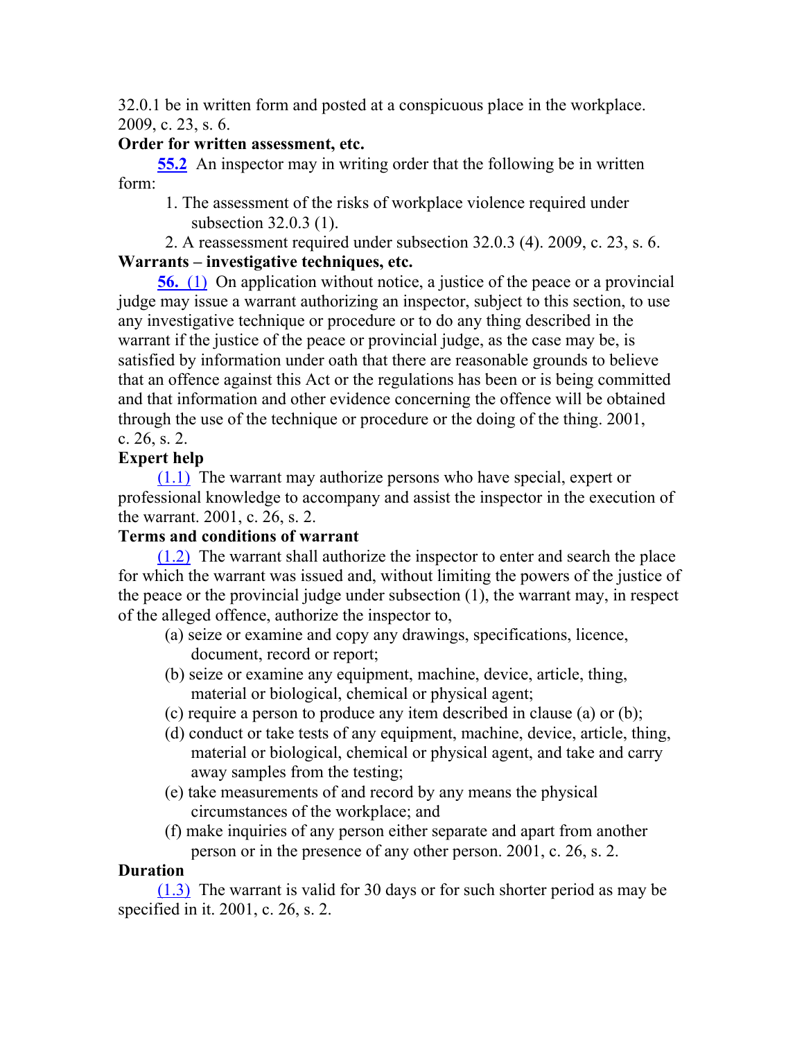32.0.1 be in written form and posted at a conspicuous place in the workplace. 2009, c. 23, s. 6.

**Order for written assessment, etc.**

**55.2** An inspector may in writing order that the following be in written form:

1. The assessment of the risks of workplace violence required under subsection 32.0.3 (1).
2. A reassessment required under subsection 32.0.3 (4). 2009, c. 23, s. 6.

**Warrants – investigative techniques, etc.**

**56.** (1) On application without notice, a justice of the peace or a provincial judge may issue a warrant authorizing an inspector, subject to this section, to use any investigative technique or procedure or to do any thing described in the warrant if the justice of the peace or provincial judge, as the case may be, is satisfied by information under oath that there are reasonable grounds to believe that an offence against this Act or the regulations has been or is being committed and that information and other evidence concerning the offence will be obtained through the use of the technique or procedure or the doing of the thing. 2001, c. 26, s. 2.

**Expert help**

(1.1) The warrant may authorize persons who have special, expert or professional knowledge to accompany and assist the inspector in the execution of the warrant. 2001, c. 26, s. 2.

**Terms and conditions of warrant**

(1.2) The warrant shall authorize the inspector to enter and search the place for which the warrant was issued and, without limiting the powers of the justice of the peace or the provincial judge under subsection (1), the warrant may, in respect of the alleged offence, authorize the inspector to,

(a) seize or examine and copy any drawings, specifications, licence, document, record or report;

(b) seize or examine any equipment, machine, device, article, thing, material or biological, chemical or physical agent;

(c) require a person to produce any item described in clause (a) or (b);

(d) conduct or take tests of any equipment, machine, device, article, thing, material or biological, chemical or physical agent, and take and carry away samples from the testing;

(e) take measurements of and record by any means the physical circumstances of the workplace; and

(f) make inquiries of any person either separate and apart from another person or in the presence of any other person. 2001, c. 26, s. 2.

**Duration**

(1.3) The warrant is valid for 30 days or for such shorter period as may be specified in it. 2001, c. 26, s. 2.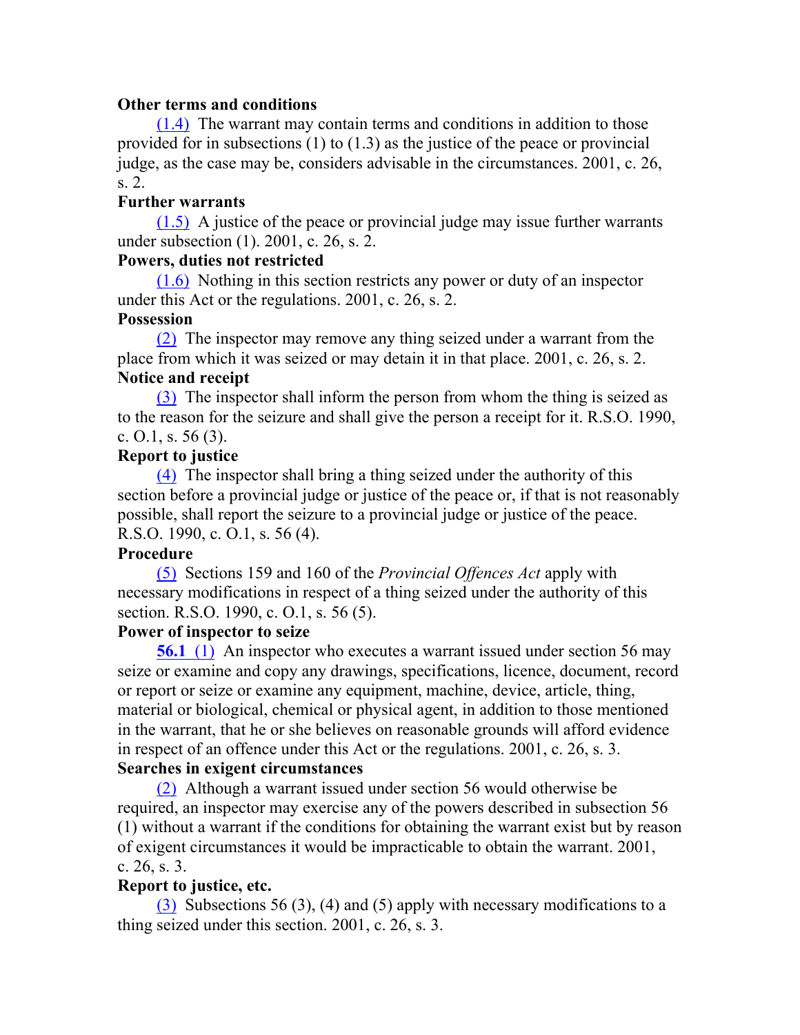**Other terms and conditions**

(1.4) The warrant may contain terms and conditions in addition to those provided for in subsections (1) to (1.3) as the justice of the peace or provincial judge, as the case may be, considers advisable in the circumstances. 2001, c. 26, s. 2.

**Further warrants**

(1.5) A justice of the peace or provincial judge may issue further warrants under subsection (1). 2001, c. 26, s. 2.

**Powers, duties not restricted**

(1.6) Nothing in this section restricts any power or duty of an inspector under this Act or the regulations. 2001, c. 26, s. 2.

**Possession**

(2) The inspector may remove any thing seized under a warrant from the place from which it was seized or may detain it in that place. 2001, c. 26, s. 2.

**Notice and receipt**

(3) The inspector shall inform the person from whom the thing is seized as to the reason for the seizure and shall give the person a receipt for it. R.S.O. 1990, c. O.1, s. 56 (3).

**Report to justice**

(4) The inspector shall bring a thing seized under the authority of this section before a provincial judge or justice of the peace or, if that is not reasonably possible, shall report the seizure to a provincial judge or justice of the peace. R.S.O. 1990, c. O.1, s. 56 (4).

**Procedure**

(5) Sections 159 and 160 of the *Provincial Offences Act* apply with necessary modifications in respect of a thing seized under the authority of this section. R.S.O. 1990, c. O.1, s. 56 (5).

**Power of inspector to seize**

**56.1** (1) An inspector who executes a warrant issued under section 56 may seize or examine and copy any drawings, specifications, licence, document, record or report or seize or examine any equipment, machine, device, article, thing, material or biological, chemical or physical agent, in addition to those mentioned in the warrant, that he or she believes on reasonable grounds will afford evidence in respect of an offence under this Act or the regulations. 2001, c. 26, s. 3.

**Searches in exigent circumstances**

(2) Although a warrant issued under section 56 would otherwise be required, an inspector may exercise any of the powers described in subsection 56 (1) without a warrant if the conditions for obtaining the warrant exist but by reason of exigent circumstances it would be impracticable to obtain the warrant. 2001, c. 26, s. 3.

**Report to justice, etc.**

(3) Subsections 56 (3), (4) and (5) apply with necessary modifications to a thing seized under this section. 2001, c. 26, s. 3.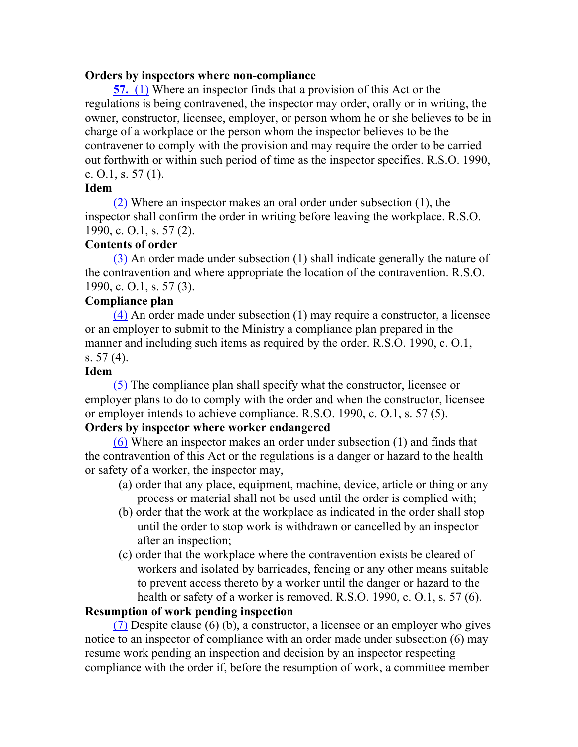**Orders by inspectors where non-compliance**

**57.** (1) Where an inspector finds that a provision of this Act or the regulations is being contravened, the inspector may order, orally or in writing, the owner, constructor, licensee, employer, or person whom he or she believes to be in charge of a workplace or the person whom the inspector believes to be the contravener to comply with the provision and may require the order to be carried out forthwith or within such period of time as the inspector specifies. R.S.O. 1990, c. O.1, s. 57 (1).

**Idem**

(2) Where an inspector makes an oral order under subsection (1), the inspector shall confirm the order in writing before leaving the workplace. R.S.O. 1990, c. O.1, s. 57 (2).

**Contents of order**

(3) An order made under subsection (1) shall indicate generally the nature of the contravention and where appropriate the location of the contravention. R.S.O. 1990, c. O.1, s. 57 (3).

**Compliance plan**

(4) An order made under subsection (1) may require a constructor, a licensee or an employer to submit to the Ministry a compliance plan prepared in the manner and including such items as required by the order. R.S.O. 1990, c. O.1, s. 57 (4).

**Idem**

(5) The compliance plan shall specify what the constructor, licensee or employer plans to do to comply with the order and when the constructor, licensee or employer intends to achieve compliance. R.S.O. 1990, c. O.1, s. 57 (5).

**Orders by inspector where worker endangered**

(6) Where an inspector makes an order under subsection (1) and finds that the contravention of this Act or the regulations is a danger or hazard to the health or safety of a worker, the inspector may,

(a) order that any place, equipment, machine, device, article or thing or any process or material shall not be used until the order is complied with;

(b) order that the work at the workplace as indicated in the order shall stop until the order to stop work is withdrawn or cancelled by an inspector after an inspection;

(c) order that the workplace where the contravention exists be cleared of workers and isolated by barricades, fencing or any other means suitable to prevent access thereto by a worker until the danger or hazard to the health or safety of a worker is removed. R.S.O. 1990, c. O.1, s. 57 (6).

**Resumption of work pending inspection**

(7) Despite clause (6) (b), a constructor, a licensee or an employer who gives notice to an inspector of compliance with an order made under subsection (6) may resume work pending an inspection and decision by an inspector respecting compliance with the order if, before the resumption of work, a committee member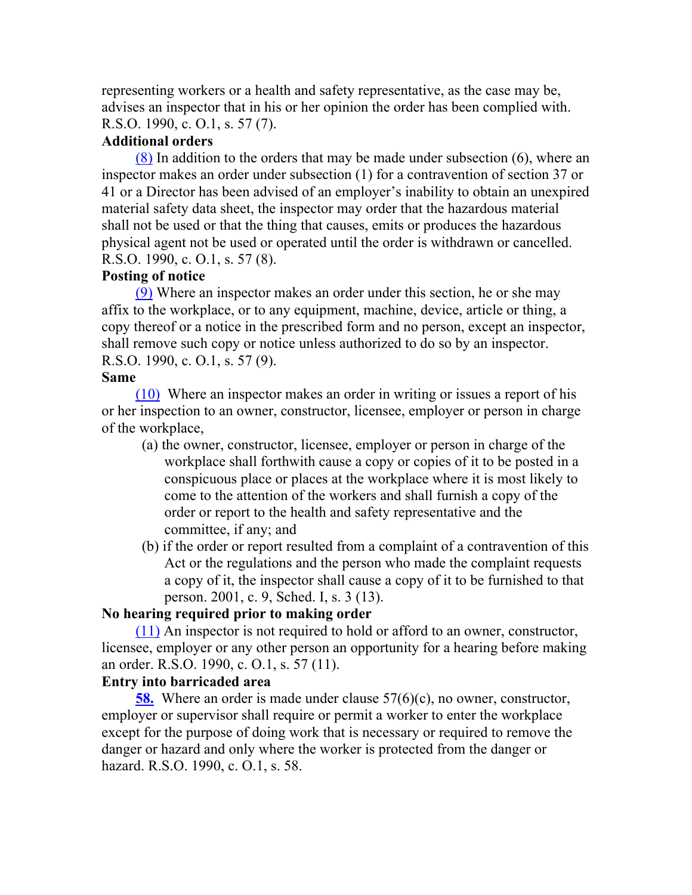representing workers or a health and safety representative, as the case may be, advises an inspector that in his or her opinion the order has been complied with. R.S.O. 1990, c. O.1, s. 57 (7).

**Additional orders**

(8) In addition to the orders that may be made under subsection (6), where an inspector makes an order under subsection (1) for a contravention of section 37 or 41 or a Director has been advised of an employer's inability to obtain an unexpired material safety data sheet, the inspector may order that the hazardous material shall not be used or that the thing that causes, emits or produces the hazardous physical agent not be used or operated until the order is withdrawn or cancelled. R.S.O. 1990, c. O.1, s. 57 (8).

**Posting of notice**

(9) Where an inspector makes an order under this section, he or she may affix to the workplace, or to any equipment, machine, device, article or thing, a copy thereof or a notice in the prescribed form and no person, except an inspector, shall remove such copy or notice unless authorized to do so by an inspector. R.S.O. 1990, c. O.1, s. 57 (9).

**Same**

(10) Where an inspector makes an order in writing or issues a report of his or her inspection to an owner, constructor, licensee, employer or person in charge of the workplace,

- (a) the owner, constructor, licensee, employer or person in charge of the workplace shall forthwith cause a copy or copies of it to be posted in a conspicuous place or places at the workplace where it is most likely to come to the attention of the workers and shall furnish a copy of the order or report to the health and safety representative and the committee, if any; and
- (b) if the order or report resulted from a complaint of a contravention of this Act or the regulations and the person who made the complaint requests a copy of it, the inspector shall cause a copy of it to be furnished to that person. 2001, c. 9, Sched. I, s. 3 (13).

**No hearing required prior to making order**

(11) An inspector is not required to hold or afford to an owner, constructor, licensee, employer or any other person an opportunity for a hearing before making an order. R.S.O. 1990, c. O.1, s. 57 (11).

**Entry into barricaded area**

**58.** Where an order is made under clause 57(6)(c), no owner, constructor, employer or supervisor shall require or permit a worker to enter the workplace except for the purpose of doing work that is necessary or required to remove the danger or hazard and only where the worker is protected from the danger or hazard. R.S.O. 1990, c. O.1, s. 58.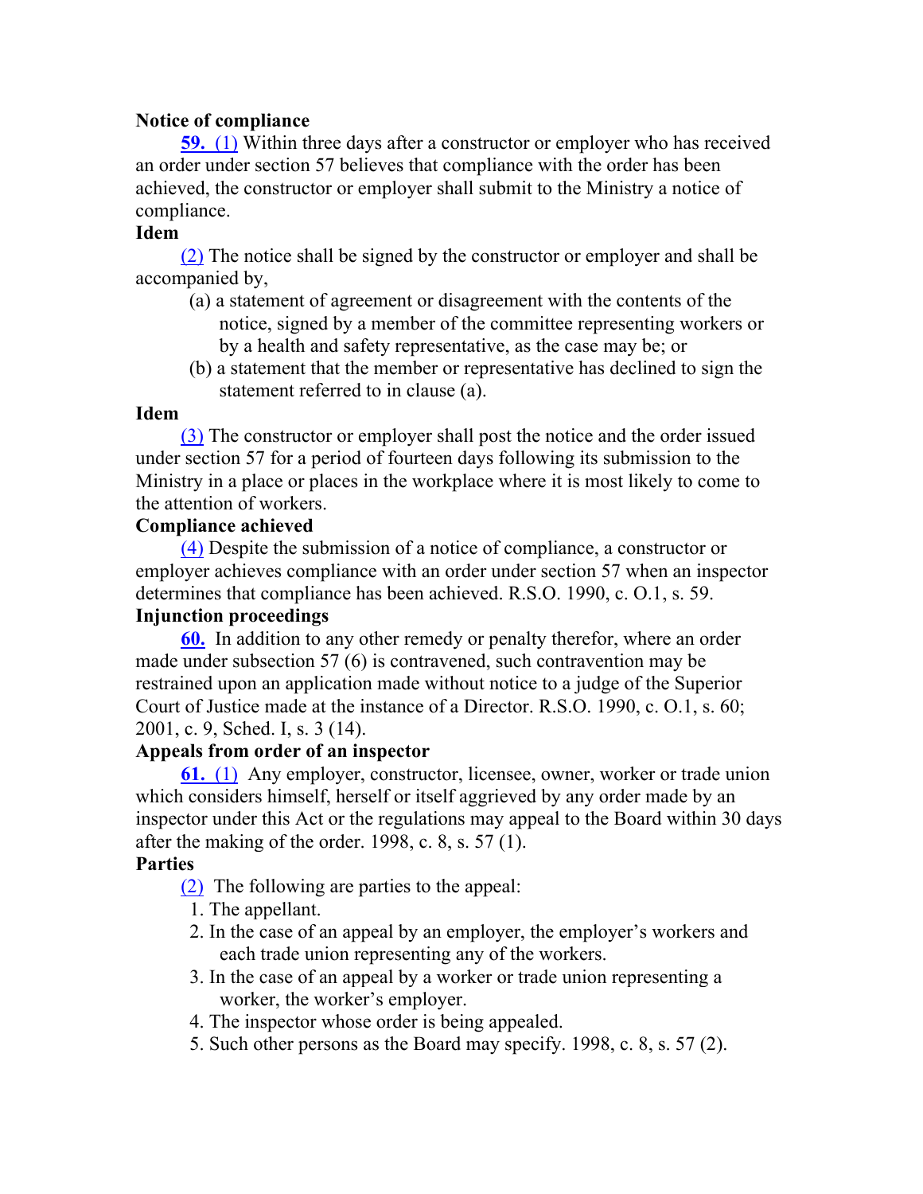**Notice of compliance**

**59.** (1) Within three days after a constructor or employer who has received an order under section 57 believes that compliance with the order has been achieved, the constructor or employer shall submit to the Ministry a notice of compliance.

**Idem**

(2) The notice shall be signed by the constructor or employer and shall be accompanied by,

(a) a statement of agreement or disagreement with the contents of the notice, signed by a member of the committee representing workers or by a health and safety representative, as the case may be; or

(b) a statement that the member or representative has declined to sign the statement referred to in clause (a).

**Idem**

(3) The constructor or employer shall post the notice and the order issued under section 57 for a period of fourteen days following its submission to the Ministry in a place or places in the workplace where it is most likely to come to the attention of workers.

**Compliance achieved**

(4) Despite the submission of a notice of compliance, a constructor or employer achieves compliance with an order under section 57 when an inspector determines that compliance has been achieved. R.S.O. 1990, c. O.1, s. 59.

**Injunction proceedings**

**60.** In addition to any other remedy or penalty therefor, where an order made under subsection 57 (6) is contravened, such contravention may be restrained upon an application made without notice to a judge of the Superior Court of Justice made at the instance of a Director. R.S.O. 1990, c. O.1, s. 60; 2001, c. 9, Sched. I, s. 3 (14).

**Appeals from order of an inspector**

**61.** (1) Any employer, constructor, licensee, owner, worker or trade union which considers himself, herself or itself aggrieved by any order made by an inspector under this Act or the regulations may appeal to the Board within 30 days after the making of the order. 1998, c. 8, s. 57 (1).

**Parties**

(2) The following are parties to the appeal:

1. The appellant.
2. In the case of an appeal by an employer, the employer's workers and each trade union representing any of the workers.
3. In the case of an appeal by a worker or trade union representing a worker, the worker's employer.
4. The inspector whose order is being appealed.
5. Such other persons as the Board may specify. 1998, c. 8, s. 57 (2).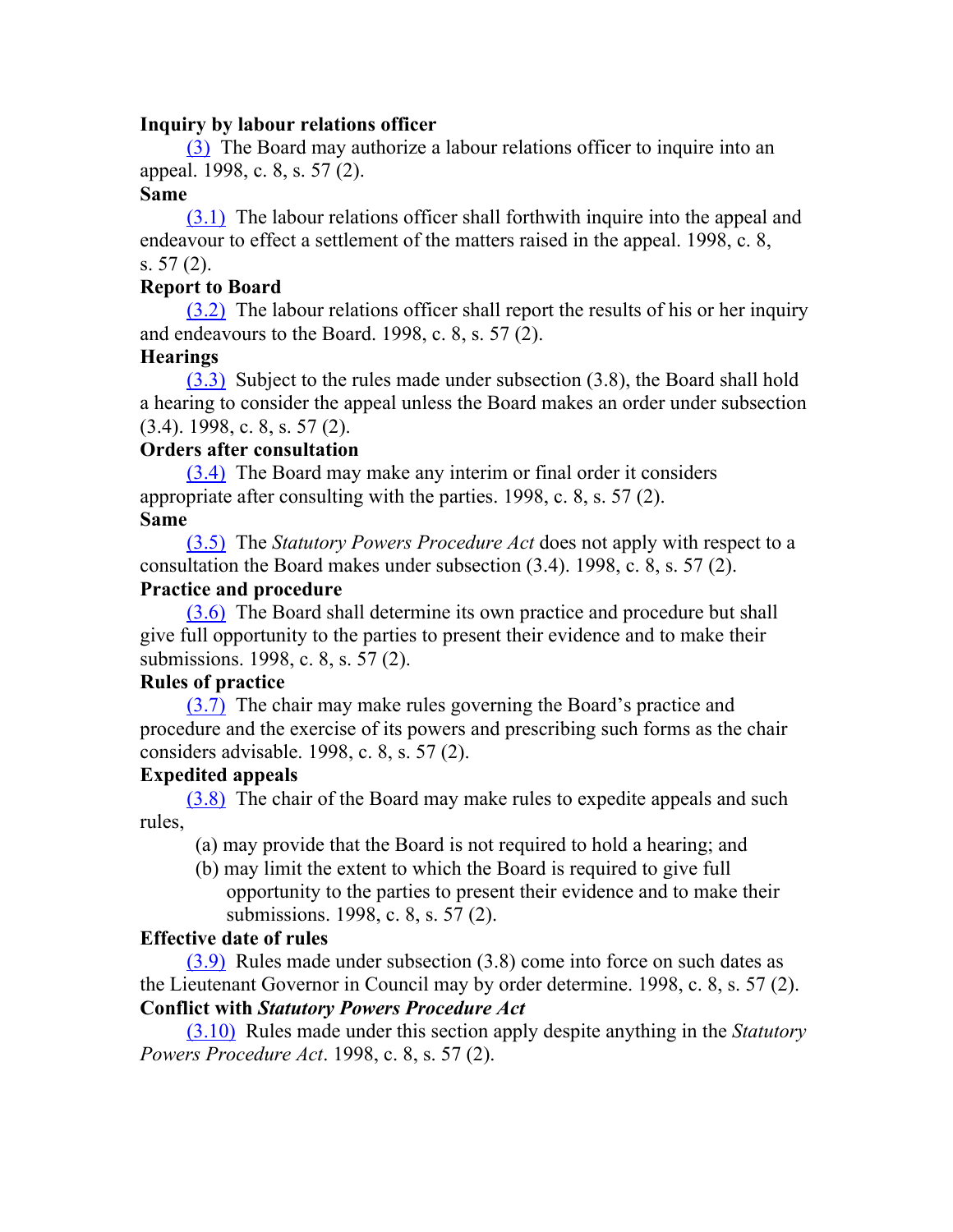**Inquiry by labour relations officer**

(3) The Board may authorize a labour relations officer to inquire into an appeal. 1998, c. 8, s. 57 (2).

**Same**

(3.1) The labour relations officer shall forthwith inquire into the appeal and endeavour to effect a settlement of the matters raised in the appeal. 1998, c. 8, s. 57 (2).

**Report to Board**

(3.2) The labour relations officer shall report the results of his or her inquiry and endeavours to the Board. 1998, c. 8, s. 57 (2).

**Hearings**

(3.3) Subject to the rules made under subsection (3.8), the Board shall hold a hearing to consider the appeal unless the Board makes an order under subsection (3.4). 1998, c. 8, s. 57 (2).

**Orders after consultation**

(3.4) The Board may make any interim or final order it considers appropriate after consulting with the parties. 1998, c. 8, s. 57 (2).

**Same**

(3.5) The *Statutory Powers Procedure Act* does not apply with respect to a consultation the Board makes under subsection (3.4). 1998, c. 8, s. 57 (2).

**Practice and procedure**

(3.6) The Board shall determine its own practice and procedure but shall give full opportunity to the parties to present their evidence and to make their submissions. 1998, c. 8, s. 57 (2).

**Rules of practice**

(3.7) The chair may make rules governing the Board's practice and procedure and the exercise of its powers and prescribing such forms as the chair considers advisable. 1998, c. 8, s. 57 (2).

**Expedited appeals**

(3.8) The chair of the Board may make rules to expedite appeals and such rules,

- (a) may provide that the Board is not required to hold a hearing; and
- (b) may limit the extent to which the Board is required to give full opportunity to the parties to present their evidence and to make their submissions. 1998, c. 8, s. 57 (2).

**Effective date of rules**

(3.9) Rules made under subsection (3.8) come into force on such dates as the Lieutenant Governor in Council may by order determine. 1998, c. 8, s. 57 (2).

**Conflict with *Statutory Powers Procedure Act***

(3.10) Rules made under this section apply despite anything in the *Statutory Powers Procedure Act*. 1998, c. 8, s. 57 (2).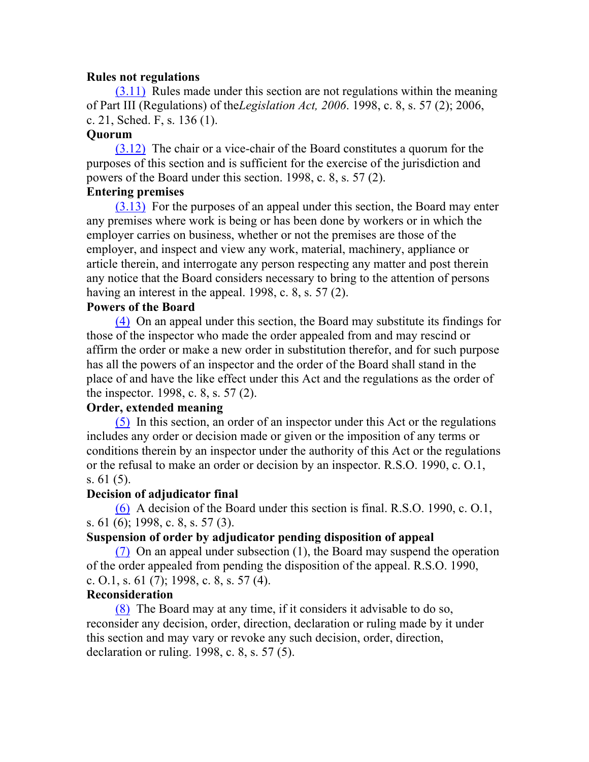**Rules not regulations**

(3.11) Rules made under this section are not regulations within the meaning of Part III (Regulations) of the*Legislation Act, 2006*. 1998, c. 8, s. 57 (2); 2006, c. 21, Sched. F, s. 136 (1).

**Quorum**

(3.12) The chair or a vice-chair of the Board constitutes a quorum for the purposes of this section and is sufficient for the exercise of the jurisdiction and powers of the Board under this section. 1998, c. 8, s. 57 (2).

**Entering premises**

(3.13) For the purposes of an appeal under this section, the Board may enter any premises where work is being or has been done by workers or in which the employer carries on business, whether or not the premises are those of the employer, and inspect and view any work, material, machinery, appliance or article therein, and interrogate any person respecting any matter and post therein any notice that the Board considers necessary to bring to the attention of persons having an interest in the appeal. 1998, c. 8, s. 57 (2).

**Powers of the Board**

(4) On an appeal under this section, the Board may substitute its findings for those of the inspector who made the order appealed from and may rescind or affirm the order or make a new order in substitution therefor, and for such purpose has all the powers of an inspector and the order of the Board shall stand in the place of and have the like effect under this Act and the regulations as the order of the inspector. 1998, c. 8, s. 57 (2).

**Order, extended meaning**

(5) In this section, an order of an inspector under this Act or the regulations includes any order or decision made or given or the imposition of any terms or conditions therein by an inspector under the authority of this Act or the regulations or the refusal to make an order or decision by an inspector. R.S.O. 1990, c. O.1, s. 61 (5).

**Decision of adjudicator final**

(6) A decision of the Board under this section is final. R.S.O. 1990, c. O.1, s. 61 (6); 1998, c. 8, s. 57 (3).

**Suspension of order by adjudicator pending disposition of appeal**

(7) On an appeal under subsection (1), the Board may suspend the operation of the order appealed from pending the disposition of the appeal. R.S.O. 1990, c. O.1, s. 61 (7); 1998, c. 8, s. 57 (4).

**Reconsideration**

(8) The Board may at any time, if it considers it advisable to do so, reconsider any decision, order, direction, declaration or ruling made by it under this section and may vary or revoke any such decision, order, direction, declaration or ruling. 1998, c. 8, s. 57 (5).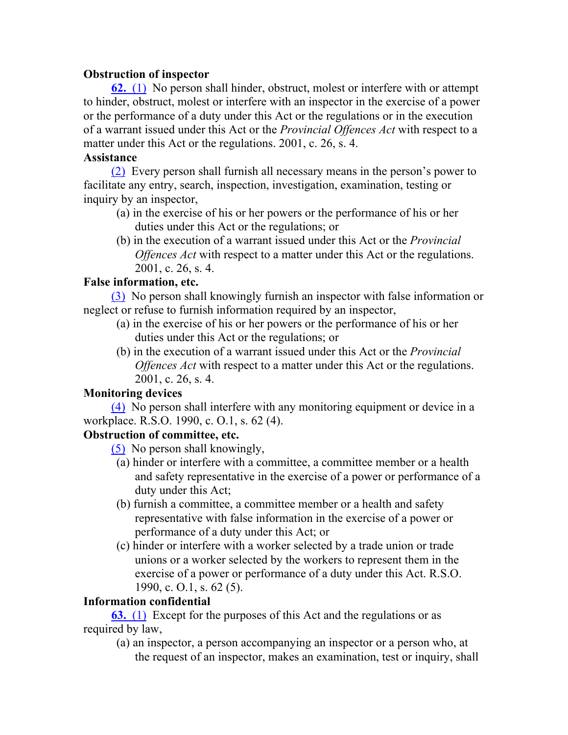**Obstruction of inspector**

**62.** (1) No person shall hinder, obstruct, molest or interfere with or attempt to hinder, obstruct, molest or interfere with an inspector in the exercise of a power or the performance of a duty under this Act or the regulations or in the execution of a warrant issued under this Act or the *Provincial Offences Act* with respect to a matter under this Act or the regulations. 2001, c. 26, s. 4.

**Assistance**

(2) Every person shall furnish all necessary means in the person's power to facilitate any entry, search, inspection, investigation, examination, testing or inquiry by an inspector,

- (a) in the exercise of his or her powers or the performance of his or her duties under this Act or the regulations; or
- (b) in the execution of a warrant issued under this Act or the *Provincial Offences Act* with respect to a matter under this Act or the regulations. 2001, c. 26, s. 4.

**False information, etc.**

(3) No person shall knowingly furnish an inspector with false information or neglect or refuse to furnish information required by an inspector,

- (a) in the exercise of his or her powers or the performance of his or her duties under this Act or the regulations; or
- (b) in the execution of a warrant issued under this Act or the *Provincial Offences Act* with respect to a matter under this Act or the regulations. 2001, c. 26, s. 4.

**Monitoring devices**

(4) No person shall interfere with any monitoring equipment or device in a workplace. R.S.O. 1990, c. O.1, s. 62 (4).

**Obstruction of committee, etc.**

(5) No person shall knowingly,

- (a) hinder or interfere with a committee, a committee member or a health and safety representative in the exercise of a power or performance of a duty under this Act;
- (b) furnish a committee, a committee member or a health and safety representative with false information in the exercise of a power or performance of a duty under this Act; or
- (c) hinder or interfere with a worker selected by a trade union or trade unions or a worker selected by the workers to represent them in the exercise of a power or performance of a duty under this Act. R.S.O. 1990, c. O.1, s. 62 (5).

**Information confidential**

**63.** (1) Except for the purposes of this Act and the regulations or as required by law,

- (a) an inspector, a person accompanying an inspector or a person who, at the request of an inspector, makes an examination, test or inquiry, shall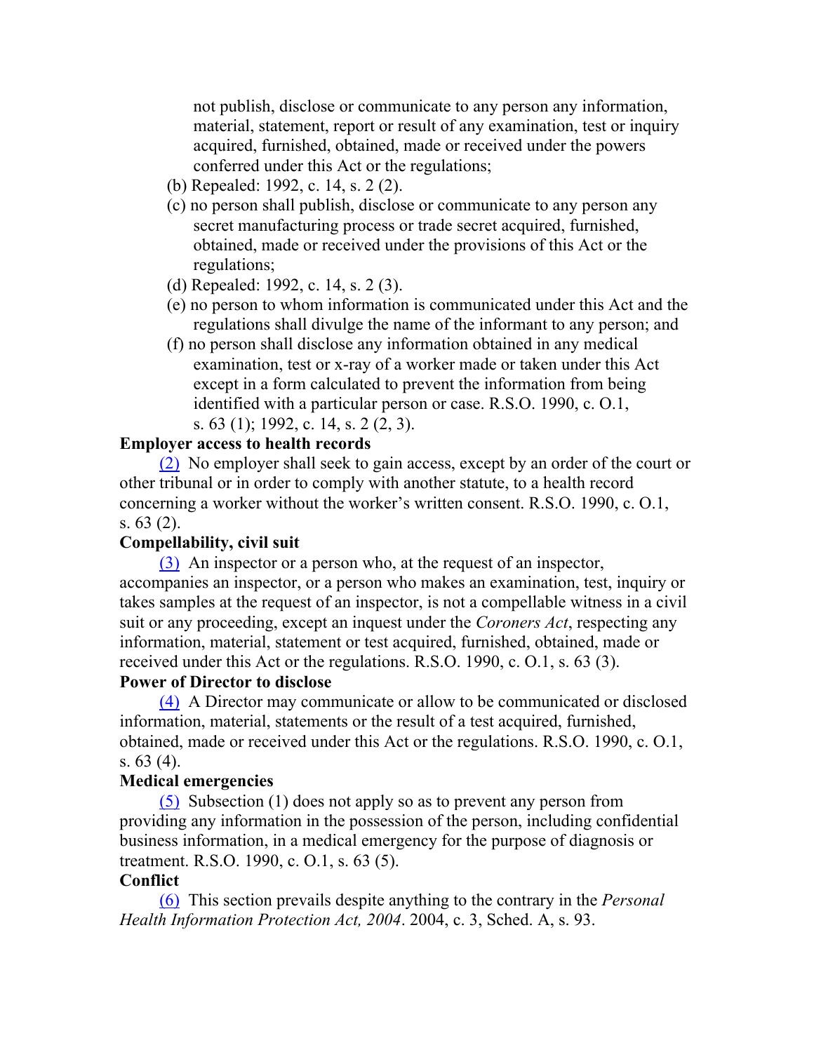not publish, disclose or communicate to any person any information, material, statement, report or result of any examination, test or inquiry acquired, furnished, obtained, made or received under the powers conferred under this Act or the regulations;

(b) Repealed: 1992, c. 14, s. 2 (2).

(c) no person shall publish, disclose or communicate to any person any secret manufacturing process or trade secret acquired, furnished, obtained, made or received under the provisions of this Act or the regulations;

(d) Repealed: 1992, c. 14, s. 2 (3).

(e) no person to whom information is communicated under this Act and the regulations shall divulge the name of the informant to any person; and

(f) no person shall disclose any information obtained in any medical examination, test or x-ray of a worker made or taken under this Act except in a form calculated to prevent the information from being identified with a particular person or case. R.S.O. 1990, c. O.1, s. 63 (1); 1992, c. 14, s. 2 (2, 3).

**Employer access to health records**

(2) No employer shall seek to gain access, except by an order of the court or other tribunal or in order to comply with another statute, to a health record concerning a worker without the worker's written consent. R.S.O. 1990, c. O.1, s. 63 (2).

**Compellability, civil suit**

(3) An inspector or a person who, at the request of an inspector, accompanies an inspector, or a person who makes an examination, test, inquiry or takes samples at the request of an inspector, is not a compellable witness in a civil suit or any proceeding, except an inquest under the *Coroners Act*, respecting any information, material, statement or test acquired, furnished, obtained, made or received under this Act or the regulations. R.S.O. 1990, c. O.1, s. 63 (3).

**Power of Director to disclose**

(4) A Director may communicate or allow to be communicated or disclosed information, material, statements or the result of a test acquired, furnished, obtained, made or received under this Act or the regulations. R.S.O. 1990, c. O.1, s. 63 (4).

**Medical emergencies**

(5) Subsection (1) does not apply so as to prevent any person from providing any information in the possession of the person, including confidential business information, in a medical emergency for the purpose of diagnosis or treatment. R.S.O. 1990, c. O.1, s. 63 (5).

**Conflict**

(6) This section prevails despite anything to the contrary in the *Personal Health Information Protection Act, 2004*. 2004, c. 3, Sched. A, s. 93.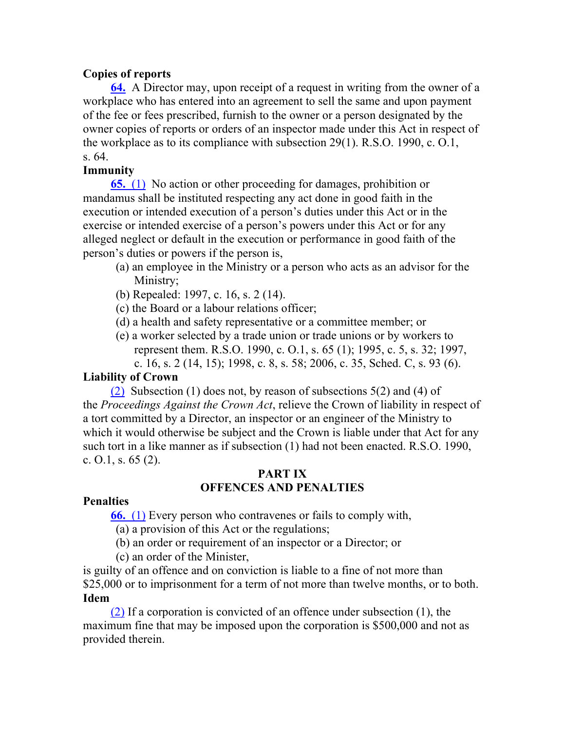**Copies of reports**

**64.** A Director may, upon receipt of a request in writing from the owner of a workplace who has entered into an agreement to sell the same and upon payment of the fee or fees prescribed, furnish to the owner or a person designated by the owner copies of reports or orders of an inspector made under this Act in respect of the workplace as to its compliance with subsection 29(1). R.S.O. 1990, c. O.1, s. 64.

**Immunity**

**65.** (1) No action or other proceeding for damages, prohibition or mandamus shall be instituted respecting any act done in good faith in the execution or intended execution of a person's duties under this Act or in the exercise or intended exercise of a person's powers under this Act or for any alleged neglect or default in the execution or performance in good faith of the person's duties or powers if the person is,

(a) an employee in the Ministry or a person who acts as an advisor for the Ministry;

(b) Repealed: 1997, c. 16, s. 2 (14).

(c) the Board or a labour relations officer;

(d) a health and safety representative or a committee member; or

(e) a worker selected by a trade union or trade unions or by workers to represent them. R.S.O. 1990, c. O.1, s. 65 (1); 1995, c. 5, s. 32; 1997, c. 16, s. 2 (14, 15); 1998, c. 8, s. 58; 2006, c. 35, Sched. C, s. 93 (6).

**Liability of Crown**

(2) Subsection (1) does not, by reason of subsections 5(2) and (4) of the *Proceedings Against the Crown Act*, relieve the Crown of liability in respect of a tort committed by a Director, an inspector or an engineer of the Ministry to which it would otherwise be subject and the Crown is liable under that Act for any such tort in a like manner as if subsection (1) had not been enacted. R.S.O. 1990, c. O.1, s. 65 (2).

## PART IX
## OFFENCES AND PENALTIES

**Penalties**

**66.** (1) Every person who contravenes or fails to comply with,

(a) a provision of this Act or the regulations;

(b) an order or requirement of an inspector or a Director; or

(c) an order of the Minister,

is guilty of an offence and on conviction is liable to a fine of not more than $25,000 or to imprisonment for a term of not more than twelve months, or to both.

**Idem**

(2) If a corporation is convicted of an offence under subsection (1), the maximum fine that may be imposed upon the corporation is $500,000 and not as provided therein.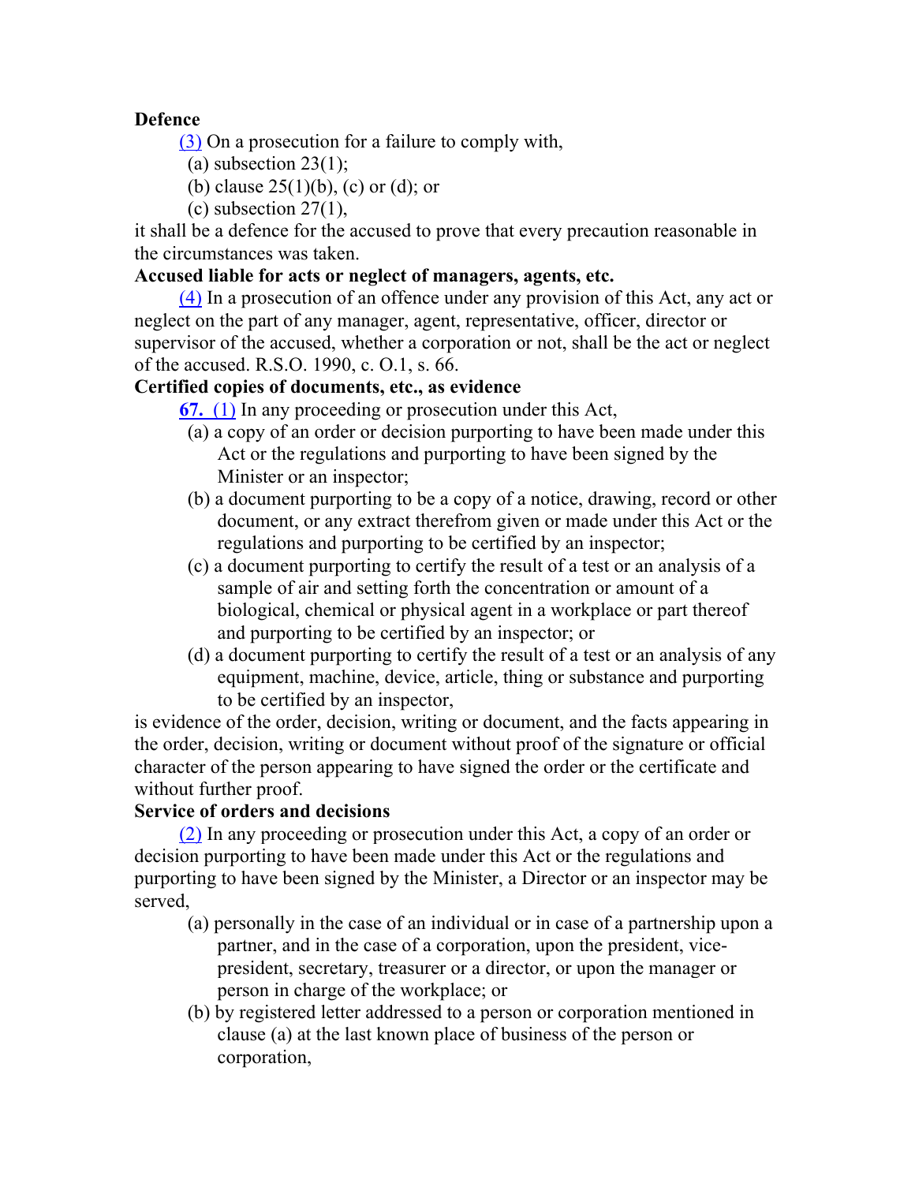**Defence**

(3) On a prosecution for a failure to comply with,

(a) subsection 23(1);

(b) clause 25(1)(b), (c) or (d); or

(c) subsection 27(1),

it shall be a defence for the accused to prove that every precaution reasonable in the circumstances was taken.

**Accused liable for acts or neglect of managers, agents, etc.**

(4) In a prosecution of an offence under any provision of this Act, any act or neglect on the part of any manager, agent, representative, officer, director or supervisor of the accused, whether a corporation or not, shall be the act or neglect of the accused. R.S.O. 1990, c. O.1, s. 66.

**Certified copies of documents, etc., as evidence**

**67.** (1) In any proceeding or prosecution under this Act,

(a) a copy of an order or decision purporting to have been made under this Act or the regulations and purporting to have been signed by the Minister or an inspector;

(b) a document purporting to be a copy of a notice, drawing, record or other document, or any extract therefrom given or made under this Act or the regulations and purporting to be certified by an inspector;

(c) a document purporting to certify the result of a test or an analysis of a sample of air and setting forth the concentration or amount of a biological, chemical or physical agent in a workplace or part thereof and purporting to be certified by an inspector; or

(d) a document purporting to certify the result of a test or an analysis of any equipment, machine, device, article, thing or substance and purporting to be certified by an inspector,

is evidence of the order, decision, writing or document, and the facts appearing in the order, decision, writing or document without proof of the signature or official character of the person appearing to have signed the order or the certificate and without further proof.

**Service of orders and decisions**

(2) In any proceeding or prosecution under this Act, a copy of an order or decision purporting to have been made under this Act or the regulations and purporting to have been signed by the Minister, a Director or an inspector may be served,

(a) personally in the case of an individual or in case of a partnership upon a partner, and in the case of a corporation, upon the president, vice-president, secretary, treasurer or a director, or upon the manager or person in charge of the workplace; or

(b) by registered letter addressed to a person or corporation mentioned in clause (a) at the last known place of business of the person or corporation,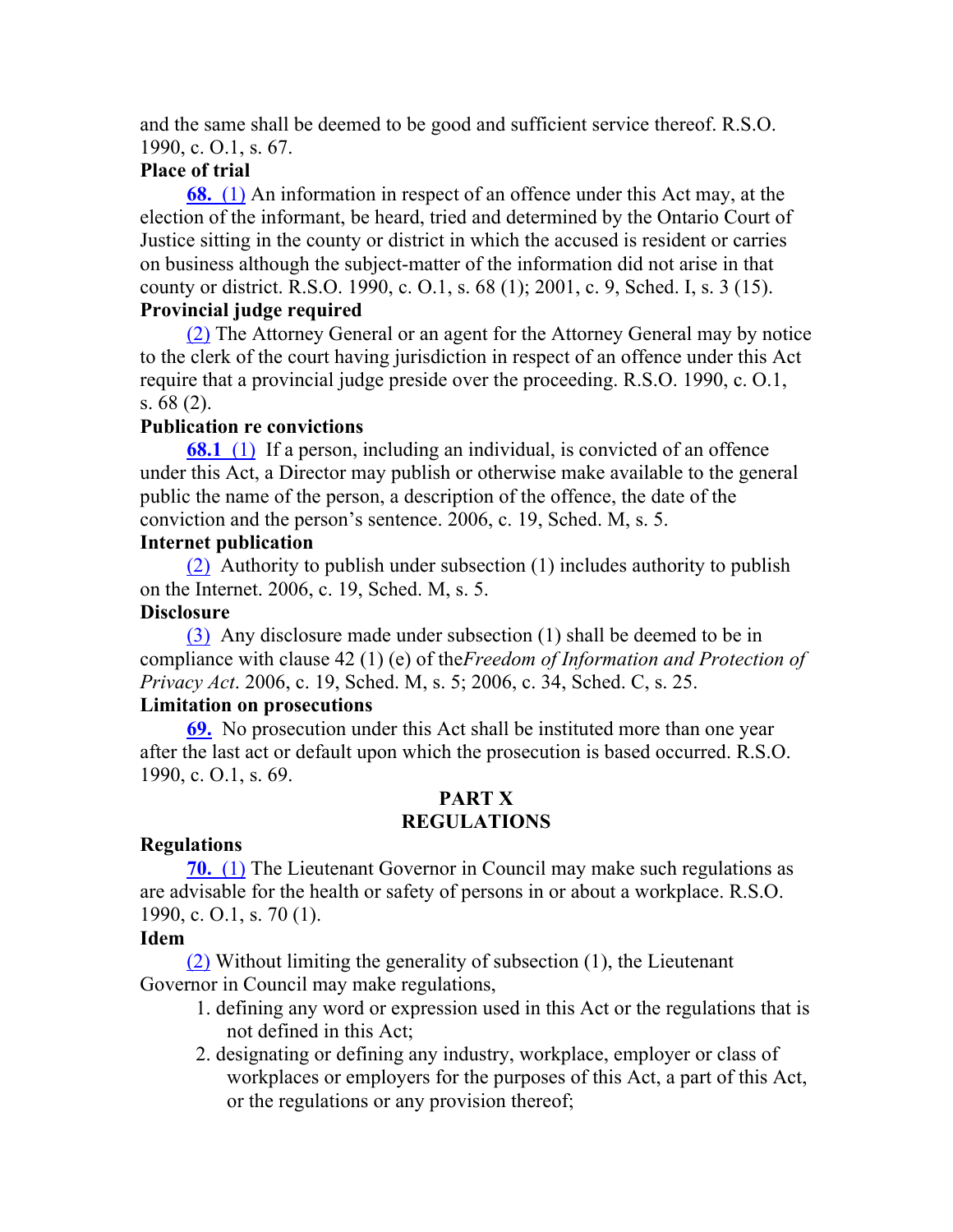and the same shall be deemed to be good and sufficient service thereof. R.S.O. 1990, c. O.1, s. 67.

**Place of trial**

**68.** (1) An information in respect of an offence under this Act may, at the election of the informant, be heard, tried and determined by the Ontario Court of Justice sitting in the county or district in which the accused is resident or carries on business although the subject-matter of the information did not arise in that county or district. R.S.O. 1990, c. O.1, s. 68 (1); 2001, c. 9, Sched. I, s. 3 (15).

**Provincial judge required**

(2) The Attorney General or an agent for the Attorney General may by notice to the clerk of the court having jurisdiction in respect of an offence under this Act require that a provincial judge preside over the proceeding. R.S.O. 1990, c. O.1, s. 68 (2).

**Publication re convictions**

**68.1** (1) If a person, including an individual, is convicted of an offence under this Act, a Director may publish or otherwise make available to the general public the name of the person, a description of the offence, the date of the conviction and the person's sentence. 2006, c. 19, Sched. M, s. 5.

**Internet publication**

(2) Authority to publish under subsection (1) includes authority to publish on the Internet. 2006, c. 19, Sched. M, s. 5.

**Disclosure**

(3) Any disclosure made under subsection (1) shall be deemed to be in compliance with clause 42 (1) (e) of the *Freedom of Information and Protection of Privacy Act*. 2006, c. 19, Sched. M, s. 5; 2006, c. 34, Sched. C, s. 25.

**Limitation on prosecutions**

**69.** No prosecution under this Act shall be instituted more than one year after the last act or default upon which the prosecution is based occurred. R.S.O. 1990, c. O.1, s. 69.

## PART X
## REGULATIONS

**Regulations**

**70.** (1) The Lieutenant Governor in Council may make such regulations as are advisable for the health or safety of persons in or about a workplace. R.S.O. 1990, c. O.1, s. 70 (1).

**Idem**

(2) Without limiting the generality of subsection (1), the Lieutenant Governor in Council may make regulations,

1. defining any word or expression used in this Act or the regulations that is not defined in this Act;
2. designating or defining any industry, workplace, employer or class of workplaces or employers for the purposes of this Act, a part of this Act, or the regulations or any provision thereof;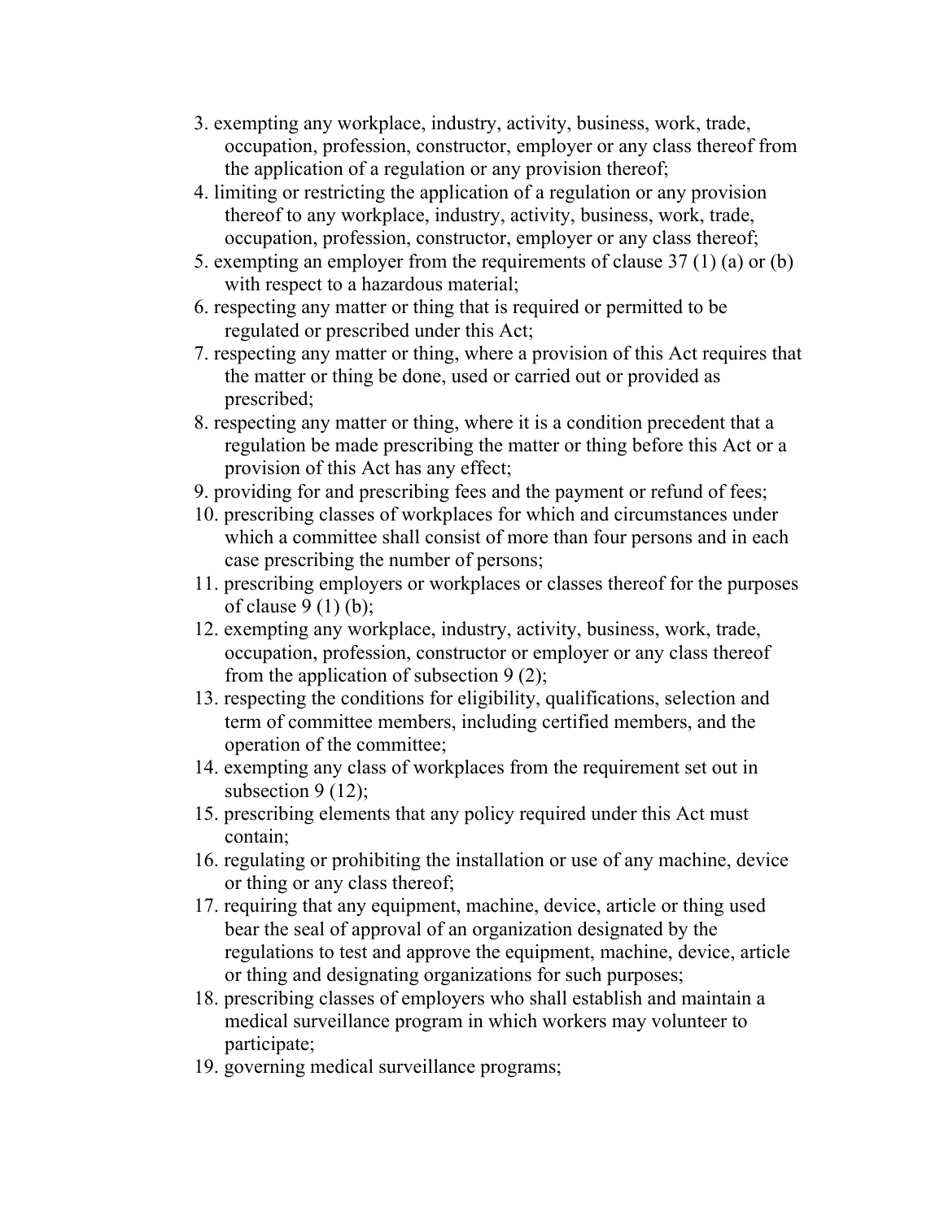3. exempting any workplace, industry, activity, business, work, trade, occupation, profession, constructor, employer or any class thereof from the application of a regulation or any provision thereof;
4. limiting or restricting the application of a regulation or any provision thereof to any workplace, industry, activity, business, work, trade, occupation, profession, constructor, employer or any class thereof;
5. exempting an employer from the requirements of clause 37 (1) (a) or (b) with respect to a hazardous material;
6. respecting any matter or thing that is required or permitted to be regulated or prescribed under this Act;
7. respecting any matter or thing, where a provision of this Act requires that the matter or thing be done, used or carried out or provided as prescribed;
8. respecting any matter or thing, where it is a condition precedent that a regulation be made prescribing the matter or thing before this Act or a provision of this Act has any effect;
9. providing for and prescribing fees and the payment or refund of fees;
10. prescribing classes of workplaces for which and circumstances under which a committee shall consist of more than four persons and in each case prescribing the number of persons;
11. prescribing employers or workplaces or classes thereof for the purposes of clause 9 (1) (b);
12. exempting any workplace, industry, activity, business, work, trade, occupation, profession, constructor or employer or any class thereof from the application of subsection 9 (2);
13. respecting the conditions for eligibility, qualifications, selection and term of committee members, including certified members, and the operation of the committee;
14. exempting any class of workplaces from the requirement set out in subsection 9 (12);
15. prescribing elements that any policy required under this Act must contain;
16. regulating or prohibiting the installation or use of any machine, device or thing or any class thereof;
17. requiring that any equipment, machine, device, article or thing used bear the seal of approval of an organization designated by the regulations to test and approve the equipment, machine, device, article or thing and designating organizations for such purposes;
18. prescribing classes of employers who shall establish and maintain a medical surveillance program in which workers may volunteer to participate;
19. governing medical surveillance programs;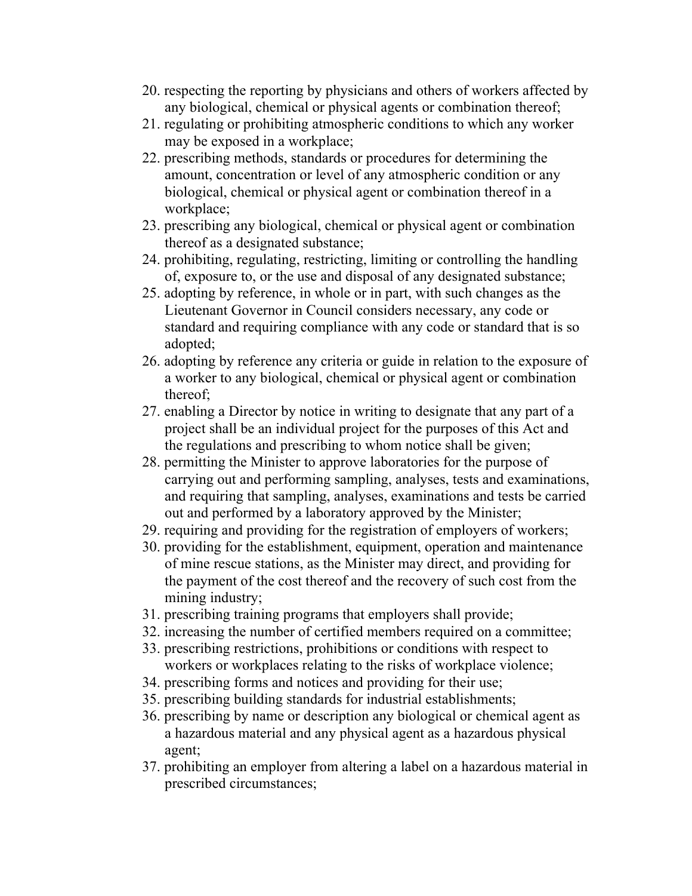20. respecting the reporting by physicians and others of workers affected by any biological, chemical or physical agents or combination thereof;
21. regulating or prohibiting atmospheric conditions to which any worker may be exposed in a workplace;
22. prescribing methods, standards or procedures for determining the amount, concentration or level of any atmospheric condition or any biological, chemical or physical agent or combination thereof in a workplace;
23. prescribing any biological, chemical or physical agent or combination thereof as a designated substance;
24. prohibiting, regulating, restricting, limiting or controlling the handling of, exposure to, or the use and disposal of any designated substance;
25. adopting by reference, in whole or in part, with such changes as the Lieutenant Governor in Council considers necessary, any code or standard and requiring compliance with any code or standard that is so adopted;
26. adopting by reference any criteria or guide in relation to the exposure of a worker to any biological, chemical or physical agent or combination thereof;
27. enabling a Director by notice in writing to designate that any part of a project shall be an individual project for the purposes of this Act and the regulations and prescribing to whom notice shall be given;
28. permitting the Minister to approve laboratories for the purpose of carrying out and performing sampling, analyses, tests and examinations, and requiring that sampling, analyses, examinations and tests be carried out and performed by a laboratory approved by the Minister;
29. requiring and providing for the registration of employers of workers;
30. providing for the establishment, equipment, operation and maintenance of mine rescue stations, as the Minister may direct, and providing for the payment of the cost thereof and the recovery of such cost from the mining industry;
31. prescribing training programs that employers shall provide;
32. increasing the number of certified members required on a committee;
33. prescribing restrictions, prohibitions or conditions with respect to workers or workplaces relating to the risks of workplace violence;
34. prescribing forms and notices and providing for their use;
35. prescribing building standards for industrial establishments;
36. prescribing by name or description any biological or chemical agent as a hazardous material and any physical agent as a hazardous physical agent;
37. prohibiting an employer from altering a label on a hazardous material in prescribed circumstances;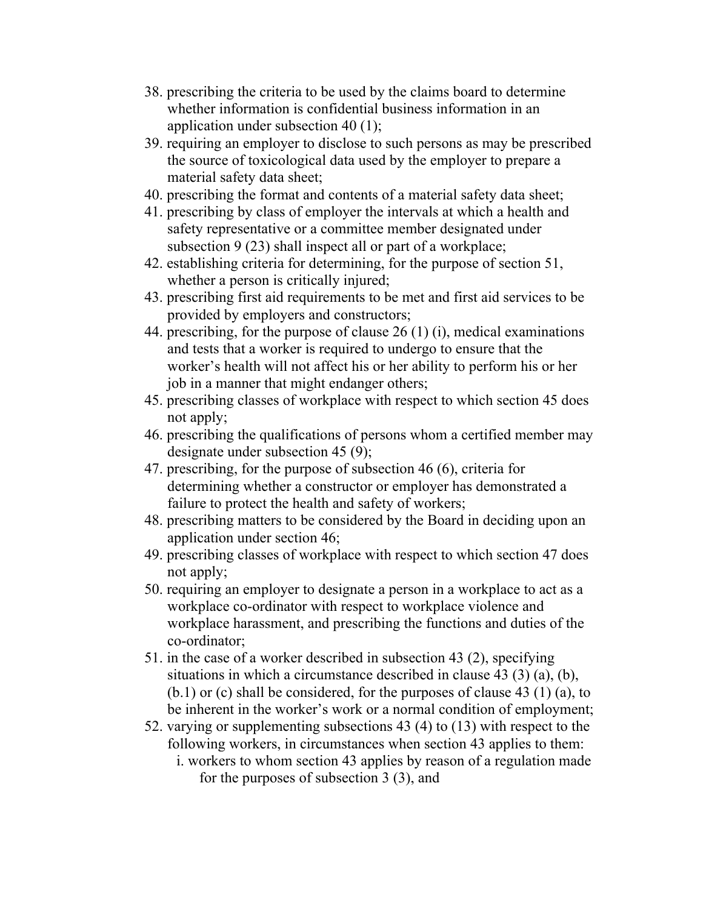38. prescribing the criteria to be used by the claims board to determine whether information is confidential business information in an application under subsection 40 (1);
39. requiring an employer to disclose to such persons as may be prescribed the source of toxicological data used by the employer to prepare a material safety data sheet;
40. prescribing the format and contents of a material safety data sheet;
41. prescribing by class of employer the intervals at which a health and safety representative or a committee member designated under subsection 9 (23) shall inspect all or part of a workplace;
42. establishing criteria for determining, for the purpose of section 51, whether a person is critically injured;
43. prescribing first aid requirements to be met and first aid services to be provided by employers and constructors;
44. prescribing, for the purpose of clause 26 (1) (i), medical examinations and tests that a worker is required to undergo to ensure that the worker's health will not affect his or her ability to perform his or her job in a manner that might endanger others;
45. prescribing classes of workplace with respect to which section 45 does not apply;
46. prescribing the qualifications of persons whom a certified member may designate under subsection 45 (9);
47. prescribing, for the purpose of subsection 46 (6), criteria for determining whether a constructor or employer has demonstrated a failure to protect the health and safety of workers;
48. prescribing matters to be considered by the Board in deciding upon an application under section 46;
49. prescribing classes of workplace with respect to which section 47 does not apply;
50. requiring an employer to designate a person in a workplace to act as a workplace co-ordinator with respect to workplace violence and workplace harassment, and prescribing the functions and duties of the co-ordinator;
51. in the case of a worker described in subsection 43 (2), specifying situations in which a circumstance described in clause 43 (3) (a), (b), (b.1) or (c) shall be considered, for the purposes of clause 43 (1) (a), to be inherent in the worker's work or a normal condition of employment;
52. varying or supplementing subsections 43 (4) to (13) with respect to the following workers, in circumstances when section 43 applies to them:
    i. workers to whom section 43 applies by reason of a regulation made for the purposes of subsection 3 (3), and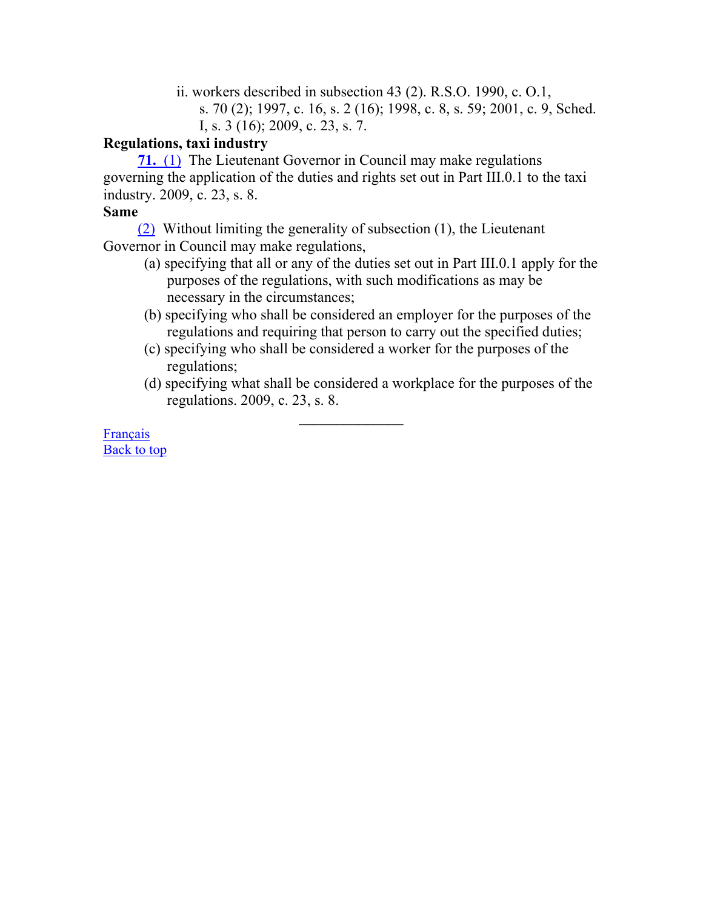ii. workers described in subsection 43 (2). R.S.O. 1990, c. O.1, s. 70 (2); 1997, c. 16, s. 2 (16); 1998, c. 8, s. 59; 2001, c. 9, Sched. I, s. 3 (16); 2009, c. 23, s. 7.

**Regulations, taxi industry**

**71.** (1) The Lieutenant Governor in Council may make regulations governing the application of the duties and rights set out in Part III.0.1 to the taxi industry. 2009, c. 23, s. 8.

**Same**

(2) Without limiting the generality of subsection (1), the Lieutenant Governor in Council may make regulations,

(a) specifying that all or any of the duties set out in Part III.0.1 apply for the purposes of the regulations, with such modifications as may be necessary in the circumstances;

(b) specifying who shall be considered an employer for the purposes of the regulations and requiring that person to carry out the specified duties;

(c) specifying who shall be considered a worker for the purposes of the regulations;

(d) specifying what shall be considered a workplace for the purposes of the regulations. 2009, c. 23, s. 8.

———————

Français
Back to top